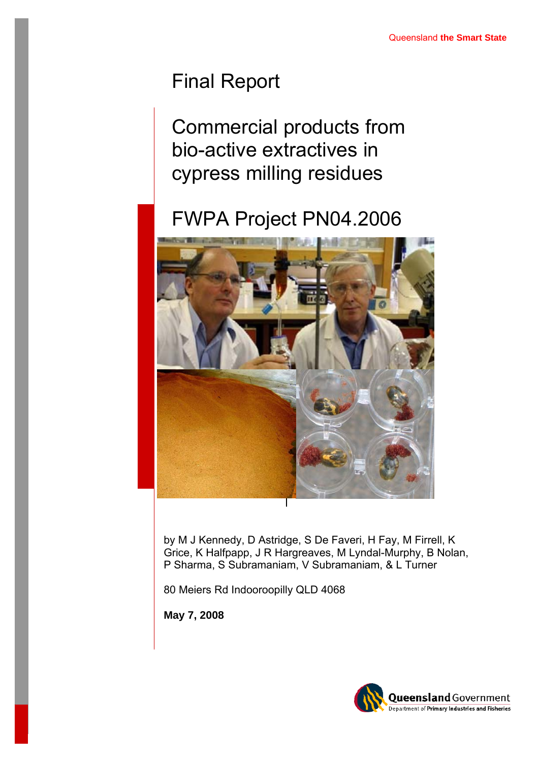Queensland **the Smart State**

# Final Report

# Commercial products from bio-active extractives in cypress milling residues

# FWPA Project PN04.2006

by M J Kennedy, D Astridge, S De Faveri, H Fay, M Firrell, K Grice, K Halfpapp, J R Hargreaves, M Lyndal-Murphy, B Nolan, P Sharma, S Subramaniam, V Subramaniam, & L Turner

80 Meiers Rd Indooroopilly QLD 4068

**May 7, 2008**

Queensland Government
Department of Primary Industries and Fisheries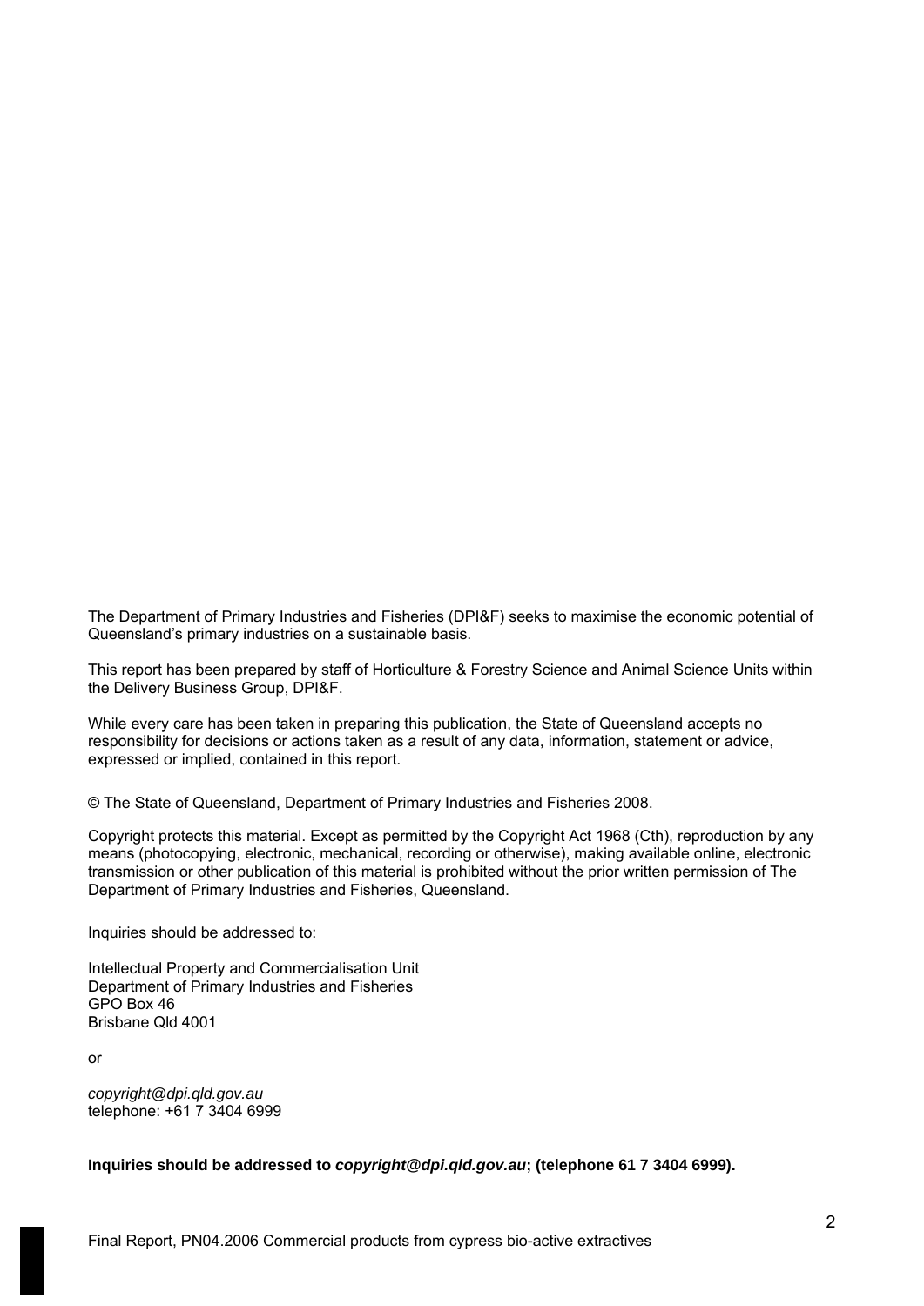The Department of Primary Industries and Fisheries (DPI&F) seeks to maximise the economic potential of Queensland's primary industries on a sustainable basis.

This report has been prepared by staff of Horticulture & Forestry Science and Animal Science Units within the Delivery Business Group, DPI&F.

While every care has been taken in preparing this publication, the State of Queensland accepts no responsibility for decisions or actions taken as a result of any data, information, statement or advice, expressed or implied, contained in this report.

© The State of Queensland, Department of Primary Industries and Fisheries 2008.

Copyright protects this material. Except as permitted by the Copyright Act 1968 (Cth), reproduction by any means (photocopying, electronic, mechanical, recording or otherwise), making available online, electronic transmission or other publication of this material is prohibited without the prior written permission of The Department of Primary Industries and Fisheries, Queensland.

Inquiries should be addressed to:

Intellectual Property and Commercialisation Unit
Department of Primary Industries and Fisheries
GPO Box 46
Brisbane Qld 4001

or

*copyright@dpi.qld.gov.au*
telephone: +61 7 3404 6999

**Inquiries should be addressed to *copyright@dpi.qld.gov.au*; (telephone 61 7 3404 6999).**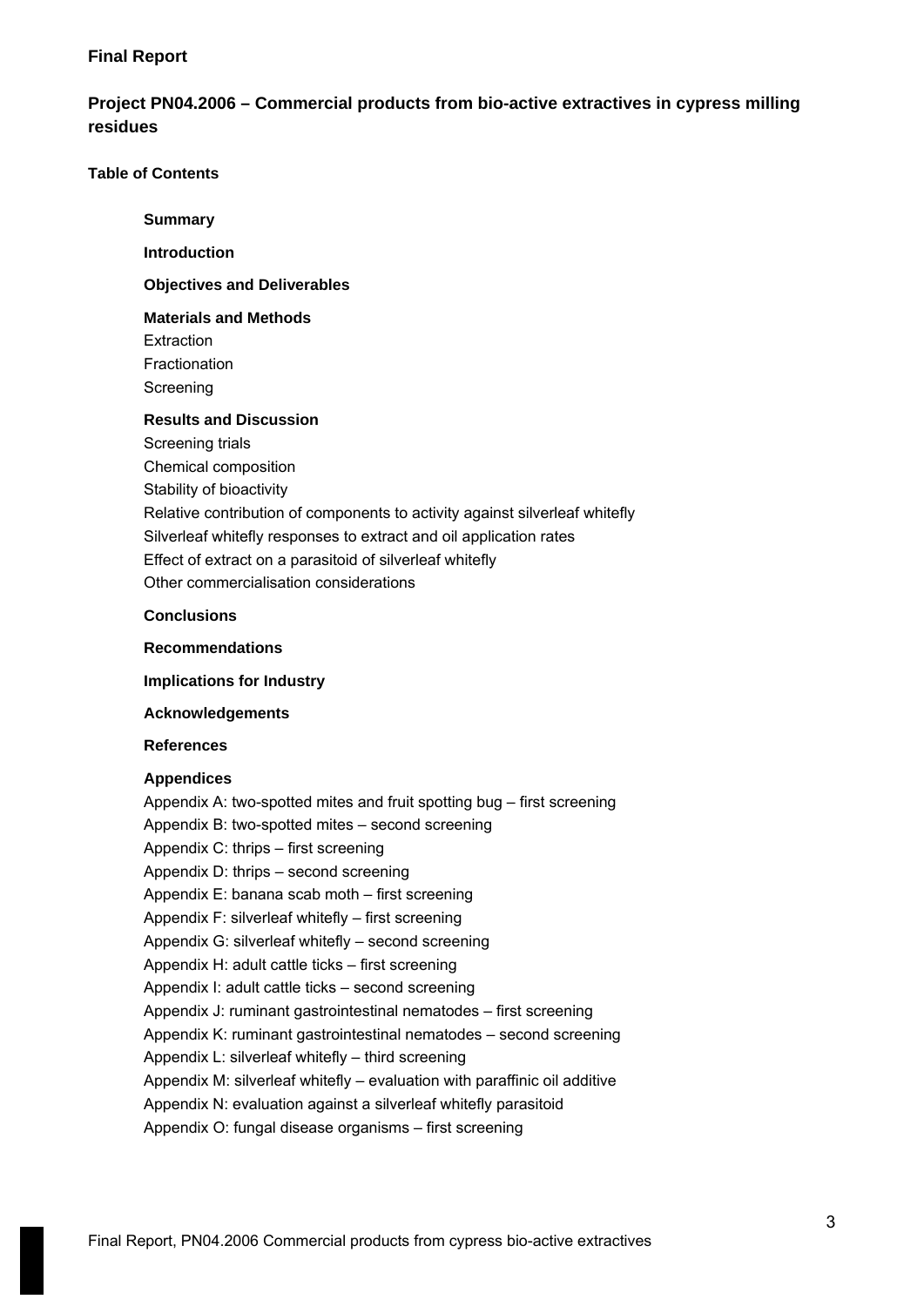**Final Report**

## Project PN04.2006 – Commercial products from bio-active extractives in cypress milling residues

### Table of Contents

**Summary**

**Introduction**

**Objectives and Deliverables**

**Materials and Methods**
- Extraction
- Fractionation
- Screening

**Results and Discussion**
- Screening trials
- Chemical composition
- Stability of bioactivity
- Relative contribution of components to activity against silverleaf whitefly
- Silverleaf whitefly responses to extract and oil application rates
- Effect of extract on a parasitoid of silverleaf whitefly
- Other commercialisation considerations

**Conclusions**

**Recommendations**

**Implications for Industry**

**Acknowledgements**

**References**

**Appendices**
- Appendix A: two-spotted mites and fruit spotting bug – first screening
- Appendix B: two-spotted mites – second screening
- Appendix C: thrips – first screening
- Appendix D: thrips – second screening
- Appendix E: banana scab moth – first screening
- Appendix F: silverleaf whitefly – first screening
- Appendix G: silverleaf whitefly – second screening
- Appendix H: adult cattle ticks – first screening
- Appendix I: adult cattle ticks – second screening
- Appendix J: ruminant gastrointestinal nematodes – first screening
- Appendix K: ruminant gastrointestinal nematodes – second screening
- Appendix L: silverleaf whitefly – third screening
- Appendix M: silverleaf whitefly – evaluation with paraffinic oil additive
- Appendix N: evaluation against a silverleaf whitefly parasitoid
- Appendix O: fungal disease organisms – first screening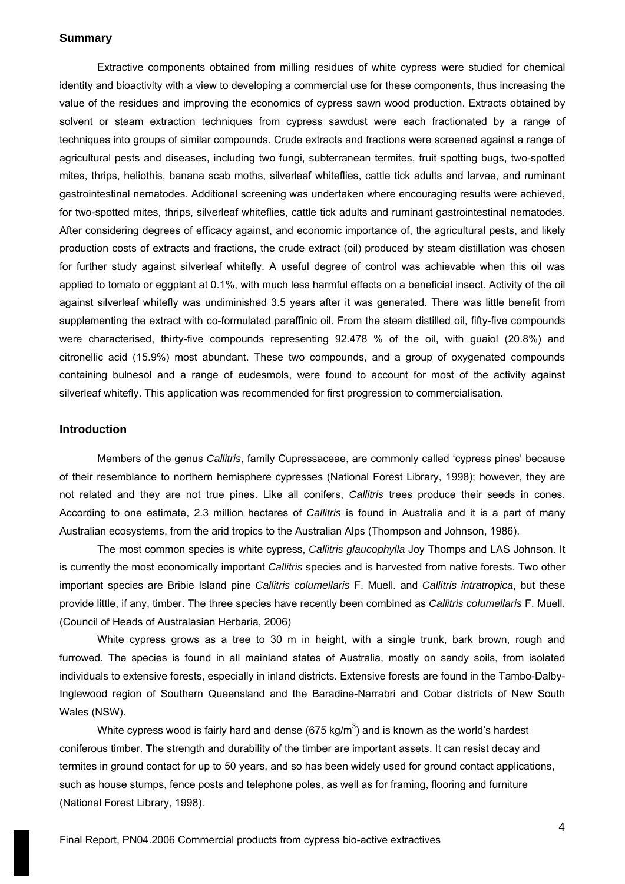## Summary

Extractive components obtained from milling residues of white cypress were studied for chemical identity and bioactivity with a view to developing a commercial use for these components, thus increasing the value of the residues and improving the economics of cypress sawn wood production. Extracts obtained by solvent or steam extraction techniques from cypress sawdust were each fractionated by a range of techniques into groups of similar compounds. Crude extracts and fractions were screened against a range of agricultural pests and diseases, including two fungi, subterranean termites, fruit spotting bugs, two-spotted mites, thrips, heliothis, banana scab moths, silverleaf whiteflies, cattle tick adults and larvae, and ruminant gastrointestinal nematodes. Additional screening was undertaken where encouraging results were achieved, for two-spotted mites, thrips, silverleaf whiteflies, cattle tick adults and ruminant gastrointestinal nematodes. After considering degrees of efficacy against, and economic importance of, the agricultural pests, and likely production costs of extracts and fractions, the crude extract (oil) produced by steam distillation was chosen for further study against silverleaf whitefly. A useful degree of control was achievable when this oil was applied to tomato or eggplant at 0.1%, with much less harmful effects on a beneficial insect. Activity of the oil against silverleaf whitefly was undiminished 3.5 years after it was generated. There was little benefit from supplementing the extract with co-formulated paraffinic oil. From the steam distilled oil, fifty-five compounds were characterised, thirty-five compounds representing 92.478 % of the oil, with guaiol (20.8%) and citronellic acid (15.9%) most abundant. These two compounds, and a group of oxygenated compounds containing bulnesol and a range of eudesmols, were found to account for most of the activity against silverleaf whitefly. This application was recommended for first progression to commercialisation.

## Introduction

Members of the genus *Callitris*, family Cupressaceae, are commonly called 'cypress pines' because of their resemblance to northern hemisphere cypresses (National Forest Library, 1998); however, they are not related and they are not true pines. Like all conifers, *Callitris* trees produce their seeds in cones. According to one estimate, 2.3 million hectares of *Callitris* is found in Australia and it is a part of many Australian ecosystems, from the arid tropics to the Australian Alps (Thompson and Johnson, 1986).

The most common species is white cypress, *Callitris glaucophylla* Joy Thomps and LAS Johnson. It is currently the most economically important *Callitris* species and is harvested from native forests. Two other important species are Bribie Island pine *Callitris columellaris* F. Muell. and *Callitris intratropica*, but these provide little, if any, timber. The three species have recently been combined as *Callitris columellaris* F. Muell. (Council of Heads of Australasian Herbaria, 2006)

White cypress grows as a tree to 30 m in height, with a single trunk, bark brown, rough and furrowed. The species is found in all mainland states of Australia, mostly on sandy soils, from isolated individuals to extensive forests, especially in inland districts. Extensive forests are found in the Tambo-Dalby-Inglewood region of Southern Queensland and the Baradine-Narrabri and Cobar districts of New South Wales (NSW).

White cypress wood is fairly hard and dense (675 $kg/m^3$) and is known as the world's hardest coniferous timber. The strength and durability of the timber are important assets. It can resist decay and termites in ground contact for up to 50 years, and so has been widely used for ground contact applications, such as house stumps, fence posts and telephone poles, as well as for framing, flooring and furniture (National Forest Library, 1998).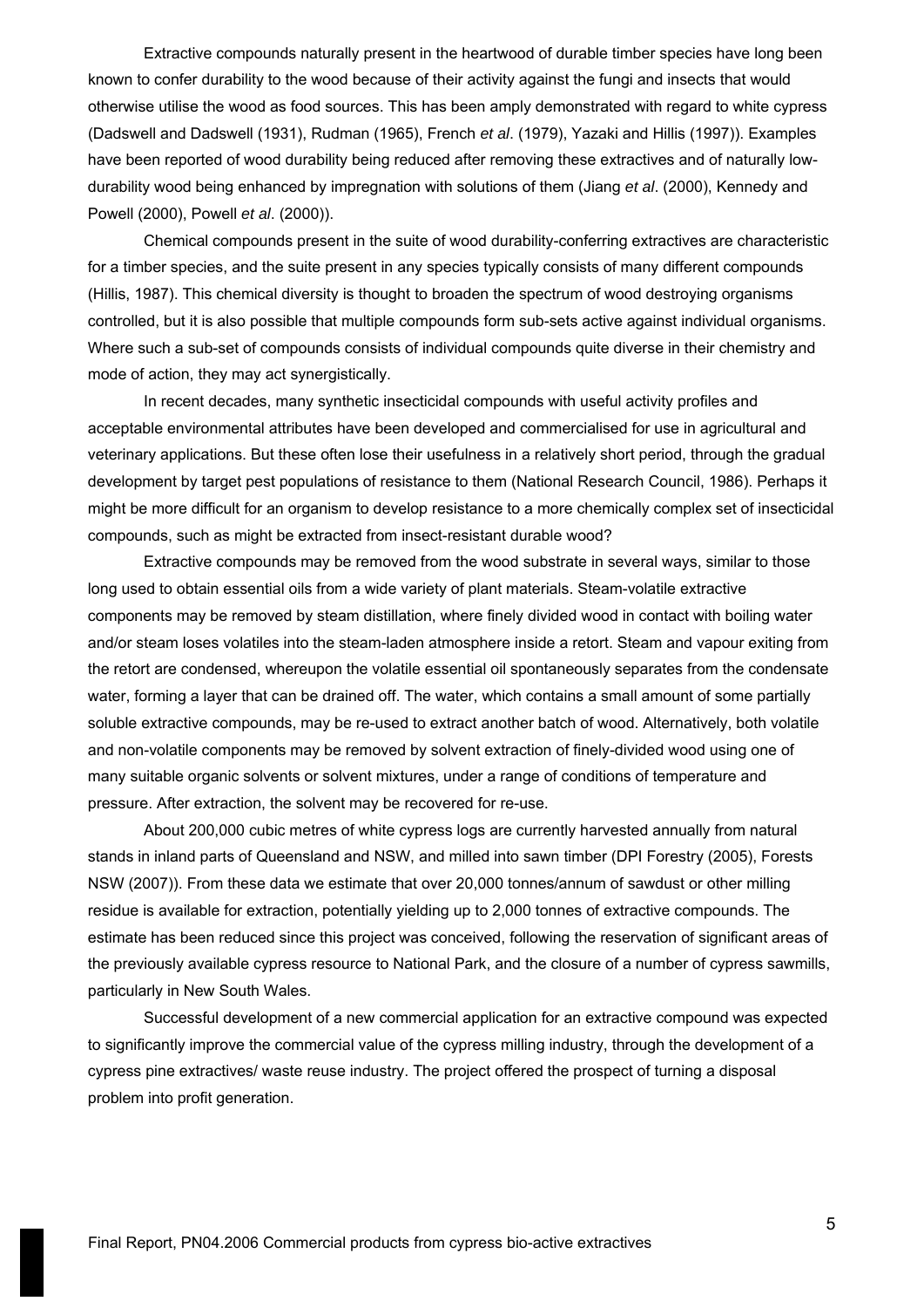Extractive compounds naturally present in the heartwood of durable timber species have long been known to confer durability to the wood because of their activity against the fungi and insects that would otherwise utilise the wood as food sources. This has been amply demonstrated with regard to white cypress (Dadswell and Dadswell (1931), Rudman (1965), French *et al*. (1979), Yazaki and Hillis (1997)). Examples have been reported of wood durability being reduced after removing these extractives and of naturally low-durability wood being enhanced by impregnation with solutions of them (Jiang *et al*. (2000), Kennedy and Powell (2000), Powell *et al*. (2000)).

Chemical compounds present in the suite of wood durability-conferring extractives are characteristic for a timber species, and the suite present in any species typically consists of many different compounds (Hillis, 1987). This chemical diversity is thought to broaden the spectrum of wood destroying organisms controlled, but it is also possible that multiple compounds form sub-sets active against individual organisms. Where such a sub-set of compounds consists of individual compounds quite diverse in their chemistry and mode of action, they may act synergistically.

In recent decades, many synthetic insecticidal compounds with useful activity profiles and acceptable environmental attributes have been developed and commercialised for use in agricultural and veterinary applications. But these often lose their usefulness in a relatively short period, through the gradual development by target pest populations of resistance to them (National Research Council, 1986). Perhaps it might be more difficult for an organism to develop resistance to a more chemically complex set of insecticidal compounds, such as might be extracted from insect-resistant durable wood?

Extractive compounds may be removed from the wood substrate in several ways, similar to those long used to obtain essential oils from a wide variety of plant materials. Steam-volatile extractive components may be removed by steam distillation, where finely divided wood in contact with boiling water and/or steam loses volatiles into the steam-laden atmosphere inside a retort. Steam and vapour exiting from the retort are condensed, whereupon the volatile essential oil spontaneously separates from the condensate water, forming a layer that can be drained off. The water, which contains a small amount of some partially soluble extractive compounds, may be re-used to extract another batch of wood. Alternatively, both volatile and non-volatile components may be removed by solvent extraction of finely-divided wood using one of many suitable organic solvents or solvent mixtures, under a range of conditions of temperature and pressure. After extraction, the solvent may be recovered for re-use.

About 200,000 cubic metres of white cypress logs are currently harvested annually from natural stands in inland parts of Queensland and NSW, and milled into sawn timber (DPI Forestry (2005), Forests NSW (2007)). From these data we estimate that over 20,000 tonnes/annum of sawdust or other milling residue is available for extraction, potentially yielding up to 2,000 tonnes of extractive compounds. The estimate has been reduced since this project was conceived, following the reservation of significant areas of the previously available cypress resource to National Park, and the closure of a number of cypress sawmills, particularly in New South Wales.

Successful development of a new commercial application for an extractive compound was expected to significantly improve the commercial value of the cypress milling industry, through the development of a cypress pine extractives/ waste reuse industry. The project offered the prospect of turning a disposal problem into profit generation.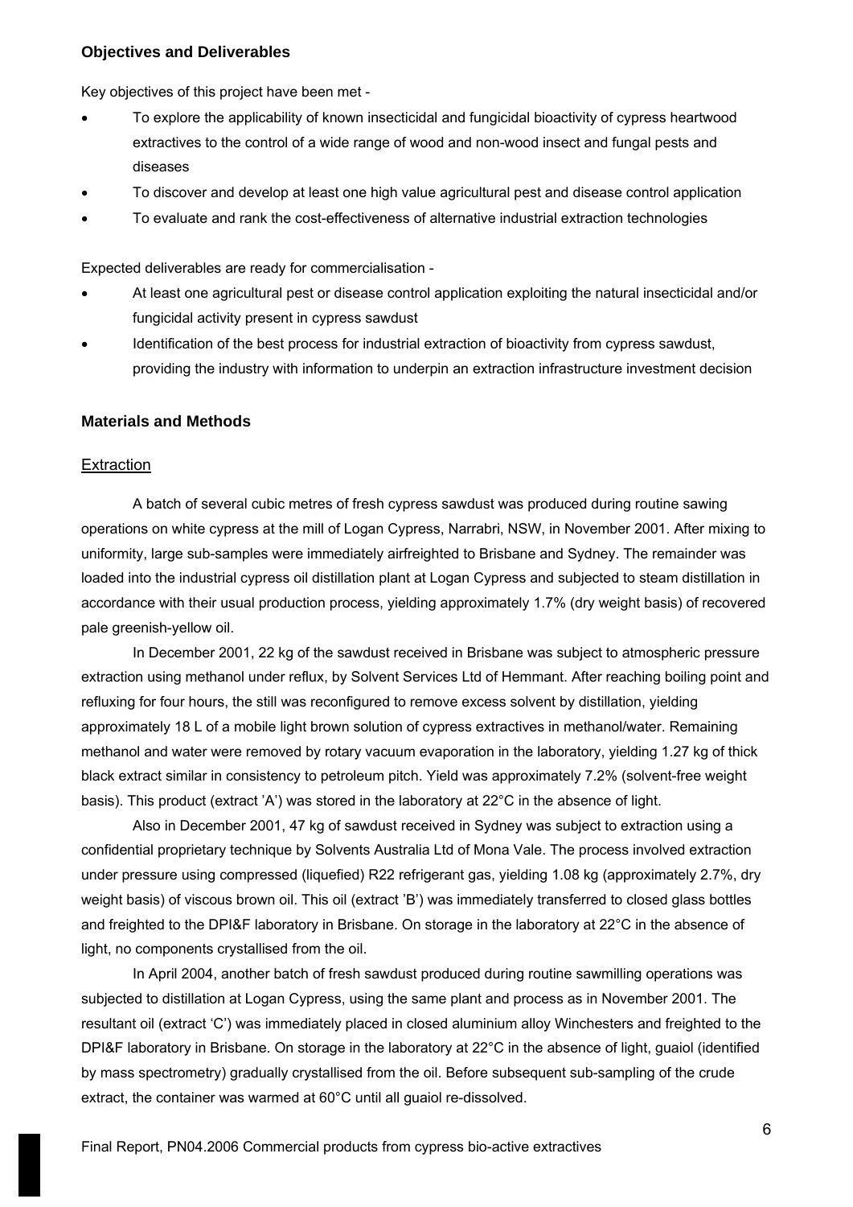### Objectives and Deliverables

Key objectives of this project have been met -

- To explore the applicability of known insecticidal and fungicidal bioactivity of cypress heartwood extractives to the control of a wide range of wood and non-wood insect and fungal pests and diseases
- To discover and develop at least one high value agricultural pest and disease control application
- To evaluate and rank the cost-effectiveness of alternative industrial extraction technologies

Expected deliverables are ready for commercialisation -

- At least one agricultural pest or disease control application exploiting the natural insecticidal and/or fungicidal activity present in cypress sawdust
- Identification of the best process for industrial extraction of bioactivity from cypress sawdust, providing the industry with information to underpin an extraction infrastructure investment decision

### Materials and Methods

#### Extraction

A batch of several cubic metres of fresh cypress sawdust was produced during routine sawing operations on white cypress at the mill of Logan Cypress, Narrabri, NSW, in November 2001. After mixing to uniformity, large sub-samples were immediately airfreighted to Brisbane and Sydney. The remainder was loaded into the industrial cypress oil distillation plant at Logan Cypress and subjected to steam distillation in accordance with their usual production process, yielding approximately 1.7% (dry weight basis) of recovered pale greenish-yellow oil.

In December 2001, 22 kg of the sawdust received in Brisbane was subject to atmospheric pressure extraction using methanol under reflux, by Solvent Services Ltd of Hemmant. After reaching boiling point and refluxing for four hours, the still was reconfigured to remove excess solvent by distillation, yielding approximately 18 L of a mobile light brown solution of cypress extractives in methanol/water. Remaining methanol and water were removed by rotary vacuum evaporation in the laboratory, yielding 1.27 kg of thick black extract similar in consistency to petroleum pitch. Yield was approximately 7.2% (solvent-free weight basis). This product (extract 'A') was stored in the laboratory at 22°C in the absence of light.

Also in December 2001, 47 kg of sawdust received in Sydney was subject to extraction using a confidential proprietary technique by Solvents Australia Ltd of Mona Vale. The process involved extraction under pressure using compressed (liquefied) R22 refrigerant gas, yielding 1.08 kg (approximately 2.7%, dry weight basis) of viscous brown oil. This oil (extract 'B') was immediately transferred to closed glass bottles and freighted to the DPI&F laboratory in Brisbane. On storage in the laboratory at 22°C in the absence of light, no components crystallised from the oil.

In April 2004, another batch of fresh sawdust produced during routine sawmilling operations was subjected to distillation at Logan Cypress, using the same plant and process as in November 2001. The resultant oil (extract 'C') was immediately placed in closed aluminium alloy Winchesters and freighted to the DPI&F laboratory in Brisbane. On storage in the laboratory at 22°C in the absence of light, guaiol (identified by mass spectrometry) gradually crystallised from the oil. Before subsequent sub-sampling of the crude extract, the container was warmed at 60°C until all guaiol re-dissolved.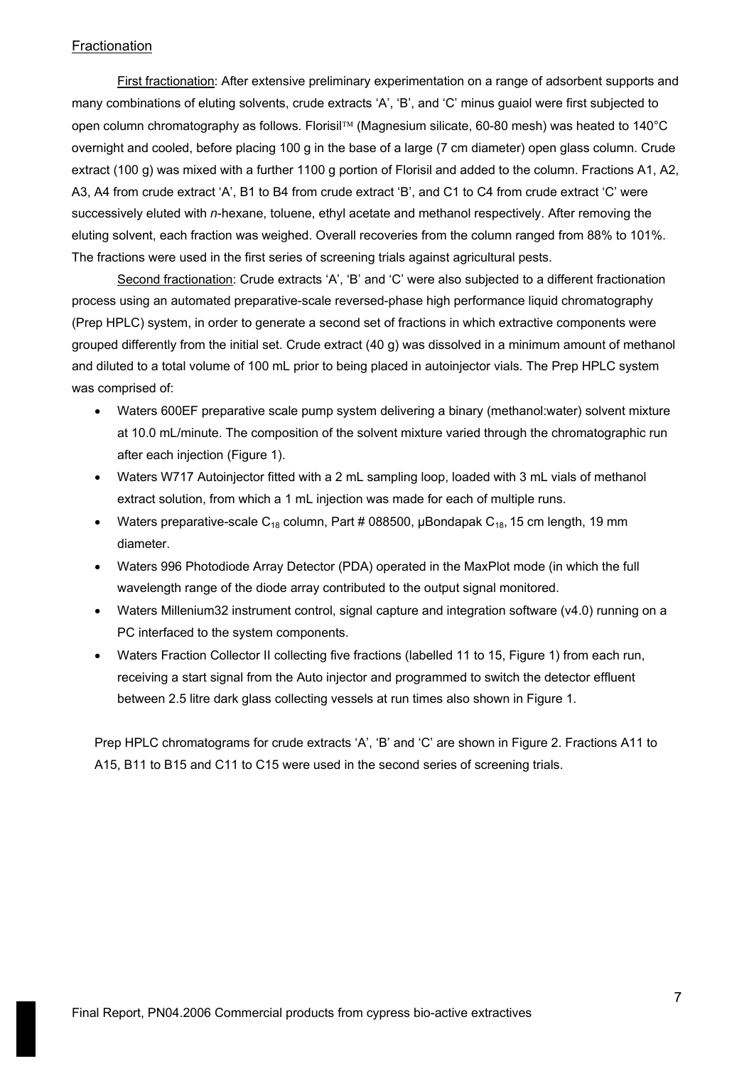## Fractionation

First fractionation: After extensive preliminary experimentation on a range of adsorbent supports and many combinations of eluting solvents, crude extracts 'A', 'B', and 'C' minus guaiol were first subjected to open column chromatography as follows. Florisil™ (Magnesium silicate, 60-80 mesh) was heated to 140°C overnight and cooled, before placing 100 g in the base of a large (7 cm diameter) open glass column. Crude extract (100 g) was mixed with a further 1100 g portion of Florisil and added to the column. Fractions A1, A2, A3, A4 from crude extract 'A', B1 to B4 from crude extract 'B', and C1 to C4 from crude extract 'C' were successively eluted with *n*-hexane, toluene, ethyl acetate and methanol respectively. After removing the eluting solvent, each fraction was weighed. Overall recoveries from the column ranged from 88% to 101%. The fractions were used in the first series of screening trials against agricultural pests.

Second fractionation: Crude extracts 'A', 'B' and 'C' were also subjected to a different fractionation process using an automated preparative-scale reversed-phase high performance liquid chromatography (Prep HPLC) system, in order to generate a second set of fractions in which extractive components were grouped differently from the initial set. Crude extract (40 g) was dissolved in a minimum amount of methanol and diluted to a total volume of 100 mL prior to being placed in autoinjector vials. The Prep HPLC system was comprised of:

- Waters 600EF preparative scale pump system delivering a binary (methanol:water) solvent mixture at 10.0 mL/minute. The composition of the solvent mixture varied through the chromatographic run after each injection (Figure 1).
- Waters W717 Autoinjector fitted with a 2 mL sampling loop, loaded with 3 mL vials of methanol extract solution, from which a 1 mL injection was made for each of multiple runs.
- Waters preparative-scale $C_{18}$ column, Part # 088500, µBondapak $C_{18}$, 15 cm length, 19 mm diameter.
- Waters 996 Photodiode Array Detector (PDA) operated in the MaxPlot mode (in which the full wavelength range of the diode array contributed to the output signal monitored.
- Waters Millenium32 instrument control, signal capture and integration software (v4.0) running on a PC interfaced to the system components.
- Waters Fraction Collector II collecting five fractions (labelled 11 to 15, Figure 1) from each run, receiving a start signal from the Auto injector and programmed to switch the detector effluent between 2.5 litre dark glass collecting vessels at run times also shown in Figure 1.

Prep HPLC chromatograms for crude extracts 'A', 'B' and 'C' are shown in Figure 2. Fractions A11 to A15, B11 to B15 and C11 to C15 were used in the second series of screening trials.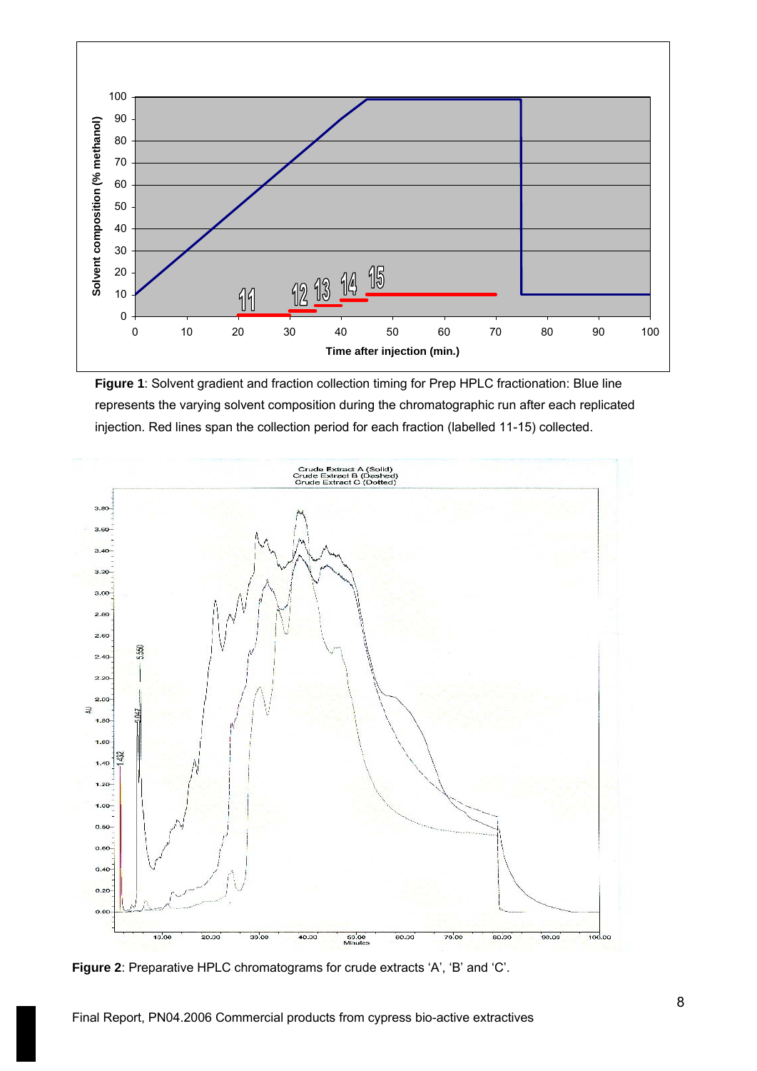**Figure 1**: Solvent gradient and fraction collection timing for Prep HPLC fractionation: Blue line represents the varying solvent composition during the chromatographic run after each replicated injection. Red lines span the collection period for each fraction (labelled 11-15) collected.

**Figure 2**: Preparative HPLC chromatograms for crude extracts 'A', 'B' and 'C'.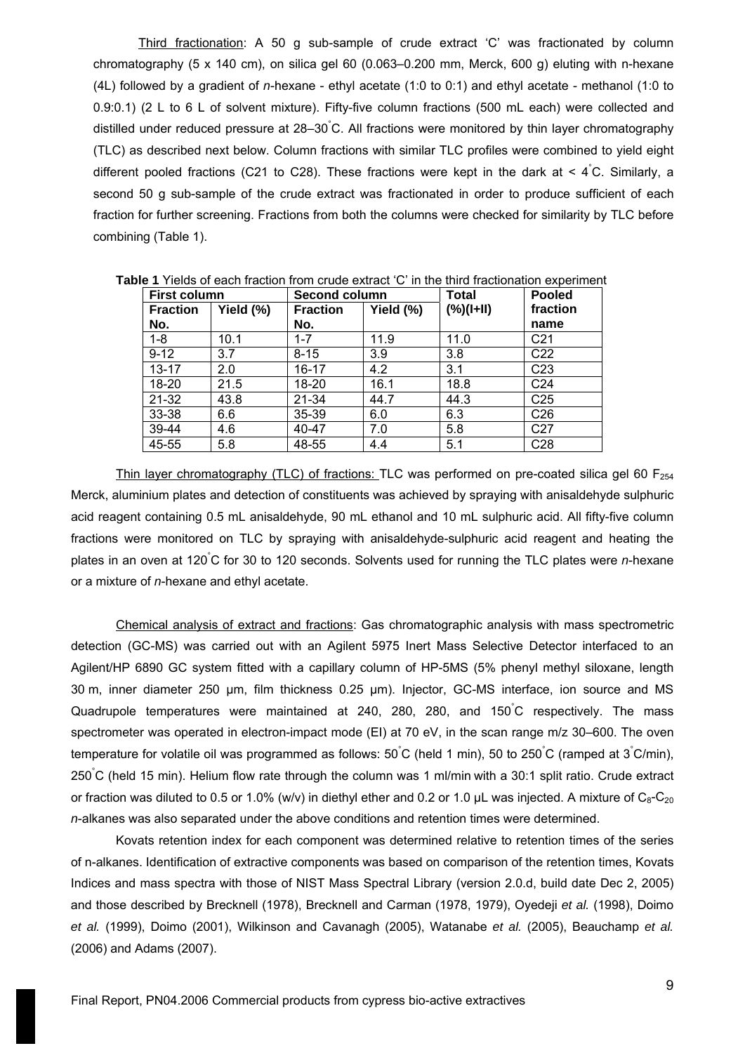Third fractionation: A 50 g sub-sample of crude extract 'C' was fractionated by column chromatography (5 x 140 cm), on silica gel 60 (0.063–0.200 mm, Merck, 600 g) eluting with n-hexane (4L) followed by a gradient of *n*-hexane - ethyl acetate (1:0 to 0:1) and ethyl acetate - methanol (1:0 to 0.9:0.1) (2 L to 6 L of solvent mixture). Fifty-five column fractions (500 mL each) were collected and distilled under reduced pressure at 28–30°C. All fractions were monitored by thin layer chromatography (TLC) as described next below. Column fractions with similar TLC profiles were combined to yield eight different pooled fractions (C21 to C28). These fractions were kept in the dark at < 4°C. Similarly, a second 50 g sub-sample of the crude extract was fractionated in order to produce sufficient of each fraction for further screening. Fractions from both the columns were checked for similarity by TLC before combining (Table 1).

**Table 1** Yields of each fraction from crude extract 'C' in the third fractionation experiment

| First column | | Second column | | Total (%)(I+II) | Pooled fraction name |
|---|---|---|---|---|---|
| Fraction No. | Yield (%) | Fraction No. | Yield (%) | | |
| 1-8 | 10.1 | 1-7 | 11.9 | 11.0 | C21 |
| 9-12 | 3.7 | 8-15 | 3.9 | 3.8 | C22 |
| 13-17 | 2.0 | 16-17 | 4.2 | 3.1 | C23 |
| 18-20 | 21.5 | 18-20 | 16.1 | 18.8 | C24 |
| 21-32 | 43.8 | 21-34 | 44.7 | 44.3 | C25 |
| 33-38 | 6.6 | 35-39 | 6.0 | 6.3 | C26 |
| 39-44 | 4.6 | 40-47 | 7.0 | 5.8 | C27 |
| 45-55 | 5.8 | 48-55 | 4.4 | 5.1 | C28 |

Thin layer chromatography (TLC) of fractions: TLC was performed on pre-coated silica gel 60 $F_{254}$ Merck, aluminium plates and detection of constituents was achieved by spraying with anisaldehyde sulphuric acid reagent containing 0.5 mL anisaldehyde, 90 mL ethanol and 10 mL sulphuric acid. All fifty-five column fractions were monitored on TLC by spraying with anisaldehyde-sulphuric acid reagent and heating the plates in an oven at 120°C for 30 to 120 seconds. Solvents used for running the TLC plates were *n*-hexane or a mixture of *n*-hexane and ethyl acetate.

Chemical analysis of extract and fractions: Gas chromatographic analysis with mass spectrometric detection (GC-MS) was carried out with an Agilent 5975 Inert Mass Selective Detector interfaced to an Agilent/HP 6890 GC system fitted with a capillary column of HP-5MS (5% phenyl methyl siloxane, length 30 m, inner diameter 250 μm, film thickness 0.25 μm). Injector, GC-MS interface, ion source and MS Quadrupole temperatures were maintained at 240, 280, 280, and 150°C respectively. The mass spectrometer was operated in electron-impact mode (EI) at 70 eV, in the scan range m/z 30–600. The oven temperature for volatile oil was programmed as follows: 50°C (held 1 min), 50 to 250°C (ramped at 3°C/min), 250°C (held 15 min). Helium flow rate through the column was 1 ml/min with a 30:1 split ratio. Crude extract or fraction was diluted to 0.5 or 1.0% (w/v) in diethyl ether and 0.2 or 1.0 μL was injected. A mixture of $C_8$-$C_{20}$ *n*-alkanes was also separated under the above conditions and retention times were determined.

Kovats retention index for each component was determined relative to retention times of the series of n-alkanes. Identification of extractive components was based on comparison of the retention times, Kovats Indices and mass spectra with those of NIST Mass Spectral Library (version 2.0.d, build date Dec 2, 2005) and those described by Brecknell (1978), Brecknell and Carman (1978, 1979), Oyedeji *et al.* (1998), Doimo *et al.* (1999), Doimo (2001), Wilkinson and Cavanagh (2005), Watanabe *et al.* (2005), Beauchamp *et al.* (2006) and Adams (2007).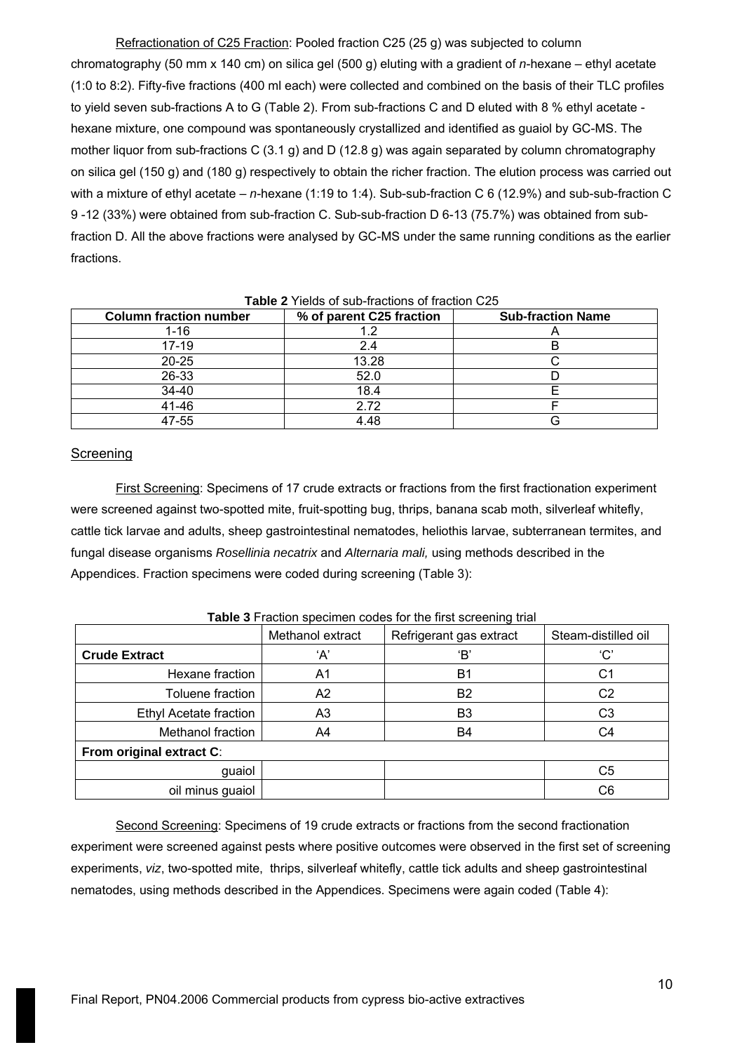Refractionation of C25 Fraction: Pooled fraction C25 (25 g) was subjected to column chromatography (50 mm x 140 cm) on silica gel (500 g) eluting with a gradient of *n*-hexane – ethyl acetate (1:0 to 8:2). Fifty-five fractions (400 ml each) were collected and combined on the basis of their TLC profiles to yield seven sub-fractions A to G (Table 2). From sub-fractions C and D eluted with 8 % ethyl acetate - hexane mixture, one compound was spontaneously crystallized and identified as guaiol by GC-MS. The mother liquor from sub-fractions C (3.1 g) and D (12.8 g) was again separated by column chromatography on silica gel (150 g) and (180 g) respectively to obtain the richer fraction. The elution process was carried out with a mixture of ethyl acetate – *n*-hexane (1:19 to 1:4). Sub-sub-fraction C 6 (12.9%) and sub-sub-fraction C 9 -12 (33%) were obtained from sub-fraction C. Sub-sub-fraction D 6-13 (75.7%) was obtained from sub-fraction D. All the above fractions were analysed by GC-MS under the same running conditions as the earlier fractions.

**Table 2** Yields of sub-fractions of fraction C25

| Column fraction number | % of parent C25 fraction | Sub-fraction Name |
|---|---|---|
| 1-16 | 1.2 | A |
| 17-19 | 2.4 | B |
| 20-25 | 13.28 | C |
| 26-33 | 52.0 | D |
| 34-40 | 18.4 | E |
| 41-46 | 2.72 | F |
| 47-55 | 4.48 | G |

## Screening

First Screening: Specimens of 17 crude extracts or fractions from the first fractionation experiment were screened against two-spotted mite, fruit-spotting bug, thrips, banana scab moth, silverleaf whitefly, cattle tick larvae and adults, sheep gastrointestinal nematodes, heliothis larvae, subterranean termites, and fungal disease organisms *Rosellinia necatrix* and *Alternaria mali,* using methods described in the Appendices. Fraction specimens were coded during screening (Table 3):

**Table 3** Fraction specimen codes for the first screening trial

| | Methanol extract | Refrigerant gas extract | Steam-distilled oil |
|---|---|---|---|
| **Crude Extract** | 'A' | 'B' | 'C' |
| Hexane fraction | A1 | B1 | C1 |
| Toluene fraction | A2 | B2 | C2 |
| Ethyl Acetate fraction | A3 | B3 | C3 |
| Methanol fraction | A4 | B4 | C4 |
| **From original extract C**: | | | |
| guaiol | | | C5 |
| oil minus guaiol | | | C6 |

Second Screening: Specimens of 19 crude extracts or fractions from the second fractionation experiment were screened against pests where positive outcomes were observed in the first set of screening experiments, *viz*, two-spotted mite, thrips, silverleaf whitefly, cattle tick adults and sheep gastrointestinal nematodes, using methods described in the Appendices. Specimens were again coded (Table 4):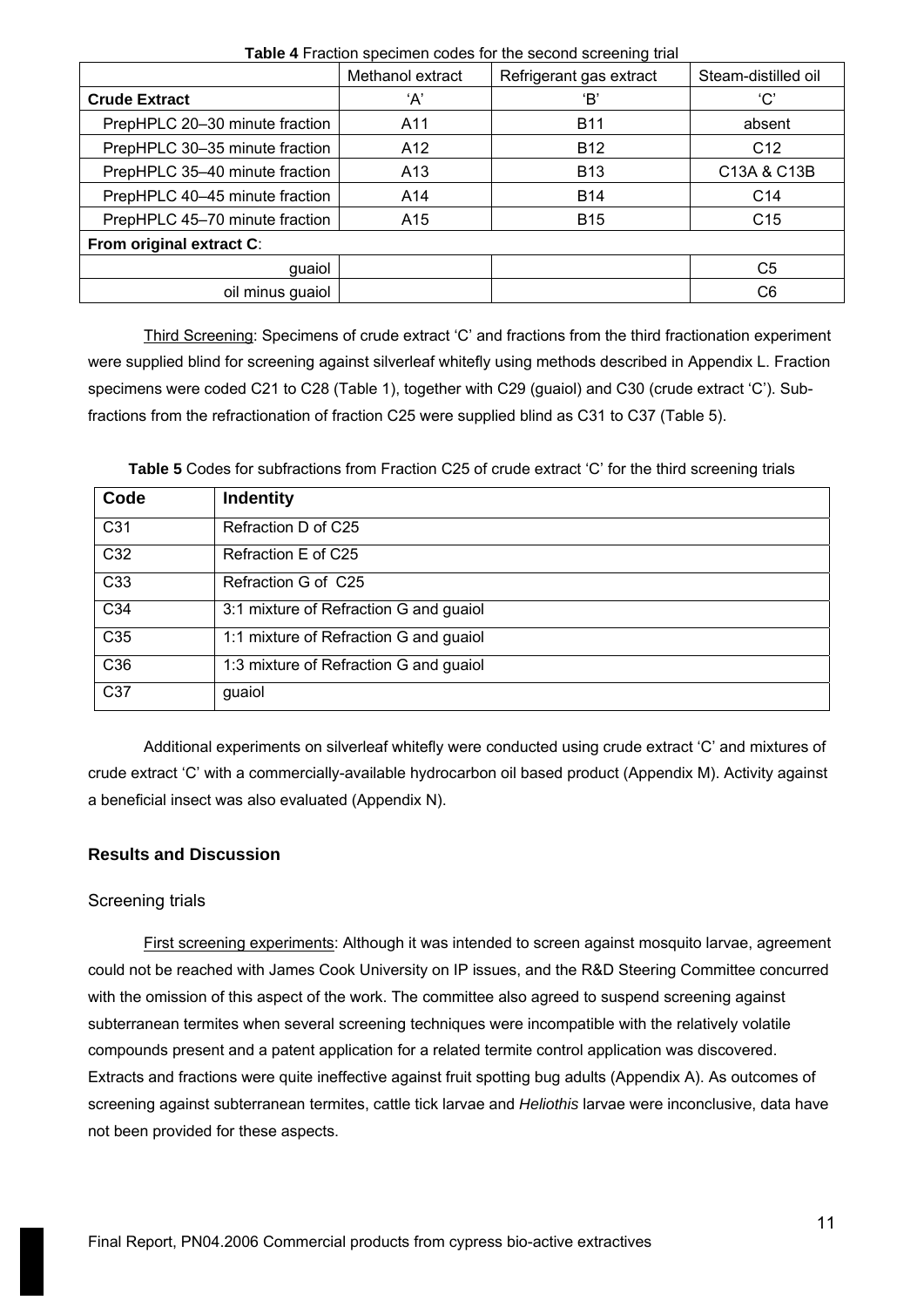**Table 4** Fraction specimen codes for the second screening trial

| | Methanol extract | Refrigerant gas extract | Steam-distilled oil |
|---|---|---|---|
| **Crude Extract** | 'A' | 'B' | 'C' |
| PrepHPLC 20–30 minute fraction | A11 | B11 | absent |
| PrepHPLC 30–35 minute fraction | A12 | B12 | C12 |
| PrepHPLC 35–40 minute fraction | A13 | B13 | C13A & C13B |
| PrepHPLC 40–45 minute fraction | A14 | B14 | C14 |
| PrepHPLC 45–70 minute fraction | A15 | B15 | C15 |
| **From original extract C**: | | | |
| guaiol | | | C5 |
| oil minus guaiol | | | C6 |

Third Screening: Specimens of crude extract 'C' and fractions from the third fractionation experiment were supplied blind for screening against silverleaf whitefly using methods described in Appendix L. Fraction specimens were coded C21 to C28 (Table 1), together with C29 (guaiol) and C30 (crude extract 'C'). Sub-fractions from the refractionation of fraction C25 were supplied blind as C31 to C37 (Table 5).

**Table 5** Codes for subfractions from Fraction C25 of crude extract 'C' for the third screening trials

| Code | Indentity |
|---|---|
| C31 | Refraction D of C25 |
| C32 | Refraction E of C25 |
| C33 | Refraction G of C25 |
| C34 | 3:1 mixture of Refraction G and guaiol |
| C35 | 1:1 mixture of Refraction G and guaiol |
| C36 | 1:3 mixture of Refraction G and guaiol |
| C37 | guaiol |

Additional experiments on silverleaf whitefly were conducted using crude extract 'C' and mixtures of crude extract 'C' with a commercially-available hydrocarbon oil based product (Appendix M). Activity against a beneficial insect was also evaluated (Appendix N).

## Results and Discussion

### Screening trials

First screening experiments: Although it was intended to screen against mosquito larvae, agreement could not be reached with James Cook University on IP issues, and the R&D Steering Committee concurred with the omission of this aspect of the work. The committee also agreed to suspend screening against subterranean termites when several screening techniques were incompatible with the relatively volatile compounds present and a patent application for a related termite control application was discovered. Extracts and fractions were quite ineffective against fruit spotting bug adults (Appendix A). As outcomes of screening against subterranean termites, cattle tick larvae and *Heliothis* larvae were inconclusive, data have not been provided for these aspects.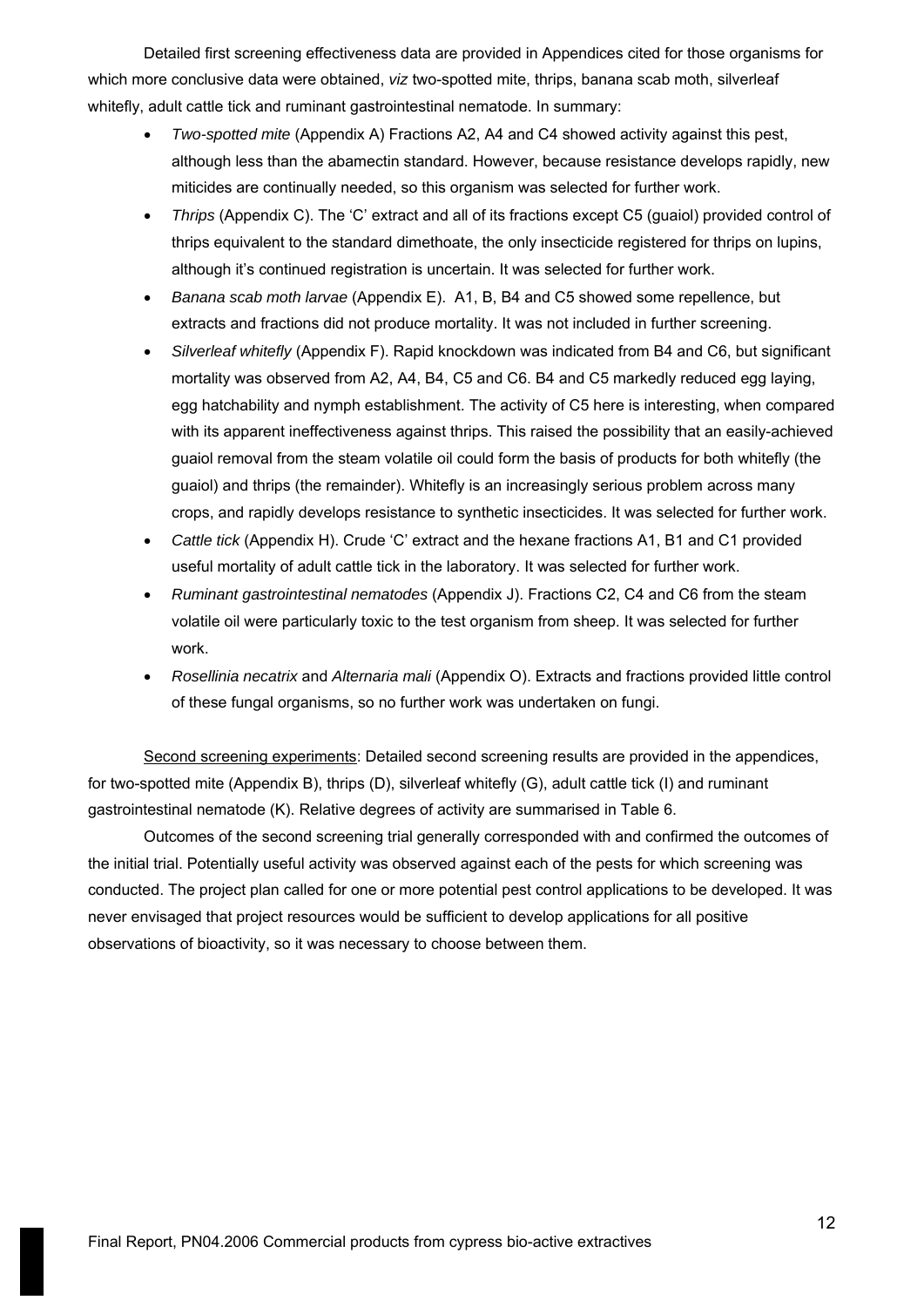Detailed first screening effectiveness data are provided in Appendices cited for those organisms for which more conclusive data were obtained, *viz* two-spotted mite, thrips, banana scab moth, silverleaf whitefly, adult cattle tick and ruminant gastrointestinal nematode. In summary:

- *Two-spotted mite* (Appendix A) Fractions A2, A4 and C4 showed activity against this pest, although less than the abamectin standard. However, because resistance develops rapidly, new miticides are continually needed, so this organism was selected for further work.
- *Thrips* (Appendix C). The 'C' extract and all of its fractions except C5 (guaiol) provided control of thrips equivalent to the standard dimethoate, the only insecticide registered for thrips on lupins, although it's continued registration is uncertain. It was selected for further work.
- *Banana scab moth larvae* (Appendix E). A1, B, B4 and C5 showed some repellence, but extracts and fractions did not produce mortality. It was not included in further screening.
- *Silverleaf whitefly* (Appendix F). Rapid knockdown was indicated from B4 and C6, but significant mortality was observed from A2, A4, B4, C5 and C6. B4 and C5 markedly reduced egg laying, egg hatchability and nymph establishment. The activity of C5 here is interesting, when compared with its apparent ineffectiveness against thrips. This raised the possibility that an easily-achieved guaiol removal from the steam volatile oil could form the basis of products for both whitefly (the guaiol) and thrips (the remainder). Whitefly is an increasingly serious problem across many crops, and rapidly develops resistance to synthetic insecticides. It was selected for further work.
- *Cattle tick* (Appendix H). Crude 'C' extract and the hexane fractions A1, B1 and C1 provided useful mortality of adult cattle tick in the laboratory. It was selected for further work.
- *Ruminant gastrointestinal nematodes* (Appendix J). Fractions C2, C4 and C6 from the steam volatile oil were particularly toxic to the test organism from sheep. It was selected for further work.
- *Rosellinia necatrix* and *Alternaria mali* (Appendix O). Extracts and fractions provided little control of these fungal organisms, so no further work was undertaken on fungi.

Second screening experiments: Detailed second screening results are provided in the appendices, for two-spotted mite (Appendix B), thrips (D), silverleaf whitefly (G), adult cattle tick (I) and ruminant gastrointestinal nematode (K). Relative degrees of activity are summarised in Table 6.

Outcomes of the second screening trial generally corresponded with and confirmed the outcomes of the initial trial. Potentially useful activity was observed against each of the pests for which screening was conducted. The project plan called for one or more potential pest control applications to be developed. It was never envisaged that project resources would be sufficient to develop applications for all positive observations of bioactivity, so it was necessary to choose between them.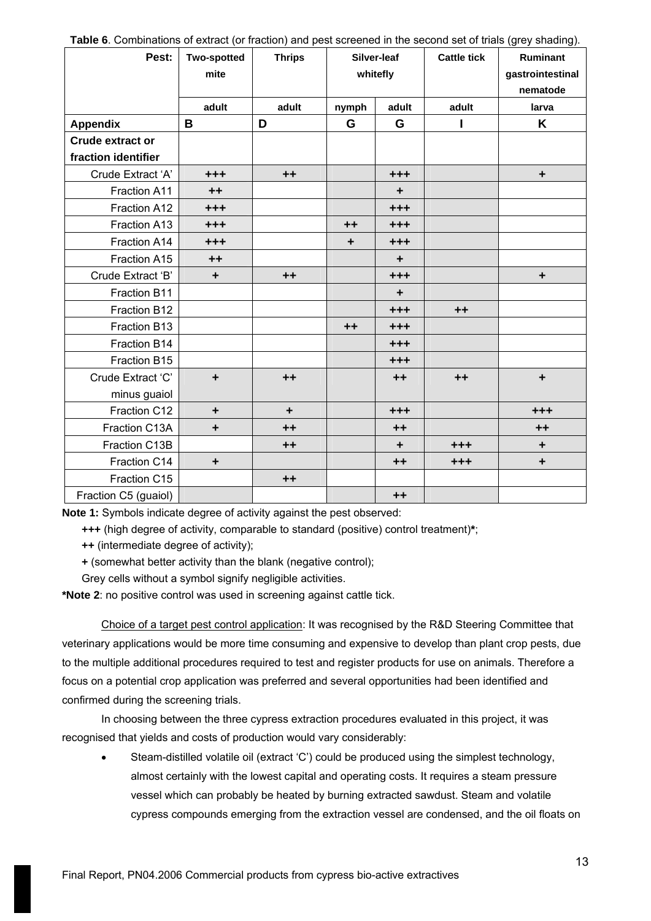**Table 6**. Combinations of extract (or fraction) and pest screened in the second set of trials (grey shading).

| Pest: | Two-spotted mite | Thrips | Silver-leaf whitefly | | Cattle tick | Ruminant gastrointestinal nematode |
|---|---|---|---|---|---|---|
| | adult | adult | nymph | adult | adult | larva |
| **Appendix** | **B** | **D** | **G** | **G** | **I** | **K** |
| **Crude extract or fraction identifier** | | | | | | |
| Crude Extract 'A' | +++ | ++ | | +++ | | + |
| Fraction A11 | ++ | | | + | | |
| Fraction A12 | +++ | | | +++ | | |
| Fraction A13 | +++ | | ++ | +++ | | |
| Fraction A14 | +++ | | + | +++ | | |
| Fraction A15 | ++ | | | + | | |
| Crude Extract 'B' | + | ++ | | +++ | | + |
| Fraction B11 | | | | + | | |
| Fraction B12 | | | | +++ | ++ | |
| Fraction B13 | | | ++ | +++ | | |
| Fraction B14 | | | | +++ | | |
| Fraction B15 | | | | +++ | | |
| Crude Extract 'C' minus guaiol | + | ++ | | ++ | ++ | + |
| Fraction C12 | + | + | | +++ | | +++ |
| Fraction C13A | + | ++ | | ++ | | ++ |
| Fraction C13B | | ++ | | + | +++ | + |
| Fraction C14 | + | | | ++ | +++ | + |
| Fraction C15 | | ++ | | | | |
| Fraction C5 (guaiol) | | | | ++ | | |

**Note 1:** Symbols indicate degree of activity against the pest observed:

**+++** (high degree of activity, comparable to standard (positive) control treatment)**\***;

**++** (intermediate degree of activity);

**+** (somewhat better activity than the blank (negative control);

Grey cells without a symbol signify negligible activities.

**\*Note 2**: no positive control was used in screening against cattle tick.

Choice of a target pest control application: It was recognised by the R&D Steering Committee that veterinary applications would be more time consuming and expensive to develop than plant crop pests, due to the multiple additional procedures required to test and register products for use on animals. Therefore a focus on a potential crop application was preferred and several opportunities had been identified and confirmed during the screening trials.

In choosing between the three cypress extraction procedures evaluated in this project, it was recognised that yields and costs of production would vary considerably:

- Steam-distilled volatile oil (extract 'C') could be produced using the simplest technology, almost certainly with the lowest capital and operating costs. It requires a steam pressure vessel which can probably be heated by burning extracted sawdust. Steam and volatile cypress compounds emerging from the extraction vessel are condensed, and the oil floats on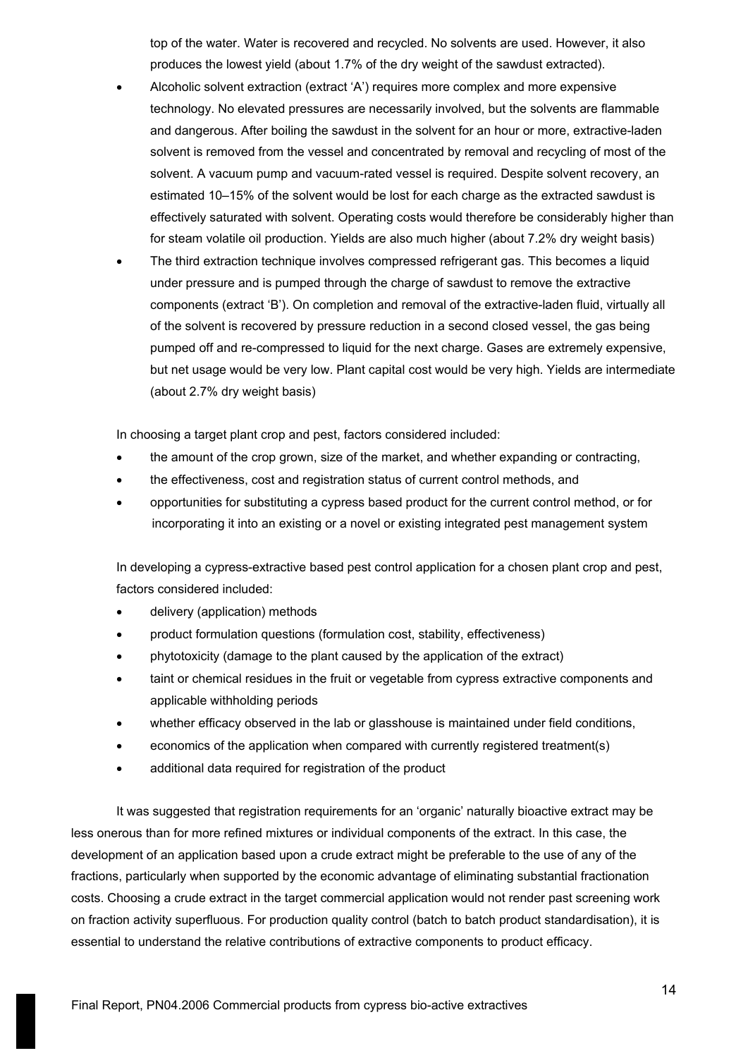top of the water. Water is recovered and recycled. No solvents are used. However, it also produces the lowest yield (about 1.7% of the dry weight of the sawdust extracted).

- Alcoholic solvent extraction (extract 'A') requires more complex and more expensive technology. No elevated pressures are necessarily involved, but the solvents are flammable and dangerous. After boiling the sawdust in the solvent for an hour or more, extractive-laden solvent is removed from the vessel and concentrated by removal and recycling of most of the solvent. A vacuum pump and vacuum-rated vessel is required. Despite solvent recovery, an estimated 10–15% of the solvent would be lost for each charge as the extracted sawdust is effectively saturated with solvent. Operating costs would therefore be considerably higher than for steam volatile oil production. Yields are also much higher (about 7.2% dry weight basis)
- The third extraction technique involves compressed refrigerant gas. This becomes a liquid under pressure and is pumped through the charge of sawdust to remove the extractive components (extract 'B'). On completion and removal of the extractive-laden fluid, virtually all of the solvent is recovered by pressure reduction in a second closed vessel, the gas being pumped off and re-compressed to liquid for the next charge. Gases are extremely expensive, but net usage would be very low. Plant capital cost would be very high. Yields are intermediate (about 2.7% dry weight basis)

In choosing a target plant crop and pest, factors considered included:

- the amount of the crop grown, size of the market, and whether expanding or contracting,
- the effectiveness, cost and registration status of current control methods, and
- opportunities for substituting a cypress based product for the current control method, or for incorporating it into an existing or a novel or existing integrated pest management system

In developing a cypress-extractive based pest control application for a chosen plant crop and pest, factors considered included:

- delivery (application) methods
- product formulation questions (formulation cost, stability, effectiveness)
- phytotoxicity (damage to the plant caused by the application of the extract)
- taint or chemical residues in the fruit or vegetable from cypress extractive components and applicable withholding periods
- whether efficacy observed in the lab or glasshouse is maintained under field conditions,
- economics of the application when compared with currently registered treatment(s)
- additional data required for registration of the product

It was suggested that registration requirements for an 'organic' naturally bioactive extract may be less onerous than for more refined mixtures or individual components of the extract. In this case, the development of an application based upon a crude extract might be preferable to the use of any of the fractions, particularly when supported by the economic advantage of eliminating substantial fractionation costs. Choosing a crude extract in the target commercial application would not render past screening work on fraction activity superfluous. For production quality control (batch to batch product standardisation), it is essential to understand the relative contributions of extractive components to product efficacy.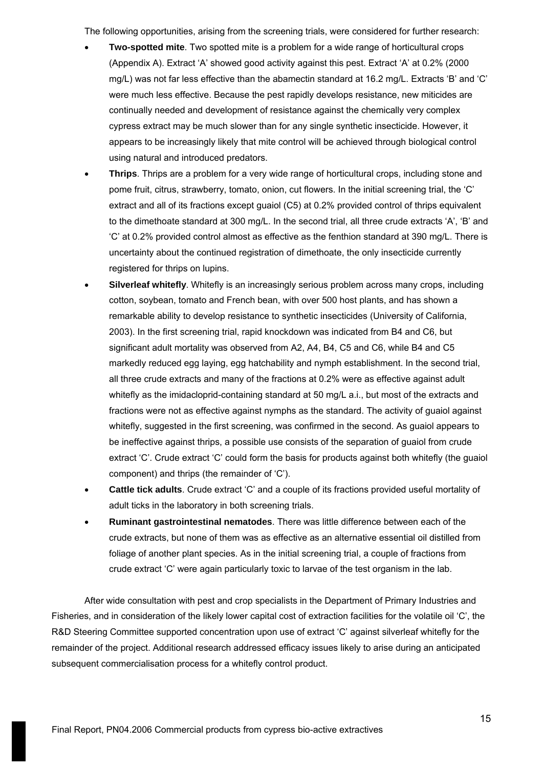The following opportunities, arising from the screening trials, were considered for further research:

- **Two-spotted mite**. Two spotted mite is a problem for a wide range of horticultural crops (Appendix A). Extract 'A' showed good activity against this pest. Extract 'A' at 0.2% (2000 mg/L) was not far less effective than the abamectin standard at 16.2 mg/L. Extracts 'B' and 'C' were much less effective. Because the pest rapidly develops resistance, new miticides are continually needed and development of resistance against the chemically very complex cypress extract may be much slower than for any single synthetic insecticide. However, it appears to be increasingly likely that mite control will be achieved through biological control using natural and introduced predators.
- **Thrips**. Thrips are a problem for a very wide range of horticultural crops, including stone and pome fruit, citrus, strawberry, tomato, onion, cut flowers. In the initial screening trial, the 'C' extract and all of its fractions except guaiol (C5) at 0.2% provided control of thrips equivalent to the dimethoate standard at 300 mg/L. In the second trial, all three crude extracts 'A', 'B' and 'C' at 0.2% provided control almost as effective as the fenthion standard at 390 mg/L. There is uncertainty about the continued registration of dimethoate, the only insecticide currently registered for thrips on lupins.
- **Silverleaf whitefly**. Whitefly is an increasingly serious problem across many crops, including cotton, soybean, tomato and French bean, with over 500 host plants, and has shown a remarkable ability to develop resistance to synthetic insecticides (University of California, 2003). In the first screening trial, rapid knockdown was indicated from B4 and C6, but significant adult mortality was observed from A2, A4, B4, C5 and C6, while B4 and C5 markedly reduced egg laying, egg hatchability and nymph establishment. In the second trial, all three crude extracts and many of the fractions at 0.2% were as effective against adult whitefly as the imidacloprid-containing standard at 50 mg/L a.i., but most of the extracts and fractions were not as effective against nymphs as the standard. The activity of guaiol against whitefly, suggested in the first screening, was confirmed in the second. As guaiol appears to be ineffective against thrips, a possible use consists of the separation of guaiol from crude extract 'C'. Crude extract 'C' could form the basis for products against both whitefly (the guaiol component) and thrips (the remainder of 'C').
- **Cattle tick adults**. Crude extract 'C' and a couple of its fractions provided useful mortality of adult ticks in the laboratory in both screening trials.
- **Ruminant gastrointestinal nematodes**. There was little difference between each of the crude extracts, but none of them was as effective as an alternative essential oil distilled from foliage of another plant species. As in the initial screening trial, a couple of fractions from crude extract 'C' were again particularly toxic to larvae of the test organism in the lab.

After wide consultation with pest and crop specialists in the Department of Primary Industries and Fisheries, and in consideration of the likely lower capital cost of extraction facilities for the volatile oil 'C', the R&D Steering Committee supported concentration upon use of extract 'C' against silverleaf whitefly for the remainder of the project. Additional research addressed efficacy issues likely to arise during an anticipated subsequent commercialisation process for a whitefly control product.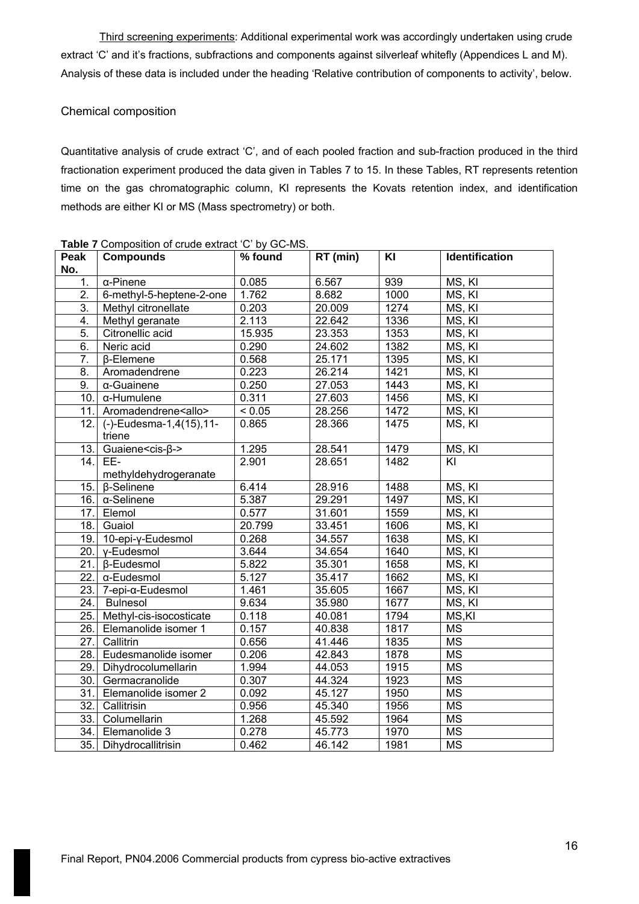Third screening experiments: Additional experimental work was accordingly undertaken using crude extract 'C' and it's fractions, subfractions and components against silverleaf whitefly (Appendices L and M). Analysis of these data is included under the heading 'Relative contribution of components to activity', below.

## Chemical composition

Quantitative analysis of crude extract 'C', and of each pooled fraction and sub-fraction produced in the third fractionation experiment produced the data given in Tables 7 to 15. In these Tables, RT represents retention time on the gas chromatographic column, KI represents the Kovats retention index, and identification methods are either KI or MS (Mass spectrometry) or both.

**Table 7** Composition of crude extract 'C' by GC-MS.

| Peak No. | Compounds | % found | RT (min) | KI | Identification |
|---|---|---|---|---|---|
| 1. | α-Pinene | 0.085 | 6.567 | 939 | MS, KI |
| 2. | 6-methyl-5-heptene-2-one | 1.762 | 8.682 | 1000 | MS, KI |
| 3. | Methyl citronellate | 0.203 | 20.009 | 1274 | MS, KI |
| 4. | Methyl geranate | 2.113 | 22.642 | 1336 | MS, KI |
| 5. | Citronellic acid | 15.935 | 23.353 | 1353 | MS, KI |
| 6. | Neric acid | 0.290 | 24.602 | 1382 | MS, KI |
| 7. | β-Elemene | 0.568 | 25.171 | 1395 | MS, KI |
| 8. | Aromadendrene | 0.223 | 26.214 | 1421 | MS, KI |
| 9. | α-Guainene | 0.250 | 27.053 | 1443 | MS, KI |
| 10. | α-Humulene | 0.311 | 27.603 | 1456 | MS, KI |
| 11. | Aromadendrene<allo> | < 0.05 | 28.256 | 1472 | MS, KI |
| 12. | (-)-Eudesma-1,4(15),11-triene | 0.865 | 28.366 | 1475 | MS, KI |
| 13. | Guaiene<cis-β-> | 1.295 | 28.541 | 1479 | MS, KI |
| 14. | EE-methyldehydrogeranate | 2.901 | 28.651 | 1482 | KI |
| 15. | β-Selinene | 6.414 | 28.916 | 1488 | MS, KI |
| 16. | α-Selinene | 5.387 | 29.291 | 1497 | MS, KI |
| 17. | Elemol | 0.577 | 31.601 | 1559 | MS, KI |
| 18. | Guaiol | 20.799 | 33.451 | 1606 | MS, KI |
| 19. | 10-epi-γ-Eudesmol | 0.268 | 34.557 | 1638 | MS, KI |
| 20. | γ-Eudesmol | 3.644 | 34.654 | 1640 | MS, KI |
| 21. | β-Eudesmol | 5.822 | 35.301 | 1658 | MS, KI |
| 22. | α-Eudesmol | 5.127 | 35.417 | 1662 | MS, KI |
| 23. | 7-epi-α-Eudesmol | 1.461 | 35.605 | 1667 | MS, KI |
| 24. | Bulnesol | 9.634 | 35.980 | 1677 | MS, KI |
| 25. | Methyl-cis-isocosticate | 0.118 | 40.081 | 1794 | MS,KI |
| 26. | Elemanolide isomer 1 | 0.157 | 40.838 | 1817 | MS |
| 27. | Callitrin | 0.656 | 41.446 | 1835 | MS |
| 28. | Eudesmanolide isomer | 0.206 | 42.843 | 1878 | MS |
| 29. | Dihydrocolumellarin | 1.994 | 44.053 | 1915 | MS |
| 30. | Germacranolide | 0.307 | 44.324 | 1923 | MS |
| 31. | Elemanolide isomer 2 | 0.092 | 45.127 | 1950 | MS |
| 32. | Callitrisin | 0.956 | 45.340 | 1956 | MS |
| 33. | Columellarin | 1.268 | 45.592 | 1964 | MS |
| 34. | Elemanolide 3 | 0.278 | 45.773 | 1970 | MS |
| 35. | Dihydrocallitrisin | 0.462 | 46.142 | 1981 | MS |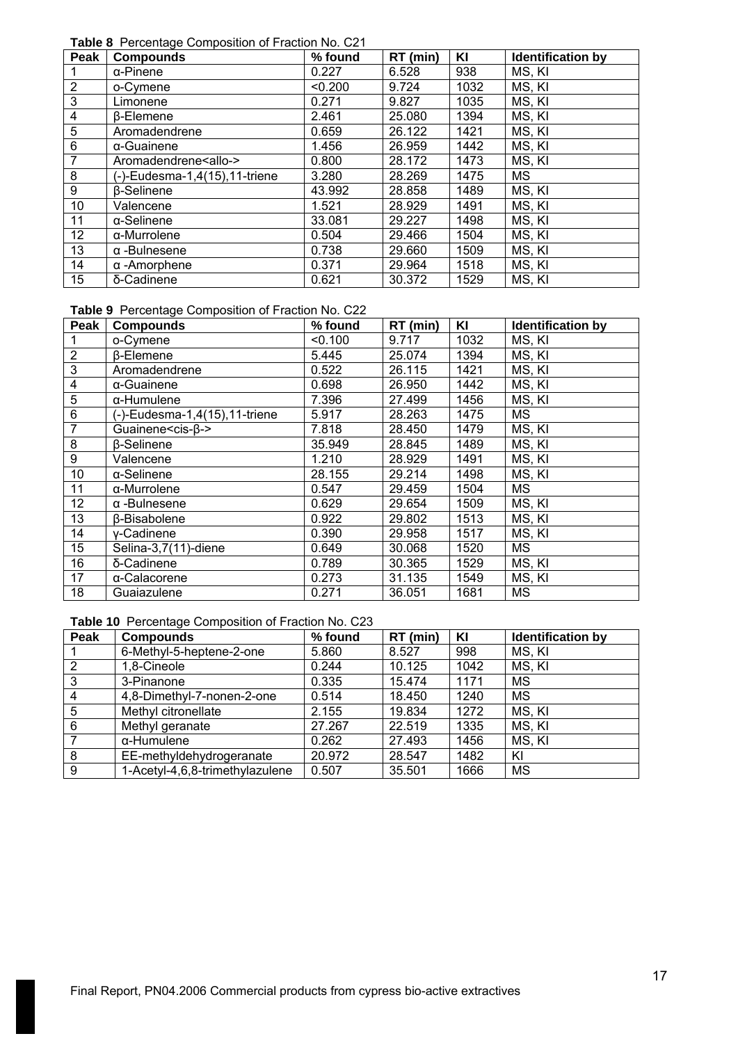**Table 8** Percentage Composition of Fraction No. C21

| Peak | Compounds | % found | RT (min) | KI | Identification by |
|---|---|---|---|---|---|
| 1 | α-Pinene | 0.227 | 6.528 | 938 | MS, KI |
| 2 | o-Cymene | <0.200 | 9.724 | 1032 | MS, KI |
| 3 | Limonene | 0.271 | 9.827 | 1035 | MS, KI |
| 4 | β-Elemene | 2.461 | 25.080 | 1394 | MS, KI |
| 5 | Aromadendrene | 0.659 | 26.122 | 1421 | MS, KI |
| 6 | α-Guainene | 1.456 | 26.959 | 1442 | MS, KI |
| 7 | Aromadendrene<allo-> | 0.800 | 28.172 | 1473 | MS, KI |
| 8 | (-)-Eudesma-1,4(15),11-triene | 3.280 | 28.269 | 1475 | MS |
| 9 | β-Selinene | 43.992 | 28.858 | 1489 | MS, KI |
| 10 | Valencene | 1.521 | 28.929 | 1491 | MS, KI |
| 11 | α-Selinene | 33.081 | 29.227 | 1498 | MS, KI |
| 12 | α-Murrolene | 0.504 | 29.466 | 1504 | MS, KI |
| 13 | α -Bulnesene | 0.738 | 29.660 | 1509 | MS, KI |
| 14 | α -Amorphene | 0.371 | 29.964 | 1518 | MS, KI |
| 15 | δ-Cadinene | 0.621 | 30.372 | 1529 | MS, KI |

**Table 9** Percentage Composition of Fraction No. C22

| Peak | Compounds | % found | RT (min) | KI | Identification by |
|---|---|---|---|---|---|
| 1 | o-Cymene | <0.100 | 9.717 | 1032 | MS, KI |
| 2 | β-Elemene | 5.445 | 25.074 | 1394 | MS, KI |
| 3 | Aromadendrene | 0.522 | 26.115 | 1421 | MS, KI |
| 4 | α-Guainene | 0.698 | 26.950 | 1442 | MS, KI |
| 5 | α-Humulene | 7.396 | 27.499 | 1456 | MS, KI |
| 6 | (-)-Eudesma-1,4(15),11-triene | 5.917 | 28.263 | 1475 | MS |
| 7 | Guainene<cis-β-> | 7.818 | 28.450 | 1479 | MS, KI |
| 8 | β-Selinene | 35.949 | 28.845 | 1489 | MS, KI |
| 9 | Valencene | 1.210 | 28.929 | 1491 | MS, KI |
| 10 | α-Selinene | 28.155 | 29.214 | 1498 | MS, KI |
| 11 | α-Murrolene | 0.547 | 29.459 | 1504 | MS |
| 12 | α -Bulnesene | 0.629 | 29.654 | 1509 | MS, KI |
| 13 | β-Bisabolene | 0.922 | 29.802 | 1513 | MS, KI |
| 14 | γ-Cadinene | 0.390 | 29.958 | 1517 | MS, KI |
| 15 | Selina-3,7(11)-diene | 0.649 | 30.068 | 1520 | MS |
| 16 | δ-Cadinene | 0.789 | 30.365 | 1529 | MS, KI |
| 17 | α-Calacorene | 0.273 | 31.135 | 1549 | MS, KI |
| 18 | Guaiazulene | 0.271 | 36.051 | 1681 | MS |

**Table 10** Percentage Composition of Fraction No. C23

| Peak | Compounds | % found | RT (min) | KI | Identification by |
|---|---|---|---|---|---|
| 1 | 6-Methyl-5-heptene-2-one | 5.860 | 8.527 | 998 | MS, KI |
| 2 | 1,8-Cineole | 0.244 | 10.125 | 1042 | MS, KI |
| 3 | 3-Pinanone | 0.335 | 15.474 | 1171 | MS |
| 4 | 4,8-Dimethyl-7-nonen-2-one | 0.514 | 18.450 | 1240 | MS |
| 5 | Methyl citronellate | 2.155 | 19.834 | 1272 | MS, KI |
| 6 | Methyl geranate | 27.267 | 22.519 | 1335 | MS, KI |
| 7 | α-Humulene | 0.262 | 27.493 | 1456 | MS, KI |
| 8 | EE-methyldehydrogeranate | 20.972 | 28.547 | 1482 | KI |
| 9 | 1-Acetyl-4,6,8-trimethylazulene | 0.507 | 35.501 | 1666 | MS |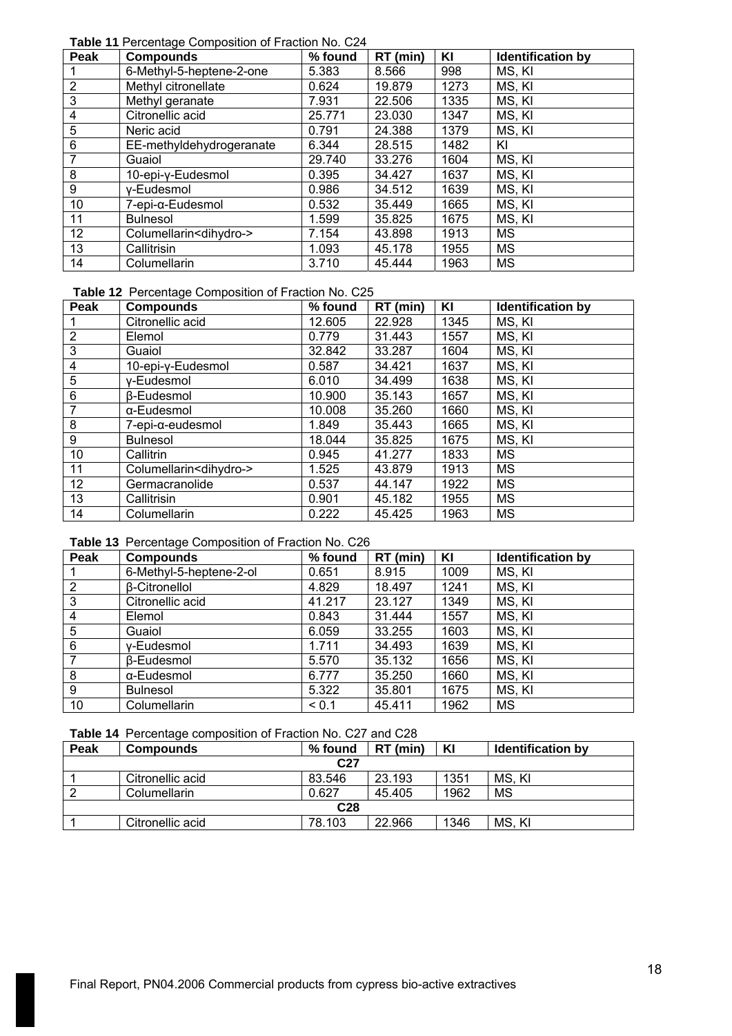**Table 11** Percentage Composition of Fraction No. C24

| Peak | Compounds | % found | RT (min) | KI | Identification by |
|---|---|---|---|---|---|
| 1 | 6-Methyl-5-heptene-2-one | 5.383 | 8.566 | 998 | MS, KI |
| 2 | Methyl citronellate | 0.624 | 19.879 | 1273 | MS, KI |
| 3 | Methyl geranate | 7.931 | 22.506 | 1335 | MS, KI |
| 4 | Citronellic acid | 25.771 | 23.030 | 1347 | MS, KI |
| 5 | Neric acid | 0.791 | 24.388 | 1379 | MS, KI |
| 6 | EE-methyldehydrogeranate | 6.344 | 28.515 | 1482 | KI |
| 7 | Guaiol | 29.740 | 33.276 | 1604 | MS, KI |
| 8 | 10-epi-γ-Eudesmol | 0.395 | 34.427 | 1637 | MS, KI |
| 9 | γ-Eudesmol | 0.986 | 34.512 | 1639 | MS, KI |
| 10 | 7-epi-α-Eudesmol | 0.532 | 35.449 | 1665 | MS, KI |
| 11 | Bulnesol | 1.599 | 35.825 | 1675 | MS, KI |
| 12 | Columellarin<dihydro-> | 7.154 | 43.898 | 1913 | MS |
| 13 | Callitrisin | 1.093 | 45.178 | 1955 | MS |
| 14 | Columellarin | 3.710 | 45.444 | 1963 | MS |

**Table 12** Percentage Composition of Fraction No. C25

| Peak | Compounds | % found | RT (min) | KI | Identification by |
|---|---|---|---|---|---|
| 1 | Citronellic acid | 12.605 | 22.928 | 1345 | MS, KI |
| 2 | Elemol | 0.779 | 31.443 | 1557 | MS, KI |
| 3 | Guaiol | 32.842 | 33.287 | 1604 | MS, KI |
| 4 | 10-epi-γ-Eudesmol | 0.587 | 34.421 | 1637 | MS, KI |
| 5 | γ-Eudesmol | 6.010 | 34.499 | 1638 | MS, KI |
| 6 | β-Eudesmol | 10.900 | 35.143 | 1657 | MS, KI |
| 7 | α-Eudesmol | 10.008 | 35.260 | 1660 | MS, KI |
| 8 | 7-epi-α-eudesmol | 1.849 | 35.443 | 1665 | MS, KI |
| 9 | Bulnesol | 18.044 | 35.825 | 1675 | MS, KI |
| 10 | Callitrin | 0.945 | 41.277 | 1833 | MS |
| 11 | Columellarin<dihydro-> | 1.525 | 43.879 | 1913 | MS |
| 12 | Germacranolide | 0.537 | 44.147 | 1922 | MS |
| 13 | Callitrisin | 0.901 | 45.182 | 1955 | MS |
| 14 | Columellarin | 0.222 | 45.425 | 1963 | MS |

**Table 13** Percentage Composition of Fraction No. C26

| Peak | Compounds | % found | RT (min) | KI | Identification by |
|---|---|---|---|---|---|
| 1 | 6-Methyl-5-heptene-2-ol | 0.651 | 8.915 | 1009 | MS, KI |
| 2 | β-Citronellol | 4.829 | 18.497 | 1241 | MS, KI |
| 3 | Citronellic acid | 41.217 | 23.127 | 1349 | MS, KI |
| 4 | Elemol | 0.843 | 31.444 | 1557 | MS, KI |
| 5 | Guaiol | 6.059 | 33.255 | 1603 | MS, KI |
| 6 | γ-Eudesmol | 1.711 | 34.493 | 1639 | MS, KI |
| 7 | β-Eudesmol | 5.570 | 35.132 | 1656 | MS, KI |
| 8 | α-Eudesmol | 6.777 | 35.250 | 1660 | MS, KI |
| 9 | Bulnesol | 5.322 | 35.801 | 1675 | MS, KI |
| 10 | Columellarin | < 0.1 | 45.411 | 1962 | MS |

**Table 14** Percentage composition of Fraction No. C27 and C28

| Peak | Compounds | % found | RT (min) | KI | Identification by |
|---|---|---|---|---|---|
| | | C27 | | | |
| 1 | Citronellic acid | 83.546 | 23.193 | 1351 | MS, KI |
| 2 | Columellarin | 0.627 | 45.405 | 1962 | MS |
| | | C28 | | | |
| 1 | Citronellic acid | 78.103 | 22.966 | 1346 | MS, KI |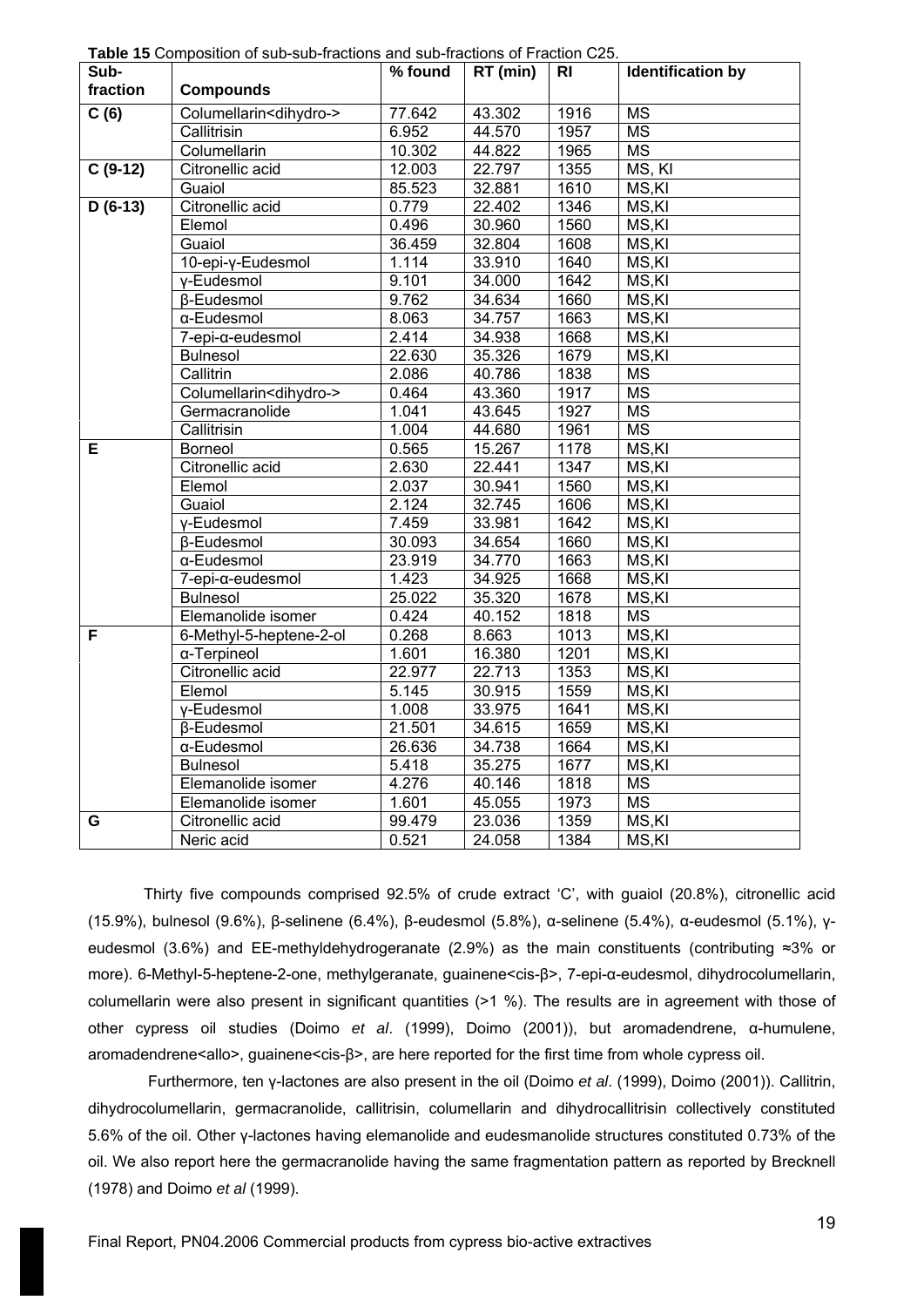**Table 15** Composition of sub-sub-fractions and sub-fractions of Fraction C25.

| Sub-fraction | Compounds | % found | RT (min) | RI | Identification by |
|---|---|---|---|---|---|
| **C (6)** | Columellarin<dihydro-> | 77.642 | 43.302 | 1916 | MS |
| | Callitrisin | 6.952 | 44.570 | 1957 | MS |
| | Columellarin | 10.302 | 44.822 | 1965 | MS |
| **C (9-12)** | Citronellic acid | 12.003 | 22.797 | 1355 | MS, KI |
| | Guaiol | 85.523 | 32.881 | 1610 | MS,KI |
| **D (6-13)** | Citronellic acid | 0.779 | 22.402 | 1346 | MS,KI |
| | Elemol | 0.496 | 30.960 | 1560 | MS,KI |
| | Guaiol | 36.459 | 32.804 | 1608 | MS,KI |
| | 10-epi-γ-Eudesmol | 1.114 | 33.910 | 1640 | MS,KI |
| | γ-Eudesmol | 9.101 | 34.000 | 1642 | MS,KI |
| | β-Eudesmol | 9.762 | 34.634 | 1660 | MS,KI |
| | α-Eudesmol | 8.063 | 34.757 | 1663 | MS,KI |
| | 7-epi-α-eudesmol | 2.414 | 34.938 | 1668 | MS,KI |
| | Bulnesol | 22.630 | 35.326 | 1679 | MS,KI |
| | Callitrin | 2.086 | 40.786 | 1838 | MS |
| | Columellarin<dihydro-> | 0.464 | 43.360 | 1917 | MS |
| | Germacranolide | 1.041 | 43.645 | 1927 | MS |
| | Callitrisin | 1.004 | 44.680 | 1961 | MS |
| **E** | Borneol | 0.565 | 15.267 | 1178 | MS,KI |
| | Citronellic acid | 2.630 | 22.441 | 1347 | MS,KI |
| | Elemol | 2.037 | 30.941 | 1560 | MS,KI |
| | Guaiol | 2.124 | 32.745 | 1606 | MS,KI |
| | γ-Eudesmol | 7.459 | 33.981 | 1642 | MS,KI |
| | β-Eudesmol | 30.093 | 34.654 | 1660 | MS,KI |
| | α-Eudesmol | 23.919 | 34.770 | 1663 | MS,KI |
| | 7-epi-α-eudesmol | 1.423 | 34.925 | 1668 | MS,KI |
| | Bulnesol | 25.022 | 35.320 | 1678 | MS,KI |
| | Elemanolide isomer | 0.424 | 40.152 | 1818 | MS |
| **F** | 6-Methyl-5-heptene-2-ol | 0.268 | 8.663 | 1013 | MS,KI |
| | α-Terpineol | 1.601 | 16.380 | 1201 | MS,KI |
| | Citronellic acid | 22.977 | 22.713 | 1353 | MS,KI |
| | Elemol | 5.145 | 30.915 | 1559 | MS,KI |
| | γ-Eudesmol | 1.008 | 33.975 | 1641 | MS,KI |
| | β-Eudesmol | 21.501 | 34.615 | 1659 | MS,KI |
| | α-Eudesmol | 26.636 | 34.738 | 1664 | MS,KI |
| | Bulnesol | 5.418 | 35.275 | 1677 | MS,KI |
| | Elemanolide isomer | 4.276 | 40.146 | 1818 | MS |
| | Elemanolide isomer | 1.601 | 45.055 | 1973 | MS |
| **G** | Citronellic acid | 99.479 | 23.036 | 1359 | MS,KI |
| | Neric acid | 0.521 | 24.058 | 1384 | MS,KI |

Thirty five compounds comprised 92.5% of crude extract 'C', with guaiol (20.8%), citronellic acid (15.9%), bulnesol (9.6%), β-selinene (6.4%), β-eudesmol (5.8%), α-selinene (5.4%), α-eudesmol (5.1%), γ-eudesmol (3.6%) and EE-methyldehydrogeranate (2.9%) as the main constituents (contributing ≈3% or more). 6-Methyl-5-heptene-2-one, methylgeranate, guainene<cis-β>, 7-epi-α-eudesmol, dihydrocolumellarin, columellarin were also present in significant quantities (>1 %). The results are in agreement with those of other cypress oil studies (Doimo *et al*. (1999), Doimo (2001)), but aromadendrene, α-humulene, aromadendrene<allo>, guainene<cis-β>, are here reported for the first time from whole cypress oil.

Furthermore, ten γ-lactones are also present in the oil (Doimo *et al*. (1999), Doimo (2001)). Callitrin, dihydrocolumellarin, germacranolide, callitrisin, columellarin and dihydrocallitrisin collectively constituted 5.6% of the oil. Other γ-lactones having elemanolide and eudesmanolide structures constituted 0.73% of the oil. We also report here the germacranolide having the same fragmentation pattern as reported by Brecknell (1978) and Doimo *et al* (1999).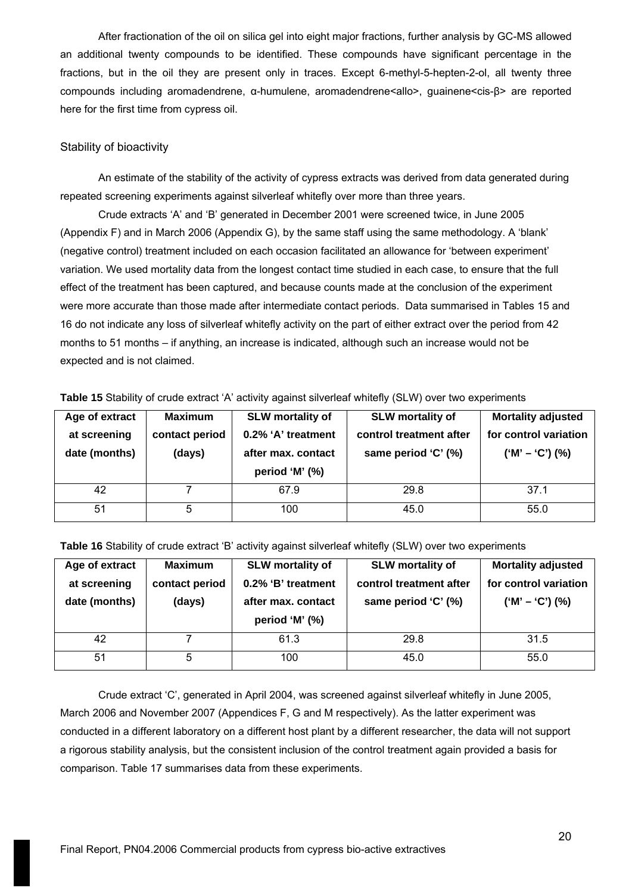After fractionation of the oil on silica gel into eight major fractions, further analysis by GC-MS allowed an additional twenty compounds to be identified. These compounds have significant percentage in the fractions, but in the oil they are present only in traces. Except 6-methyl-5-hepten-2-ol, all twenty three compounds including aromadendrene, α-humulene, aromadendrene<allo>, guainene<cis-β> are reported here for the first time from cypress oil.

## Stability of bioactivity

An estimate of the stability of the activity of cypress extracts was derived from data generated during repeated screening experiments against silverleaf whitefly over more than three years.

Crude extracts 'A' and 'B' generated in December 2001 were screened twice, in June 2005 (Appendix F) and in March 2006 (Appendix G), by the same staff using the same methodology. A 'blank' (negative control) treatment included on each occasion facilitated an allowance for 'between experiment' variation. We used mortality data from the longest contact time studied in each case, to ensure that the full effect of the treatment has been captured, and because counts made at the conclusion of the experiment were more accurate than those made after intermediate contact periods. Data summarised in Tables 15 and 16 do not indicate any loss of silverleaf whitefly activity on the part of either extract over the period from 42 months to 51 months – if anything, an increase is indicated, although such an increase would not be expected and is not claimed.

**Table 15** Stability of crude extract 'A' activity against silverleaf whitefly (SLW) over two experiments

| Age of extract at screening date (months) | Maximum contact period (days) | SLW mortality of 0.2% 'A' treatment after max. contact period 'M' (%) | SLW mortality of control treatment after same period 'C' (%) | Mortality adjusted for control variation ('M' – 'C') (%) |
|---|---|---|---|---|
| 42 | 7 | 67.9 | 29.8 | 37.1 |
| 51 | 5 | 100 | 45.0 | 55.0 |

**Table 16** Stability of crude extract 'B' activity against silverleaf whitefly (SLW) over two experiments

| Age of extract at screening date (months) | Maximum contact period (days) | SLW mortality of 0.2% 'B' treatment after max. contact period 'M' (%) | SLW mortality of control treatment after same period 'C' (%) | Mortality adjusted for control variation ('M' – 'C') (%) |
|---|---|---|---|---|
| 42 | 7 | 61.3 | 29.8 | 31.5 |
| 51 | 5 | 100 | 45.0 | 55.0 |

Crude extract 'C', generated in April 2004, was screened against silverleaf whitefly in June 2005, March 2006 and November 2007 (Appendices F, G and M respectively). As the latter experiment was conducted in a different laboratory on a different host plant by a different researcher, the data will not support a rigorous stability analysis, but the consistent inclusion of the control treatment again provided a basis for comparison. Table 17 summarises data from these experiments.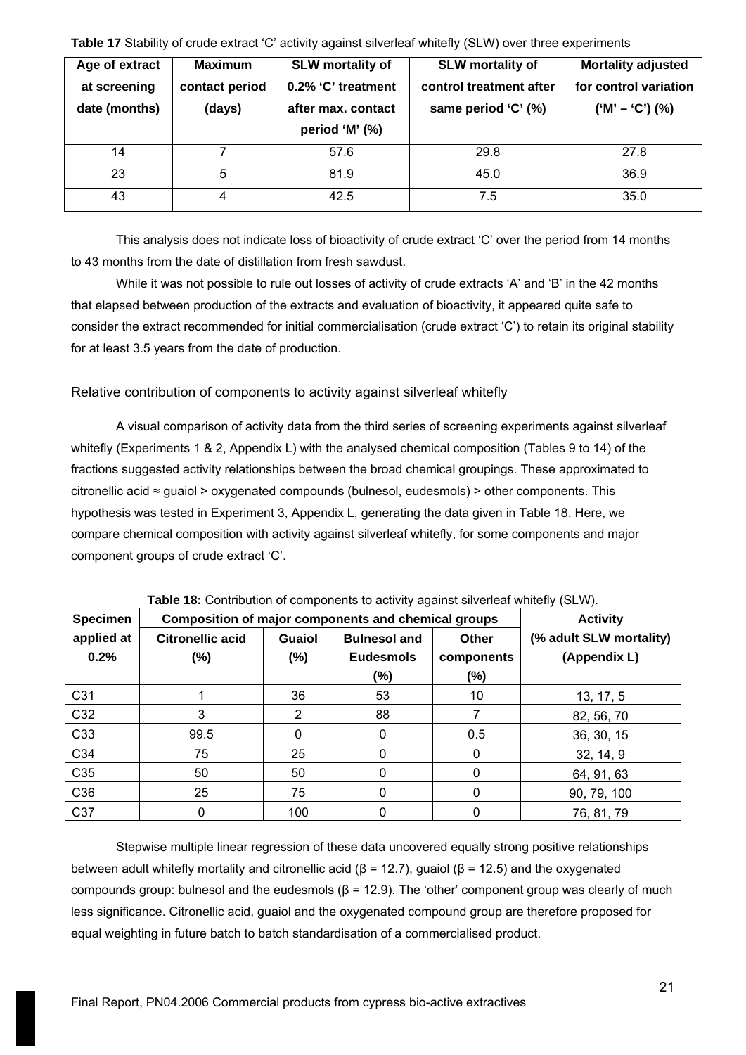**Table 17** Stability of crude extract 'C' activity against silverleaf whitefly (SLW) over three experiments

| Age of extract at screening date (months) | Maximum contact period (days) | SLW mortality of 0.2% 'C' treatment after max. contact period 'M' (%) | SLW mortality of control treatment after same period 'C' (%) | Mortality adjusted for control variation ('M' – 'C') (%) |
|---|---|---|---|---|
| 14 | 7 | 57.6 | 29.8 | 27.8 |
| 23 | 5 | 81.9 | 45.0 | 36.9 |
| 43 | 4 | 42.5 | 7.5 | 35.0 |

This analysis does not indicate loss of bioactivity of crude extract 'C' over the period from 14 months to 43 months from the date of distillation from fresh sawdust.

While it was not possible to rule out losses of activity of crude extracts 'A' and 'B' in the 42 months that elapsed between production of the extracts and evaluation of bioactivity, it appeared quite safe to consider the extract recommended for initial commercialisation (crude extract 'C') to retain its original stability for at least 3.5 years from the date of production.

## Relative contribution of components to activity against silverleaf whitefly

A visual comparison of activity data from the third series of screening experiments against silverleaf whitefly (Experiments 1 & 2, Appendix L) with the analysed chemical composition (Tables 9 to 14) of the fractions suggested activity relationships between the broad chemical groupings. These approximated to citronellic acid ≈ guaiol > oxygenated compounds (bulnesol, eudesmols) > other components. This hypothesis was tested in Experiment 3, Appendix L, generating the data given in Table 18. Here, we compare chemical composition with activity against silverleaf whitefly, for some components and major component groups of crude extract 'C'.

**Table 18:** Contribution of components to activity against silverleaf whitefly (SLW).

| Specimen applied at 0.2% | Composition of major components and chemical groups | | | | Activity |
|---|---|---|---|---|---|
| | Citronellic acid (%) | Guaiol (%) | Bulnesol and Eudesmols (%) | Other components (%) | (% adult SLW mortality) (Appendix L) |
| C31 | 1 | 36 | 53 | 10 | 13, 17, 5 |
| C32 | 3 | 2 | 88 | 7 | 82, 56, 70 |
| C33 | 99.5 | 0 | 0 | 0.5 | 36, 30, 15 |
| C34 | 75 | 25 | 0 | 0 | 32, 14, 9 |
| C35 | 50 | 50 | 0 | 0 | 64, 91, 63 |
| C36 | 25 | 75 | 0 | 0 | 90, 79, 100 |
| C37 | 0 | 100 | 0 | 0 | 76, 81, 79 |

Stepwise multiple linear regression of these data uncovered equally strong positive relationships between adult whitefly mortality and citronellic acid ($\beta = 12.7$), guaiol ($\beta = 12.5$) and the oxygenated compounds group: bulnesol and the eudesmols ($\beta = 12.9$). The 'other' component group was clearly of much less significance. Citronellic acid, guaiol and the oxygenated compound group are therefore proposed for equal weighting in future batch to batch standardisation of a commercialised product.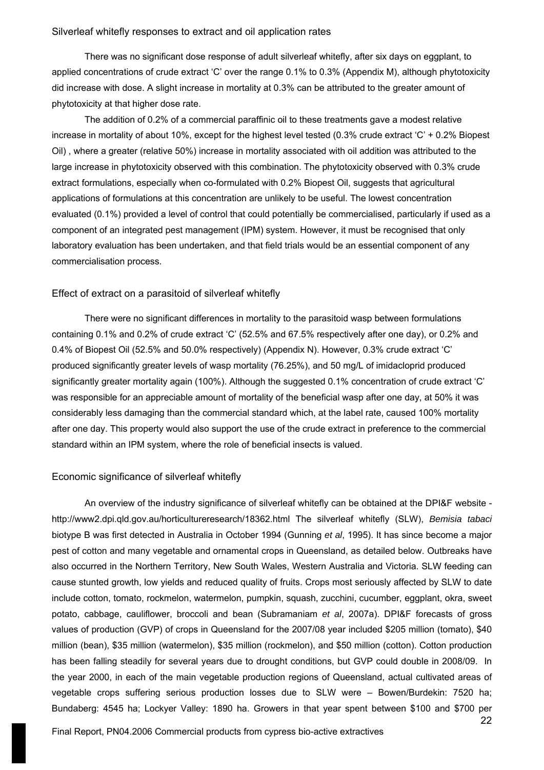### Silverleaf whitefly responses to extract and oil application rates

There was no significant dose response of adult silverleaf whitefly, after six days on eggplant, to applied concentrations of crude extract 'C' over the range 0.1% to 0.3% (Appendix M), although phytotoxicity did increase with dose. A slight increase in mortality at 0.3% can be attributed to the greater amount of phytotoxicity at that higher dose rate.

The addition of 0.2% of a commercial paraffinic oil to these treatments gave a modest relative increase in mortality of about 10%, except for the highest level tested (0.3% crude extract 'C' + 0.2% Biopest Oil) , where a greater (relative 50%) increase in mortality associated with oil addition was attributed to the large increase in phytotoxicity observed with this combination. The phytotoxicity observed with 0.3% crude extract formulations, especially when co-formulated with 0.2% Biopest Oil, suggests that agricultural applications of formulations at this concentration are unlikely to be useful. The lowest concentration evaluated (0.1%) provided a level of control that could potentially be commercialised, particularly if used as a component of an integrated pest management (IPM) system. However, it must be recognised that only laboratory evaluation has been undertaken, and that field trials would be an essential component of any commercialisation process.

### Effect of extract on a parasitoid of silverleaf whitefly

There were no significant differences in mortality to the parasitoid wasp between formulations containing 0.1% and 0.2% of crude extract 'C' (52.5% and 67.5% respectively after one day), or 0.2% and 0.4% of Biopest Oil (52.5% and 50.0% respectively) (Appendix N). However, 0.3% crude extract 'C' produced significantly greater levels of wasp mortality (76.25%), and 50 mg/L of imidacloprid produced significantly greater mortality again (100%). Although the suggested 0.1% concentration of crude extract 'C' was responsible for an appreciable amount of mortality of the beneficial wasp after one day, at 50% it was considerably less damaging than the commercial standard which, at the label rate, caused 100% mortality after one day. This property would also support the use of the crude extract in preference to the commercial standard within an IPM system, where the role of beneficial insects is valued.

### Economic significance of silverleaf whitefly

An overview of the industry significance of silverleaf whitefly can be obtained at the DPI&F website - http://www2.dpi.qld.gov.au/horticultureresearch/18362.html The silverleaf whitefly (SLW), *Bemisia tabaci* biotype B was first detected in Australia in October 1994 (Gunning *et al*, 1995). It has since become a major pest of cotton and many vegetable and ornamental crops in Queensland, as detailed below. Outbreaks have also occurred in the Northern Territory, New South Wales, Western Australia and Victoria. SLW feeding can cause stunted growth, low yields and reduced quality of fruits. Crops most seriously affected by SLW to date include cotton, tomato, rockmelon, watermelon, pumpkin, squash, zucchini, cucumber, eggplant, okra, sweet potato, cabbage, cauliflower, broccoli and bean (Subramaniam *et al*, 2007a). DPI&F forecasts of gross values of production (GVP) of crops in Queensland for the 2007/08 year included \$205 million (tomato), \$40 million (bean), \$35 million (watermelon), \$35 million (rockmelon), and \$50 million (cotton). Cotton production has been falling steadily for several years due to drought conditions, but GVP could double in 2008/09. In the year 2000, in each of the main vegetable production regions of Queensland, actual cultivated areas of vegetable crops suffering serious production losses due to SLW were – Bowen/Burdekin: 7520 ha; Bundaberg: 4545 ha; Lockyer Valley: 1890 ha. Growers in that year spent between \$100 and \$700 per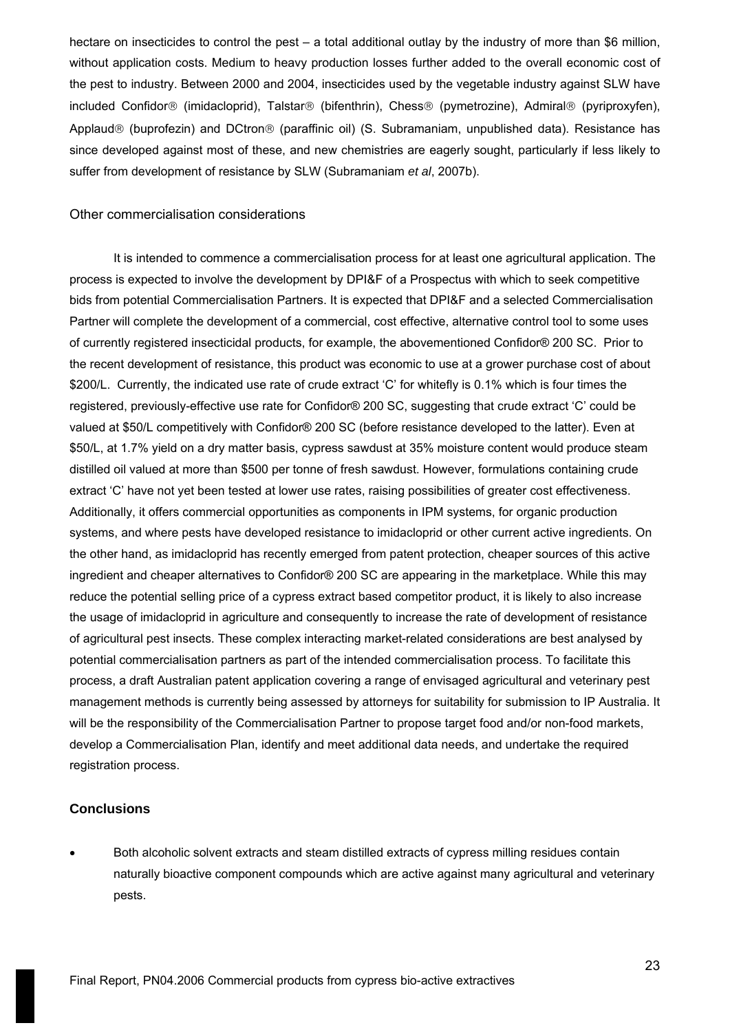hectare on insecticides to control the pest – a total additional outlay by the industry of more than $6 million, without application costs. Medium to heavy production losses further added to the overall economic cost of the pest to industry. Between 2000 and 2004, insecticides used by the vegetable industry against SLW have included Confidor® (imidacloprid), Talstar® (bifenthrin), Chess® (pymetrozine), Admiral® (pyriproxyfen), Applaud® (buprofezin) and DCtron® (paraffinic oil) (S. Subramaniam, unpublished data). Resistance has since developed against most of these, and new chemistries are eagerly sought, particularly if less likely to suffer from development of resistance by SLW (Subramaniam *et al*, 2007b).

### Other commercialisation considerations

It is intended to commence a commercialisation process for at least one agricultural application. The process is expected to involve the development by DPI&F of a Prospectus with which to seek competitive bids from potential Commercialisation Partners. It is expected that DPI&F and a selected Commercialisation Partner will complete the development of a commercial, cost effective, alternative control tool to some uses of currently registered insecticidal products, for example, the abovementioned Confidor® 200 SC. Prior to the recent development of resistance, this product was economic to use at a grower purchase cost of about $200/L. Currently, the indicated use rate of crude extract 'C' for whitefly is 0.1% which is four times the registered, previously-effective use rate for Confidor® 200 SC, suggesting that crude extract 'C' could be valued at $50/L competitively with Confidor® 200 SC (before resistance developed to the latter). Even at $50/L, at 1.7% yield on a dry matter basis, cypress sawdust at 35% moisture content would produce steam distilled oil valued at more than $500 per tonne of fresh sawdust. However, formulations containing crude extract 'C' have not yet been tested at lower use rates, raising possibilities of greater cost effectiveness. Additionally, it offers commercial opportunities as components in IPM systems, for organic production systems, and where pests have developed resistance to imidacloprid or other current active ingredients. On the other hand, as imidacloprid has recently emerged from patent protection, cheaper sources of this active ingredient and cheaper alternatives to Confidor® 200 SC are appearing in the marketplace. While this may reduce the potential selling price of a cypress extract based competitor product, it is likely to also increase the usage of imidacloprid in agriculture and consequently to increase the rate of development of resistance of agricultural pest insects. These complex interacting market-related considerations are best analysed by potential commercialisation partners as part of the intended commercialisation process. To facilitate this process, a draft Australian patent application covering a range of envisaged agricultural and veterinary pest management methods is currently being assessed by attorneys for suitability for submission to IP Australia. It will be the responsibility of the Commercialisation Partner to propose target food and/or non-food markets, develop a Commercialisation Plan, identify and meet additional data needs, and undertake the required registration process.

## Conclusions

- Both alcoholic solvent extracts and steam distilled extracts of cypress milling residues contain naturally bioactive component compounds which are active against many agricultural and veterinary pests.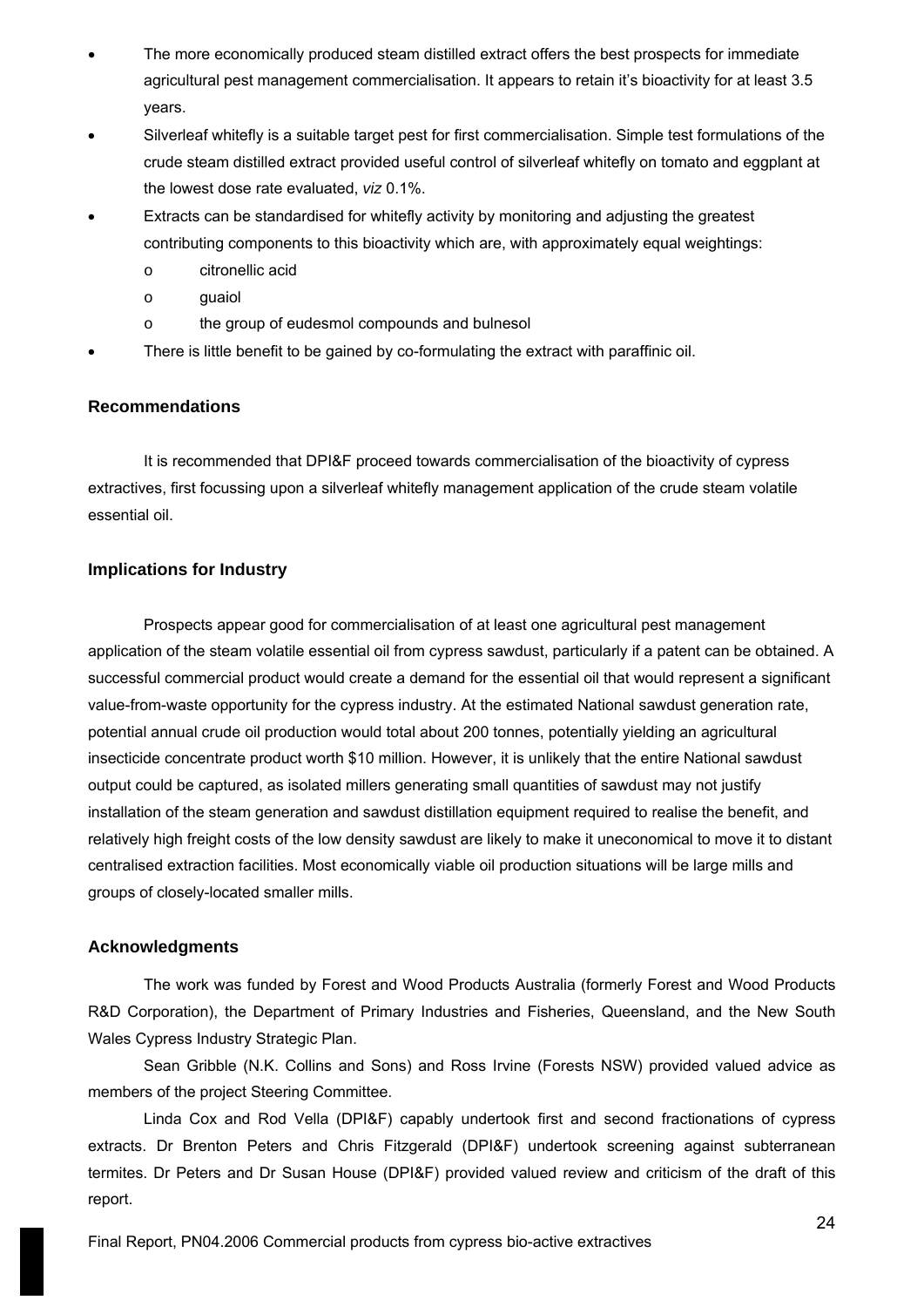- The more economically produced steam distilled extract offers the best prospects for immediate agricultural pest management commercialisation. It appears to retain it's bioactivity for at least 3.5 years.
- Silverleaf whitefly is a suitable target pest for first commercialisation. Simple test formulations of the crude steam distilled extract provided useful control of silverleaf whitefly on tomato and eggplant at the lowest dose rate evaluated, *viz* 0.1%.
- Extracts can be standardised for whitefly activity by monitoring and adjusting the greatest contributing components to this bioactivity which are, with approximately equal weightings:
  - citronellic acid
  - guaiol
  - the group of eudesmol compounds and bulnesol
- There is little benefit to be gained by co-formulating the extract with paraffinic oil.

### Recommendations

It is recommended that DPI&F proceed towards commercialisation of the bioactivity of cypress extractives, first focussing upon a silverleaf whitefly management application of the crude steam volatile essential oil.

### Implications for Industry

Prospects appear good for commercialisation of at least one agricultural pest management application of the steam volatile essential oil from cypress sawdust, particularly if a patent can be obtained. A successful commercial product would create a demand for the essential oil that would represent a significant value-from-waste opportunity for the cypress industry. At the estimated National sawdust generation rate, potential annual crude oil production would total about 200 tonnes, potentially yielding an agricultural insecticide concentrate product worth $10 million. However, it is unlikely that the entire National sawdust output could be captured, as isolated millers generating small quantities of sawdust may not justify installation of the steam generation and sawdust distillation equipment required to realise the benefit, and relatively high freight costs of the low density sawdust are likely to make it uneconomical to move it to distant centralised extraction facilities. Most economically viable oil production situations will be large mills and groups of closely-located smaller mills.

### Acknowledgments

The work was funded by Forest and Wood Products Australia (formerly Forest and Wood Products R&D Corporation), the Department of Primary Industries and Fisheries, Queensland, and the New South Wales Cypress Industry Strategic Plan.

Sean Gribble (N.K. Collins and Sons) and Ross Irvine (Forests NSW) provided valued advice as members of the project Steering Committee.

Linda Cox and Rod Vella (DPI&F) capably undertook first and second fractionations of cypress extracts. Dr Brenton Peters and Chris Fitzgerald (DPI&F) undertook screening against subterranean termites. Dr Peters and Dr Susan House (DPI&F) provided valued review and criticism of the draft of this report.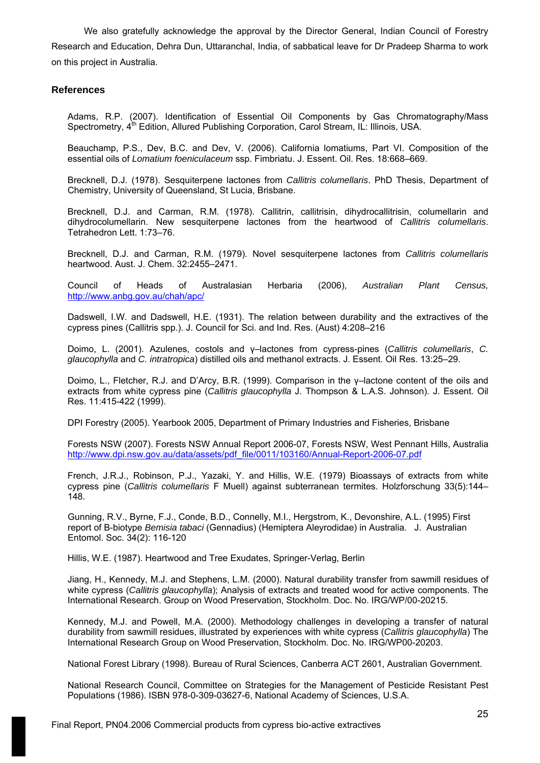We also gratefully acknowledge the approval by the Director General, Indian Council of Forestry Research and Education, Dehra Dun, Uttaranchal, India, of sabbatical leave for Dr Pradeep Sharma to work on this project in Australia.

## References

Adams, R.P. (2007). Identification of Essential Oil Components by Gas Chromatography/Mass Spectrometry, 4$^{th}$ Edition, Allured Publishing Corporation, Carol Stream, IL: Illinois, USA.

Beauchamp, P.S., Dev, B.C. and Dev, V. (2006). California lomatiums, Part VI. Composition of the essential oils of *Lomatium foeniculaceum* ssp. Fimbriatu. J. Essent. Oil. Res. 18:668–669.

Brecknell, D.J. (1978). Sesquiterpene lactones from *Callitris columellaris*. PhD Thesis, Department of Chemistry, University of Queensland, St Lucia, Brisbane.

Brecknell, D.J. and Carman, R.M. (1978). Callitrin, callitrisin, dihydrocallitrisin, columellarin and dihydrocolumellarin. New sesquiterpene lactones from the heartwood of *Callitris columellaris*. Tetrahedron Lett. 1:73–76.

Brecknell, D.J. and Carman, R.M. (1979). Novel sesquiterpene lactones from *Callitris columellaris* heartwood. Aust. J. Chem. 32:2455–2471.

Council of Heads of Australasian Herbaria (2006), *Australian Plant Census,* http://www.anbg.gov.au/chah/apc/

Dadswell, I.W. and Dadswell, H.E. (1931). The relation between durability and the extractives of the cypress pines (Callitris spp.). J. Council for Sci. and Ind. Res. (Aust) 4:208–216

Doimo, L. (2001). Azulenes, costols and γ–lactones from cypress-pines (*Callitris columellaris*, *C. glaucophylla* and *C. intratropica*) distilled oils and methanol extracts. J. Essent. Oil Res. 13:25–29.

Doimo, L., Fletcher, R.J. and D'Arcy, B.R. (1999). Comparison in the γ–lactone content of the oils and extracts from white cypress pine (*Callitris glaucophylla* J. Thompson & L.A.S. Johnson). J. Essent. Oil Res. 11:415-422 (1999).

DPI Forestry (2005). Yearbook 2005, Department of Primary Industries and Fisheries, Brisbane

Forests NSW (2007). Forests NSW Annual Report 2006-07, Forests NSW, West Pennant Hills, Australia http://www.dpi.nsw.gov.au/data/assets/pdf_file/0011/103160/Annual-Report-2006-07.pdf

French, J.R.J., Robinson, P.J., Yazaki, Y. and Hillis, W.E. (1979) Bioassays of extracts from white cypress pine (*Callitris columellaris* F Muell) against subterranean termites. Holzforschung 33(5):144–148.

Gunning, R.V., Byrne, F.J., Conde, B.D., Connelly, M.I., Hergstrom, K., Devonshire, A.L. (1995) First report of B-biotype *Bemisia tabaci* (Gennadius) (Hemiptera Aleyrodidae) in Australia. J. Australian Entomol. Soc. 34(2): 116-120

Hillis, W.E. (1987). Heartwood and Tree Exudates, Springer-Verlag, Berlin

Jiang, H., Kennedy, M.J. and Stephens, L.M. (2000). Natural durability transfer from sawmill residues of white cypress (*Callitris glaucophylla*); Analysis of extracts and treated wood for active components. The International Research. Group on Wood Preservation, Stockholm. Doc. No. IRG/WP/00-20215.

Kennedy, M.J. and Powell, M.A. (2000). Methodology challenges in developing a transfer of natural durability from sawmill residues, illustrated by experiences with white cypress (*Callitris glaucophylla*) The International Research Group on Wood Preservation, Stockholm. Doc. No. IRG/WP00-20203.

National Forest Library (1998). Bureau of Rural Sciences, Canberra ACT 2601, Australian Government.

National Research Council, Committee on Strategies for the Management of Pesticide Resistant Pest Populations (1986). ISBN 978-0-309-03627-6, National Academy of Sciences, U.S.A.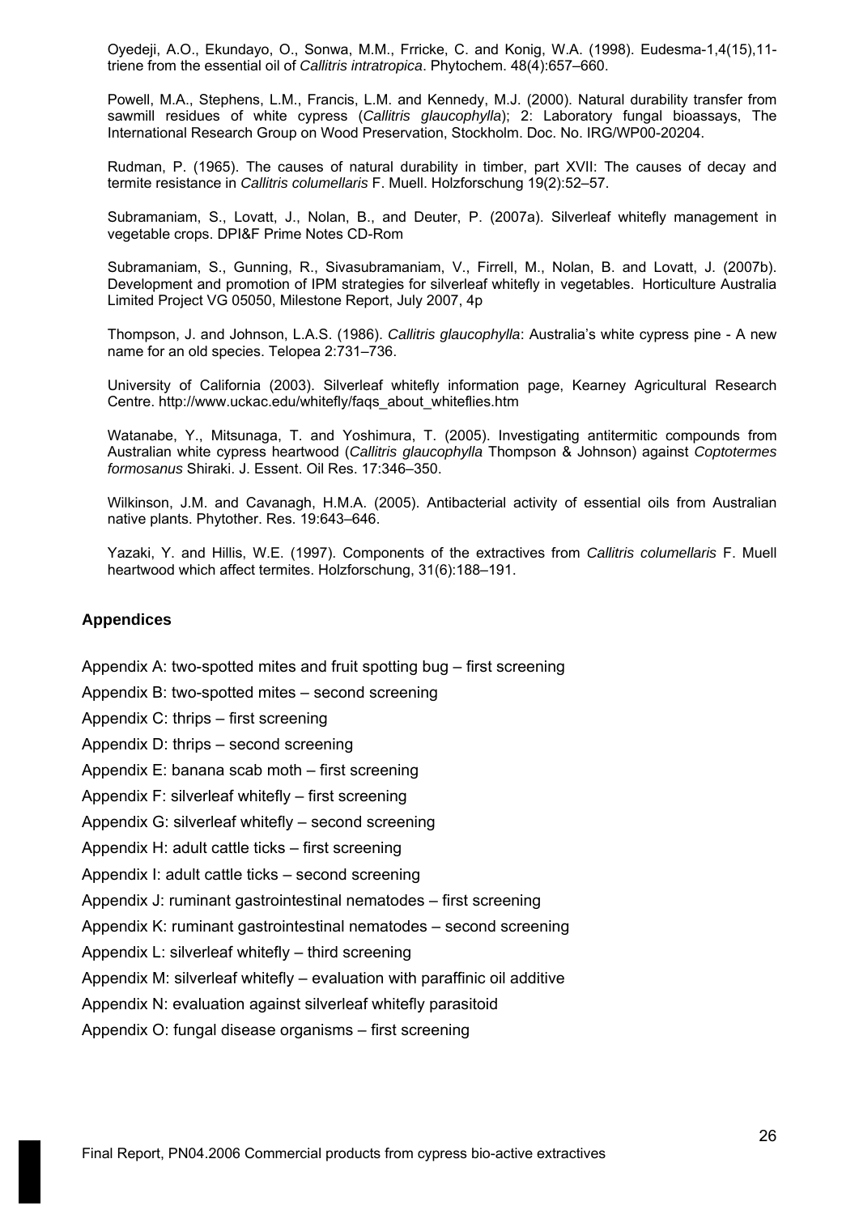Oyedeji, A.O., Ekundayo, O., Sonwa, M.M., Frricke, C. and Konig, W.A. (1998). Eudesma-1,4(15),11-triene from the essential oil of *Callitris intratropica*. Phytochem. 48(4):657–660.

Powell, M.A., Stephens, L.M., Francis, L.M. and Kennedy, M.J. (2000). Natural durability transfer from sawmill residues of white cypress (*Callitris glaucophylla*); 2: Laboratory fungal bioassays, The International Research Group on Wood Preservation, Stockholm. Doc. No. IRG/WP00-20204.

Rudman, P. (1965). The causes of natural durability in timber, part XVII: The causes of decay and termite resistance in *Callitris columellaris* F. Muell. Holzforschung 19(2):52–57.

Subramaniam, S., Lovatt, J., Nolan, B., and Deuter, P. (2007a). Silverleaf whitefly management in vegetable crops. DPI&F Prime Notes CD-Rom

Subramaniam, S., Gunning, R., Sivasubramaniam, V., Firrell, M., Nolan, B. and Lovatt, J. (2007b). Development and promotion of IPM strategies for silverleaf whitefly in vegetables. Horticulture Australia Limited Project VG 05050, Milestone Report, July 2007, 4p

Thompson, J. and Johnson, L.A.S. (1986). *Callitris glaucophylla*: Australia's white cypress pine - A new name for an old species. Telopea 2:731–736.

University of California (2003). Silverleaf whitefly information page, Kearney Agricultural Research Centre. http://www.uckac.edu/whitefly/faqs_about_whiteflies.htm

Watanabe, Y., Mitsunaga, T. and Yoshimura, T. (2005). Investigating antitermitic compounds from Australian white cypress heartwood (*Callitris glaucophylla* Thompson & Johnson) against *Coptotermes formosanus* Shiraki. J. Essent. Oil Res. 17:346–350.

Wilkinson, J.M. and Cavanagh, H.M.A. (2005). Antibacterial activity of essential oils from Australian native plants. Phytother. Res. 19:643–646.

Yazaki, Y. and Hillis, W.E. (1997). Components of the extractives from *Callitris columellaris* F. Muell heartwood which affect termites. Holzforschung, 31(6):188–191.

## Appendices

Appendix A: two-spotted mites and fruit spotting bug – first screening

Appendix B: two-spotted mites – second screening

Appendix C: thrips – first screening

Appendix D: thrips – second screening

Appendix E: banana scab moth – first screening

Appendix F: silverleaf whitefly – first screening

Appendix G: silverleaf whitefly – second screening

Appendix H: adult cattle ticks – first screening

Appendix I: adult cattle ticks – second screening

Appendix J: ruminant gastrointestinal nematodes – first screening

Appendix K: ruminant gastrointestinal nematodes – second screening

Appendix L: silverleaf whitefly – third screening

Appendix M: silverleaf whitefly – evaluation with paraffinic oil additive

Appendix N: evaluation against silverleaf whitefly parasitoid

Appendix O: fungal disease organisms – first screening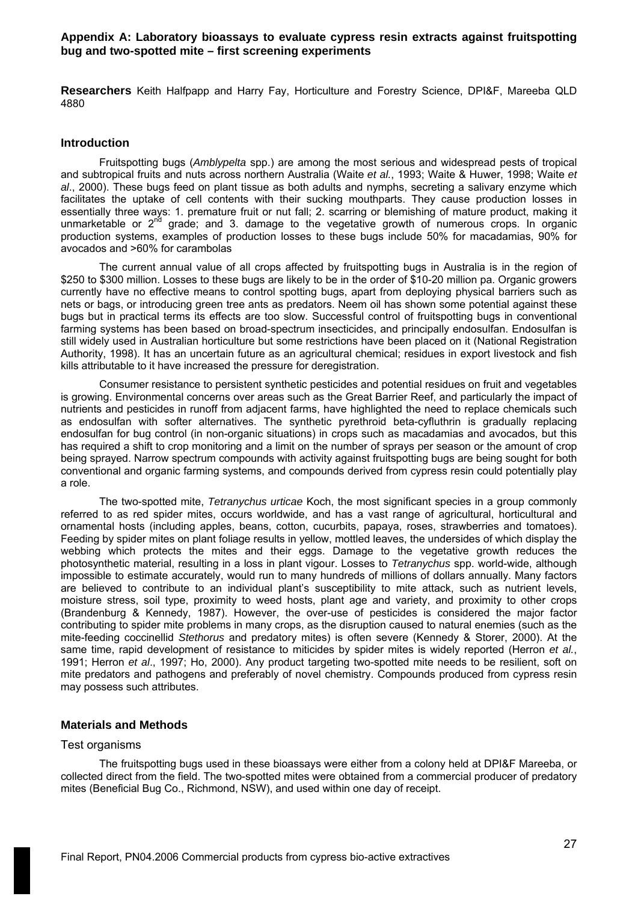## Appendix A: Laboratory bioassays to evaluate cypress resin extracts against fruitspotting bug and two-spotted mite – first screening experiments

**Researchers** Keith Halfpapp and Harry Fay, Horticulture and Forestry Science, DPI&F, Mareeba QLD 4880

### Introduction

Fruitspotting bugs (*Amblypelta* spp.) are among the most serious and widespread pests of tropical and subtropical fruits and nuts across northern Australia (Waite *et al.*, 1993; Waite & Huwer, 1998; Waite *et al*., 2000). These bugs feed on plant tissue as both adults and nymphs, secreting a salivary enzyme which facilitates the uptake of cell contents with their sucking mouthparts. They cause production losses in essentially three ways: 1. premature fruit or nut fall; 2. scarring or blemishing of mature product, making it unmarketable or 2nd grade; and 3. damage to the vegetative growth of numerous crops. In organic production systems, examples of production losses to these bugs include 50% for macadamias, 90% for avocados and >60% for carambolas

The current annual value of all crops affected by fruitspotting bugs in Australia is in the region of \$250 to \$300 million. Losses to these bugs are likely to be in the order of \$10-20 million pa. Organic growers currently have no effective means to control spotting bugs, apart from deploying physical barriers such as nets or bags, or introducing green tree ants as predators. Neem oil has shown some potential against these bugs but in practical terms its effects are too slow. Successful control of fruitspotting bugs in conventional farming systems has been based on broad-spectrum insecticides, and principally endosulfan. Endosulfan is still widely used in Australian horticulture but some restrictions have been placed on it (National Registration Authority, 1998). It has an uncertain future as an agricultural chemical; residues in export livestock and fish kills attributable to it have increased the pressure for deregistration.

Consumer resistance to persistent synthetic pesticides and potential residues on fruit and vegetables is growing. Environmental concerns over areas such as the Great Barrier Reef, and particularly the impact of nutrients and pesticides in runoff from adjacent farms, have highlighted the need to replace chemicals such as endosulfan with softer alternatives. The synthetic pyrethroid beta-cyfluthrin is gradually replacing endosulfan for bug control (in non-organic situations) in crops such as macadamias and avocados, but this has required a shift to crop monitoring and a limit on the number of sprays per season or the amount of crop being sprayed. Narrow spectrum compounds with activity against fruitspotting bugs are being sought for both conventional and organic farming systems, and compounds derived from cypress resin could potentially play a role.

The two-spotted mite, *Tetranychus urticae* Koch, the most significant species in a group commonly referred to as red spider mites, occurs worldwide, and has a vast range of agricultural, horticultural and ornamental hosts (including apples, beans, cotton, cucurbits, papaya, roses, strawberries and tomatoes). Feeding by spider mites on plant foliage results in yellow, mottled leaves, the undersides of which display the webbing which protects the mites and their eggs. Damage to the vegetative growth reduces the photosynthetic material, resulting in a loss in plant vigour. Losses to *Tetranychus* spp. world-wide, although impossible to estimate accurately, would run to many hundreds of millions of dollars annually. Many factors are believed to contribute to an individual plant's susceptibility to mite attack, such as nutrient levels, moisture stress, soil type, proximity to weed hosts, plant age and variety, and proximity to other crops (Brandenburg & Kennedy, 1987). However, the over-use of pesticides is considered the major factor contributing to spider mite problems in many crops, as the disruption caused to natural enemies (such as the mite-feeding coccinellid *Stethorus* and predatory mites) is often severe (Kennedy & Storer, 2000). At the same time, rapid development of resistance to miticides by spider mites is widely reported (Herron *et al.*, 1991; Herron *et al*., 1997; Ho, 2000). Any product targeting two-spotted mite needs to be resilient, soft on mite predators and pathogens and preferably of novel chemistry. Compounds produced from cypress resin may possess such attributes.

### Materials and Methods

#### Test organisms

The fruitspotting bugs used in these bioassays were either from a colony held at DPI&F Mareeba, or collected direct from the field. The two-spotted mites were obtained from a commercial producer of predatory mites (Beneficial Bug Co., Richmond, NSW), and used within one day of receipt.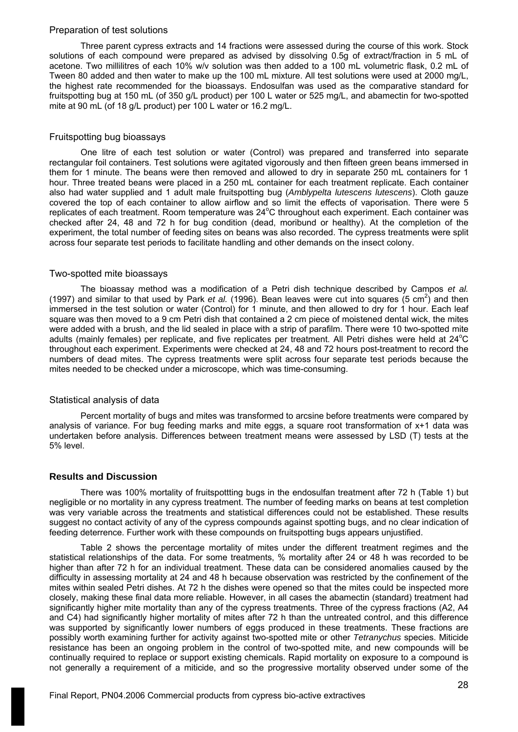### Preparation of test solutions

Three parent cypress extracts and 14 fractions were assessed during the course of this work. Stock solutions of each compound were prepared as advised by dissolving 0.5g of extract/fraction in 5 mL of acetone. Two millilitres of each 10% w/v solution was then added to a 100 mL volumetric flask, 0.2 mL of Tween 80 added and then water to make up the 100 mL mixture. All test solutions were used at 2000 mg/L, the highest rate recommended for the bioassays. Endosulfan was used as the comparative standard for fruitspotting bug at 150 mL (of 350 g/L product) per 100 L water or 525 mg/L, and abamectin for two-spotted mite at 90 mL (of 18 g/L product) per 100 L water or 16.2 mg/L.

### Fruitspotting bug bioassays

One litre of each test solution or water (Control) was prepared and transferred into separate rectangular foil containers. Test solutions were agitated vigorously and then fifteen green beans immersed in them for 1 minute. The beans were then removed and allowed to dry in separate 250 mL containers for 1 hour. Three treated beans were placed in a 250 mL container for each treatment replicate. Each container also had water supplied and 1 adult male fruitspotting bug (*Amblypelta lutescens lutescens*). Cloth gauze covered the top of each container to allow airflow and so limit the effects of vaporisation. There were 5 replicates of each treatment. Room temperature was 24°C throughout each experiment. Each container was checked after 24, 48 and 72 h for bug condition (dead, moribund or healthy). At the completion of the experiment, the total number of feeding sites on beans was also recorded. The cypress treatments were split across four separate test periods to facilitate handling and other demands on the insect colony.

### Two-spotted mite bioassays

The bioassay method was a modification of a Petri dish technique described by Campos *et al.* (1997) and similar to that used by Park *et al.* (1996). Bean leaves were cut into squares (5 $cm^2$) and then immersed in the test solution or water (Control) for 1 minute, and then allowed to dry for 1 hour. Each leaf square was then moved to a 9 cm Petri dish that contained a 2 cm piece of moistened dental wick, the mites were added with a brush, and the lid sealed in place with a strip of parafilm. There were 10 two-spotted mite adults (mainly females) per replicate, and five replicates per treatment. All Petri dishes were held at 24°C throughout each experiment. Experiments were checked at 24, 48 and 72 hours post-treatment to record the numbers of dead mites. The cypress treatments were split across four separate test periods because the mites needed to be checked under a microscope, which was time-consuming.

### Statistical analysis of data

Percent mortality of bugs and mites was transformed to arcsine before treatments were compared by analysis of variance. For bug feeding marks and mite eggs, a square root transformation of x+1 data was undertaken before analysis. Differences between treatment means were assessed by LSD (T) tests at the 5% level.

## Results and Discussion

There was 100% mortality of fruitspottting bugs in the endosulfan treatment after 72 h (Table 1) but negligible or no mortality in any cypress treatment. The number of feeding marks on beans at test completion was very variable across the treatments and statistical differences could not be established. These results suggest no contact activity of any of the cypress compounds against spotting bugs, and no clear indication of feeding deterrence. Further work with these compounds on fruitspotting bugs appears unjustified.

Table 2 shows the percentage mortality of mites under the different treatment regimes and the statistical relationships of the data. For some treatments, % mortality after 24 or 48 h was recorded to be higher than after 72 h for an individual treatment. These data can be considered anomalies caused by the difficulty in assessing mortality at 24 and 48 h because observation was restricted by the confinement of the mites within sealed Petri dishes. At 72 h the dishes were opened so that the mites could be inspected more closely, making these final data more reliable. However, in all cases the abamectin (standard) treatment had significantly higher mite mortality than any of the cypress treatments. Three of the cypress fractions (A2, A4 and C4) had significantly higher mortality of mites after 72 h than the untreated control, and this difference was supported by significantly lower numbers of eggs produced in these treatments. These fractions are possibly worth examining further for activity against two-spotted mite or other *Tetranychus* species. Miticide resistance has been an ongoing problem in the control of two-spotted mite, and new compounds will be continually required to replace or support existing chemicals. Rapid mortality on exposure to a compound is not generally a requirement of a miticide, and so the progressive mortality observed under some of the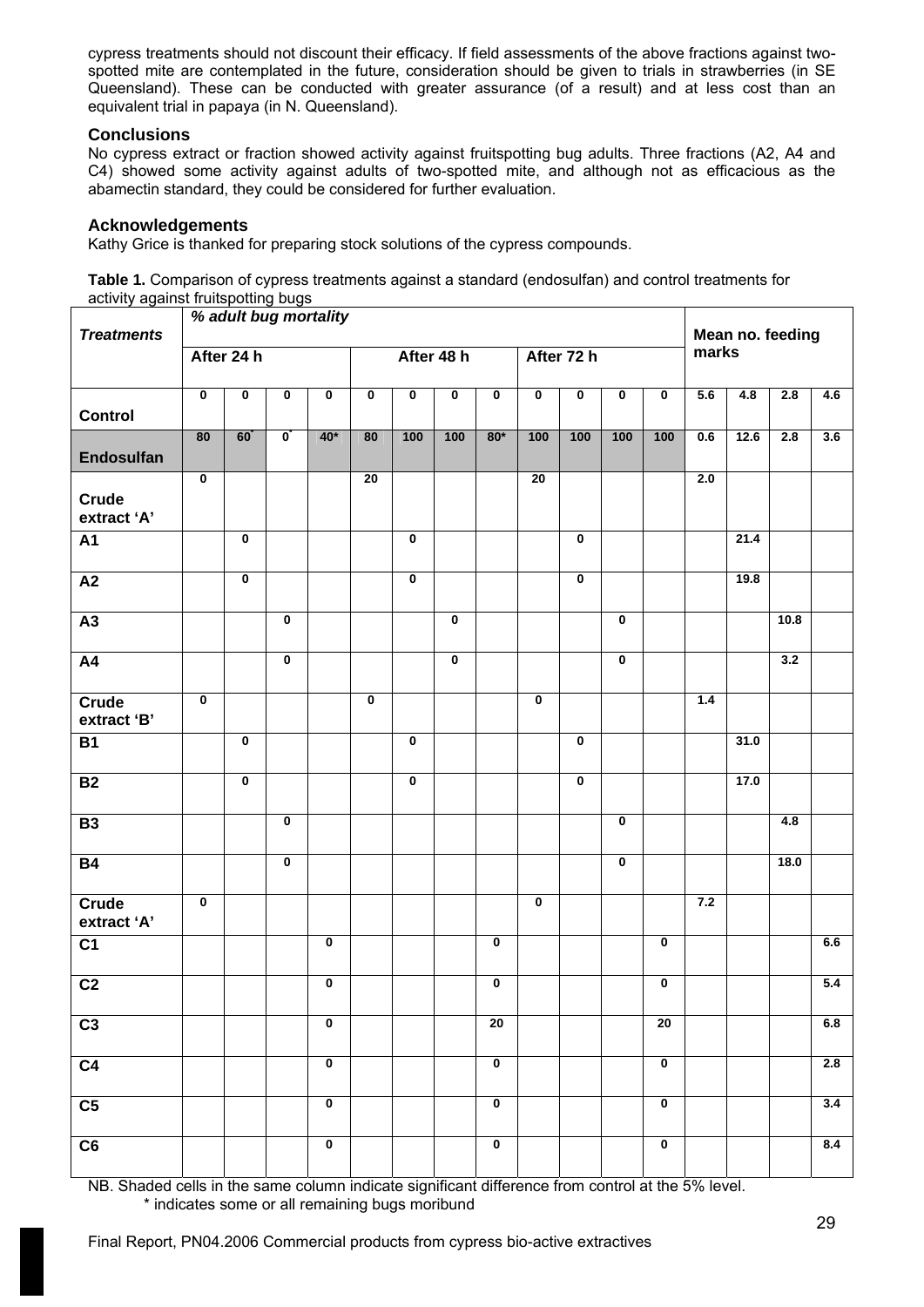cypress treatments should not discount their efficacy. If field assessments of the above fractions against two-spotted mite are contemplated in the future, consideration should be given to trials in strawberries (in SE Queensland). These can be conducted with greater assurance (of a result) and at less cost than an equivalent trial in papaya (in N. Queensland).

## Conclusions

No cypress extract or fraction showed activity against fruitspotting bug adults. Three fractions (A2, A4 and C4) showed some activity against adults of two-spotted mite, and although not as efficacious as the abamectin standard, they could be considered for further evaluation.

## Acknowledgements

Kathy Grice is thanked for preparing stock solutions of the cypress compounds.

**Table 1.** Comparison of cypress treatments against a standard (endosulfan) and control treatments for activity against fruitspotting bugs

| *Treatments* | *% adult bug mortality* | | | | | | | | | | | | Mean no. feeding marks | | | |
|---|---|---|---|---|---|---|---|---|---|---|---|---|---|---|---|---|
| | After 24 h | | | | After 48 h | | | | After 72 h | | | | | | | |
| **Control** | 0 | 0 | 0 | 0 | 0 | 0 | 0 | 0 | 0 | 0 | 0 | 0 | 5.6 | 4.8 | 2.8 | 4.6 |
| **Endosulfan** | 80 | 60* | 0* | 40* | 80 | 100 | 100 | 80* | 100 | 100 | 100 | 100 | 0.6 | 12.6 | 2.8 | 3.6 |
| **Crude extract 'A'** | 0 | | | | 20 | | | | 20 | | | | 2.0 | | | |
| **A1** | | 0 | | | | 0 | | | | 0 | | | | 21.4 | | |
| **A2** | | 0 | | | | 0 | | | | 0 | | | | 19.8 | | |
| **A3** | | | 0 | | | | 0 | | | | 0 | | | | 10.8 | |
| **A4** | | | 0 | | | | 0 | | | | 0 | | | | 3.2 | |
| **Crude extract 'B'** | 0 | | | | 0 | | | | 0 | | | | 1.4 | | | |
| **B1** | | 0 | | | | 0 | | | | 0 | | | | 31.0 | | |
| **B2** | | 0 | | | | 0 | | | | 0 | | | | 17.0 | | |
| **B3** | | | 0 | | | | | | | | 0 | | | | 4.8 | |
| **B4** | | | 0 | | | | | | | | 0 | | | | 18.0 | |
| **Crude extract 'A'** | 0 | | | | | | | | 0 | | | | 7.2 | | | |
| **C1** | | | | 0 | | | | 0 | | | | 0 | | | | 6.6 |
| **C2** | | | | 0 | | | | 0 | | | | 0 | | | | 5.4 |
| **C3** | | | | 0 | | | | 20 | | | | 20 | | | | 6.8 |
| **C4** | | | | 0 | | | | 0 | | | | 0 | | | | 2.8 |
| **C5** | | | | 0 | | | | 0 | | | | 0 | | | | 3.4 |
| **C6** | | | | 0 | | | | 0 | | | | 0 | | | | 8.4 |

NB. Shaded cells in the same column indicate significant difference from control at the 5% level.
\* indicates some or all remaining bugs moribund

Final Report, PN04.2006 Commercial products from cypress bio-active extractives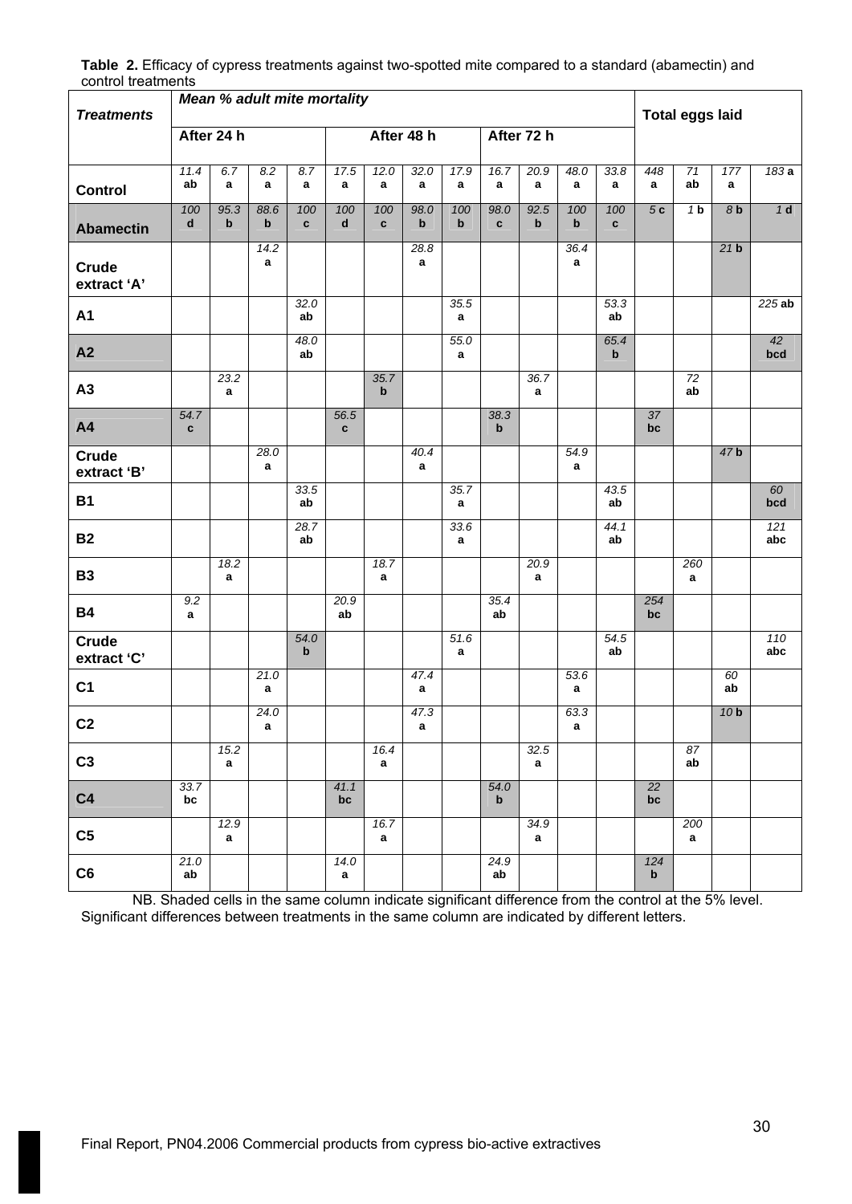**Table 2.** Efficacy of cypress treatments against two-spotted mite compared to a standard (abamectin) and control treatments

| Treatments | Mean % adult mite mortality | | | | | | | | | | | | Total eggs laid | | | |
|---|---|---|---|---|---|---|---|---|---|---|---|---|---|---|---|---|
| | After 24 h | | | | After 48 h | | | | After 72 h | | | | | | | |
| **Control** | 11.4 ab | 6.7 a | 8.2 a | 8.7 a | 17.5 a | 12.0 a | 32.0 a | 17.9 a | 16.7 a | 20.9 a | 48.0 a | 33.8 a | 448 a | 71 ab | 177 a | 183 a |
| **Abamectin** | 100 d | 95.3 b | 88.6 b | 100 c | 100 d | 100 c | 98.0 b | 100 b | 98.0 c | 92.5 b | 100 b | 100 c | 5 c | 1 b | 8 b | 1 d |
| **Crude extract 'A'** | | | 14.2 a | | | | 28.8 a | | | | 36.4 a | | | | 21 b | |
| **A1** | | | | 32.0 ab | | | | 35.5 a | | | | 53.3 ab | | | | 225 ab |
| **A2** | | | | 48.0 ab | | | | 55.0 a | | | | 65.4 b | | | | 42 bcd |
| **A3** | | 23.2 a | | | | 35.7 b | | | | 36.7 a | | | | 72 ab | | |
| **A4** | 54.7 c | | | | 56.5 c | | | | 38.3 b | | | | 37 bc | | | |
| **Crude extract 'B'** | | | 28.0 a | | | | 40.4 a | | | | 54.9 a | | | | 47 b | |
| **B1** | | | | 33.5 ab | | | | 35.7 a | | | | 43.5 ab | | | | 60 bcd |
| **B2** | | | | 28.7 ab | | | | 33.6 a | | | | 44.1 ab | | | | 121 abc |
| **B3** | | 18.2 a | | | | 18.7 a | | | | 20.9 a | | | | 260 a | | |
| **B4** | 9.2 a | | | | 20.9 ab | | | | 35.4 ab | | | | 254 bc | | | |
| **Crude extract 'C'** | | | | 54.0 b | | | | 51.6 a | | | | 54.5 ab | | | | 110 abc |
| **C1** | | | 21.0 a | | | | 47.4 a | | | | 53.6 a | | | | 60 ab | |
| **C2** | | | 24.0 a | | | | 47.3 a | | | | 63.3 a | | | | 10 b | |
| **C3** | | 15.2 a | | | | 16.4 a | | | | 32.5 a | | | | 87 ab | | |
| **C4** | 33.7 bc | | | | 41.1 bc | | | | 54.0 b | | | | 22 bc | | | |
| **C5** | | 12.9 a | | | | 16.7 a | | | | 34.9 a | | | | 200 a | | |
| **C6** | 21.0 ab | | | | 14.0 a | | | | 24.9 ab | | | | 124 b | | | |

NB. Shaded cells in the same column indicate significant difference from the control at the 5% level. Significant differences between treatments in the same column are indicated by different letters.

Final Report, PN04.2006 Commercial products from cypress bio-active extractives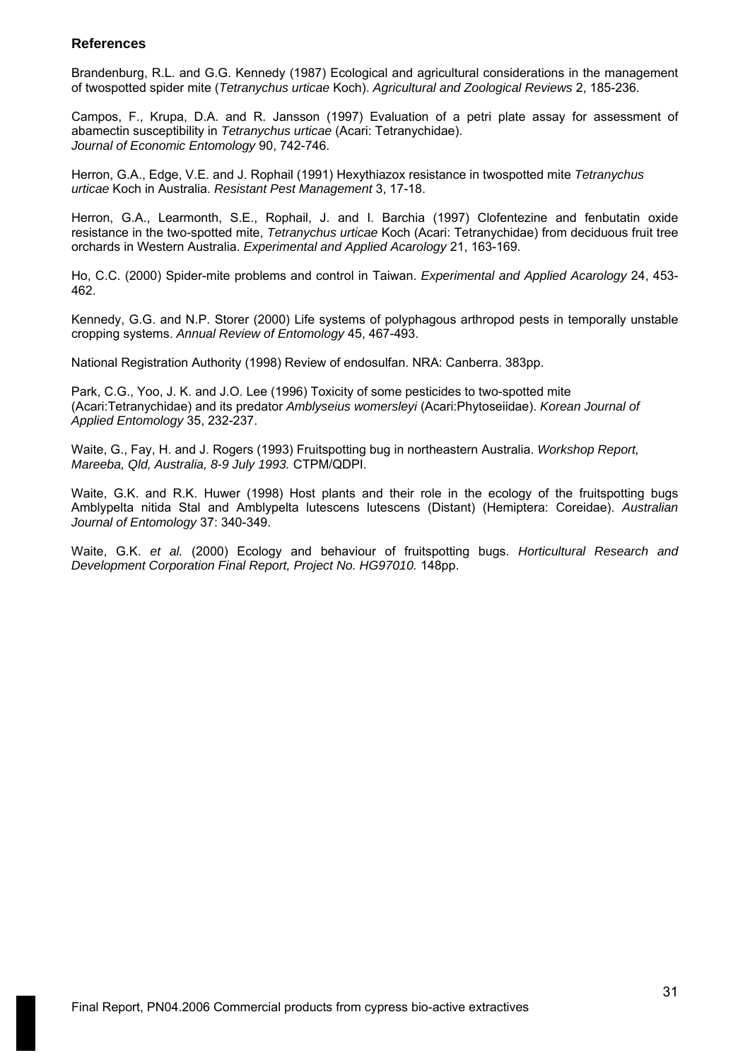## References

Brandenburg, R.L. and G.G. Kennedy (1987) Ecological and agricultural considerations in the management of twospotted spider mite (*Tetranychus urticae* Koch). *Agricultural and Zoological Reviews* 2, 185-236.

Campos, F., Krupa, D.A. and R. Jansson (1997) Evaluation of a petri plate assay for assessment of abamectin susceptibility in *Tetranychus urticae* (Acari: Tetranychidae). *Journal of Economic Entomology* 90, 742-746.

Herron, G.A., Edge, V.E. and J. Rophail (1991) Hexythiazox resistance in twospotted mite *Tetranychus urticae* Koch in Australia. *Resistant Pest Management* 3, 17-18.

Herron, G.A., Learmonth, S.E., Rophail, J. and I. Barchia (1997) Clofentezine and fenbutatin oxide resistance in the two-spotted mite, *Tetranychus urticae* Koch (Acari: Tetranychidae) from deciduous fruit tree orchards in Western Australia. *Experimental and Applied Acarology* 21, 163-169.

Ho, C.C. (2000) Spider-mite problems and control in Taiwan. *Experimental and Applied Acarology* 24, 453-462.

Kennedy, G.G. and N.P. Storer (2000) Life systems of polyphagous arthropod pests in temporally unstable cropping systems. *Annual Review of Entomology* 45, 467-493.

National Registration Authority (1998) Review of endosulfan. NRA: Canberra. 383pp.

Park, C.G., Yoo, J. K. and J.O. Lee (1996) Toxicity of some pesticides to two-spotted mite (Acari:Tetranychidae) and its predator *Amblyseius womersleyi* (Acari:Phytoseiidae). *Korean Journal of Applied Entomology* 35, 232-237.

Waite, G., Fay, H. and J. Rogers (1993) Fruitspotting bug in northeastern Australia. *Workshop Report, Mareeba, Qld, Australia, 8-9 July 1993.* CTPM/QDPI.

Waite, G.K. and R.K. Huwer (1998) Host plants and their role in the ecology of the fruitspotting bugs Amblypelta nitida Stal and Amblypelta lutescens lutescens (Distant) (Hemiptera: Coreidae). *Australian Journal of Entomology* 37: 340-349.

Waite, G.K. *et al.* (2000) Ecology and behaviour of fruitspotting bugs. *Horticultural Research and Development Corporation Final Report, Project No. HG97010.* 148pp.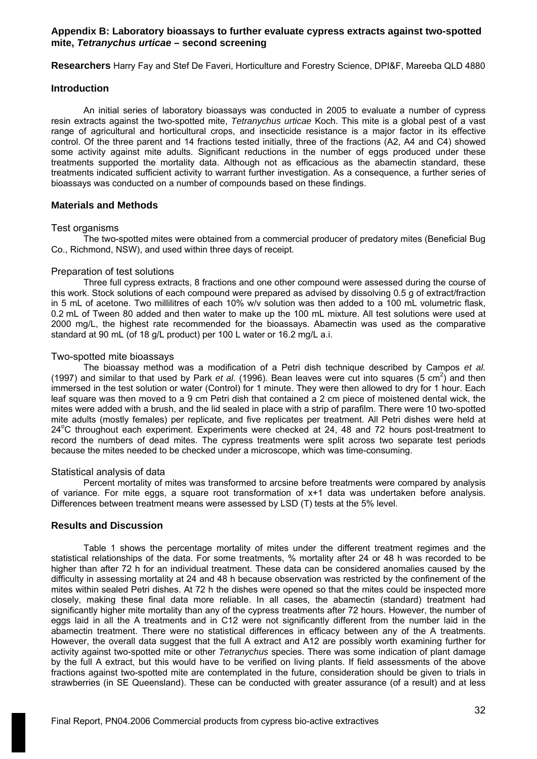## Appendix B: Laboratory bioassays to further evaluate cypress extracts against two-spotted mite, *Tetranychus urticae* – second screening

**Researchers** Harry Fay and Stef De Faveri, Horticulture and Forestry Science, DPI&F, Mareeba QLD 4880

### Introduction

An initial series of laboratory bioassays was conducted in 2005 to evaluate a number of cypress resin extracts against the two-spotted mite, *Tetranychus urticae* Koch. This mite is a global pest of a vast range of agricultural and horticultural crops, and insecticide resistance is a major factor in its effective control. Of the three parent and 14 fractions tested initially, three of the fractions (A2, A4 and C4) showed some activity against mite adults. Significant reductions in the number of eggs produced under these treatments supported the mortality data. Although not as efficacious as the abamectin standard, these treatments indicated sufficient activity to warrant further investigation. As a consequence, a further series of bioassays was conducted on a number of compounds based on these findings.

### Materials and Methods

#### Test organisms

The two-spotted mites were obtained from a commercial producer of predatory mites (Beneficial Bug Co., Richmond, NSW), and used within three days of receipt.

#### Preparation of test solutions

Three full cypress extracts, 8 fractions and one other compound were assessed during the course of this work. Stock solutions of each compound were prepared as advised by dissolving 0.5 g of extract/fraction in 5 mL of acetone. Two millilitres of each 10% w/v solution was then added to a 100 mL volumetric flask, 0.2 mL of Tween 80 added and then water to make up the 100 mL mixture. All test solutions were used at 2000 mg/L, the highest rate recommended for the bioassays. Abamectin was used as the comparative standard at 90 mL (of 18 g/L product) per 100 L water or 16.2 mg/L a.i.

#### Two-spotted mite bioassays

The bioassay method was a modification of a Petri dish technique described by Campos *et al.* (1997) and similar to that used by Park *et al.* (1996). Bean leaves were cut into squares (5 $cm^2$) and then immersed in the test solution or water (Control) for 1 minute. They were then allowed to dry for 1 hour. Each leaf square was then moved to a 9 cm Petri dish that contained a 2 cm piece of moistened dental wick, the mites were added with a brush, and the lid sealed in place with a strip of parafilm. There were 10 two-spotted mite adults (mostly females) per replicate, and five replicates per treatment. All Petri dishes were held at 24°C throughout each experiment. Experiments were checked at 24, 48 and 72 hours post-treatment to record the numbers of dead mites. The cypress treatments were split across two separate test periods because the mites needed to be checked under a microscope, which was time-consuming.

#### Statistical analysis of data

Percent mortality of mites was transformed to arcsine before treatments were compared by analysis of variance. For mite eggs, a square root transformation of x+1 data was undertaken before analysis. Differences between treatment means were assessed by LSD (T) tests at the 5% level.

### Results and Discussion

Table 1 shows the percentage mortality of mites under the different treatment regimes and the statistical relationships of the data. For some treatments, % mortality after 24 or 48 h was recorded to be higher than after 72 h for an individual treatment. These data can be considered anomalies caused by the difficulty in assessing mortality at 24 and 48 h because observation was restricted by the confinement of the mites within sealed Petri dishes. At 72 h the dishes were opened so that the mites could be inspected more closely, making these final data more reliable. In all cases, the abamectin (standard) treatment had significantly higher mite mortality than any of the cypress treatments after 72 hours. However, the number of eggs laid in all the A treatments and in C12 were not significantly different from the number laid in the abamectin treatment. There were no statistical differences in efficacy between any of the A treatments. However, the overall data suggest that the full A extract and A12 are possibly worth examining further for activity against two-spotted mite or other *Tetranychus* species. There was some indication of plant damage by the full A extract, but this would have to be verified on living plants. If field assessments of the above fractions against two-spotted mite are contemplated in the future, consideration should be given to trials in strawberries (in SE Queensland). These can be conducted with greater assurance (of a result) and at less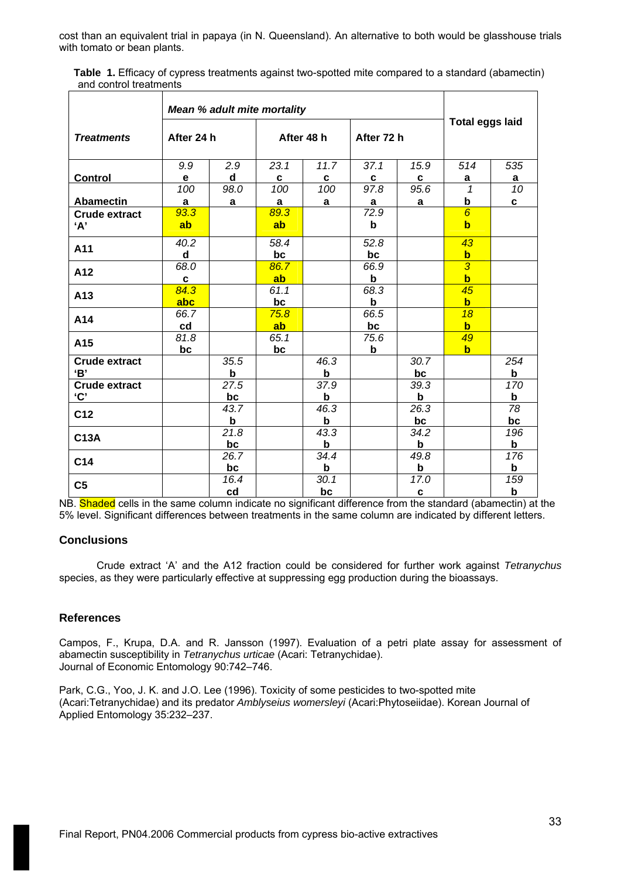cost than an equivalent trial in papaya (in N. Queensland). An alternative to both would be glasshouse trials with tomato or bean plants.

**Table 1.** Efficacy of cypress treatments against two-spotted mite compared to a standard (abamectin) and control treatments

| *Treatments* | *Mean % adult mite mortality* | | | | | | **Total eggs laid** | |
|---|---|---|---|---|---|---|---|---|
| | **After 24 h** | | **After 48 h** | | **After 72 h** | | | |
| **Control** | *9.9* **e** | *2.9* **d** | *23.1* **c** | *11.7* **c** | *37.1* **c** | *15.9* **c** | *514* **a** | *535* **a** |
| **Abamectin** | *100* **a** | *98.0* **a** | *100* **a** | *100* **a** | *97.8* **a** | *95.6* **a** | *1* **b** | *10* **c** |
| **Crude extract 'A'** | *93.3* **ab** | | *89.3* **ab** | | *72.9* **b** | | *6* **b** | |
| **A11** | *40.2* **d** | | *58.4* **bc** | | *52.8* **bc** | | *43* **b** | |
| **A12** | *68.0* **c** | | *86.7* **ab** | | *66.9* **b** | | *3* **b** | |
| **A13** | *84.3* **abc** | | *61.1* **bc** | | *68.3* **b** | | *45* **b** | |
| **A14** | *66.7* **cd** | | *75.8* **ab** | | *66.5* **bc** | | *18* **b** | |
| **A15** | *81.8* **bc** | | *65.1* **bc** | | *75.6* **b** | | *49* **b** | |
| **Crude extract 'B'** | | *35.5* **b** | | *46.3* **b** | | *30.7* **bc** | | *254* **b** |
| **Crude extract 'C'** | | *27.5* **bc** | | *37.9* **b** | | *39.3* **b** | | *170* **b** |
| **C12** | | *43.7* **b** | | *46.3* **b** | | *26.3* **bc** | | *78* **bc** |
| **C13A** | | *21.8* **bc** | | *43.3* **b** | | *34.2* **b** | | *196* **b** |
| **C14** | | *26.7* **bc** | | *34.4* **b** | | *49.8* **b** | | *176* **b** |
| **C5** | | *16.4* **cd** | | *30.1* **bc** | | *17.0* **c** | | *159* **b** |

NB. Shaded cells in the same column indicate no significant difference from the standard (abamectin) at the 5% level. Significant differences between treatments in the same column are indicated by different letters.

## Conclusions

Crude extract 'A' and the A12 fraction could be considered for further work against *Tetranychus* species, as they were particularly effective at suppressing egg production during the bioassays.

## References

Campos, F., Krupa, D.A. and R. Jansson (1997). Evaluation of a petri plate assay for assessment of abamectin susceptibility in *Tetranychus urticae* (Acari: Tetranychidae). Journal of Economic Entomology 90:742–746.

Park, C.G., Yoo, J. K. and J.O. Lee (1996). Toxicity of some pesticides to two-spotted mite (Acari:Tetranychidae) and its predator *Amblyseius womersleyi* (Acari:Phytoseiidae). Korean Journal of Applied Entomology 35:232–237.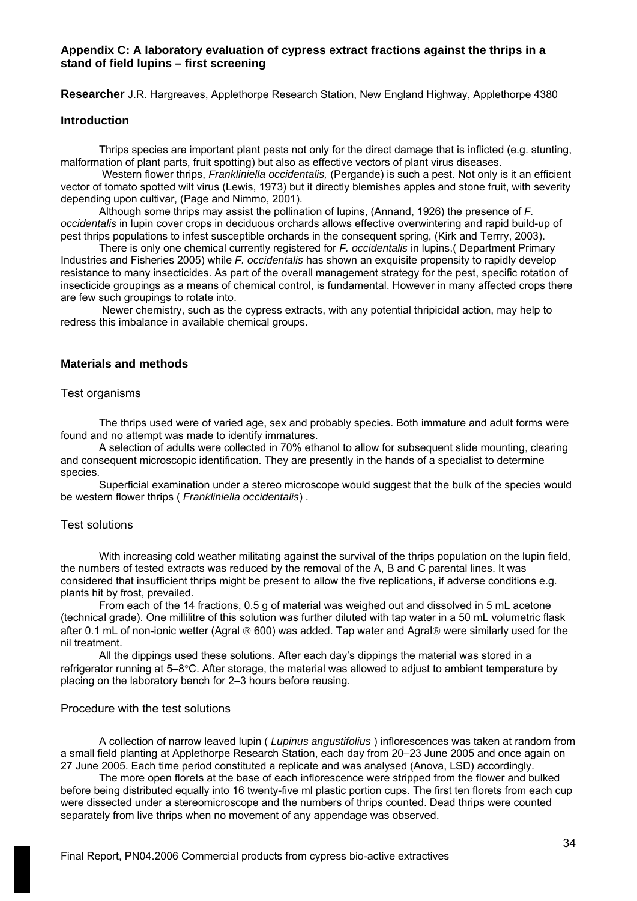## Appendix C: A laboratory evaluation of cypress extract fractions against the thrips in a stand of field lupins – first screening

**Researcher** J.R. Hargreaves, Applethorpe Research Station, New England Highway, Applethorpe 4380

### Introduction

Thrips species are important plant pests not only for the direct damage that is inflicted (e.g. stunting, malformation of plant parts, fruit spotting) but also as effective vectors of plant virus diseases.

Western flower thrips, *Frankliniella occidentalis,* (Pergande) is such a pest. Not only is it an efficient vector of tomato spotted wilt virus (Lewis, 1973) but it directly blemishes apples and stone fruit, with severity depending upon cultivar, (Page and Nimmo, 2001).

Although some thrips may assist the pollination of lupins, (Annand, 1926) the presence of *F. occidentalis* in lupin cover crops in deciduous orchards allows effective overwintering and rapid build-up of pest thrips populations to infest susceptible orchards in the consequent spring, (Kirk and Terrry, 2003).

There is only one chemical currently registered for *F. occidentalis* in lupins.( Department Primary Industries and Fisheries 2005) while *F. occidentalis* has shown an exquisite propensity to rapidly develop resistance to many insecticides. As part of the overall management strategy for the pest, specific rotation of insecticide groupings as a means of chemical control, is fundamental. However in many affected crops there are few such groupings to rotate into.

Newer chemistry, such as the cypress extracts, with any potential thripicidal action, may help to redress this imbalance in available chemical groups.

### Materials and methods

#### Test organisms

The thrips used were of varied age, sex and probably species. Both immature and adult forms were found and no attempt was made to identify immatures.

A selection of adults were collected in 70% ethanol to allow for subsequent slide mounting, clearing and consequent microscopic identification. They are presently in the hands of a specialist to determine species.

Superficial examination under a stereo microscope would suggest that the bulk of the species would be western flower thrips ( *Frankliniella occidentalis*) .

#### Test solutions

With increasing cold weather militating against the survival of the thrips population on the lupin field, the numbers of tested extracts was reduced by the removal of the A, B and C parental lines. It was considered that insufficient thrips might be present to allow the five replications, if adverse conditions e.g. plants hit by frost, prevailed.

From each of the 14 fractions, 0.5 g of material was weighed out and dissolved in 5 mL acetone (technical grade). One millilitre of this solution was further diluted with tap water in a 50 mL volumetric flask after 0.1 mL of non-ionic wetter (Agral ® 600) was added. Tap water and Agral® were similarly used for the nil treatment.

All the dippings used these solutions. After each day's dippings the material was stored in a refrigerator running at 5–8°C. After storage, the material was allowed to adjust to ambient temperature by placing on the laboratory bench for 2–3 hours before reusing.

#### Procedure with the test solutions

A collection of narrow leaved lupin ( *Lupinus angustifolius* ) inflorescences was taken at random from a small field planting at Applethorpe Research Station, each day from 20–23 June 2005 and once again on 27 June 2005. Each time period constituted a replicate and was analysed (Anova, LSD) accordingly.

The more open florets at the base of each inflorescence were stripped from the flower and bulked before being distributed equally into 16 twenty-five ml plastic portion cups. The first ten florets from each cup were dissected under a stereomicroscope and the numbers of thrips counted. Dead thrips were counted separately from live thrips when no movement of any appendage was observed.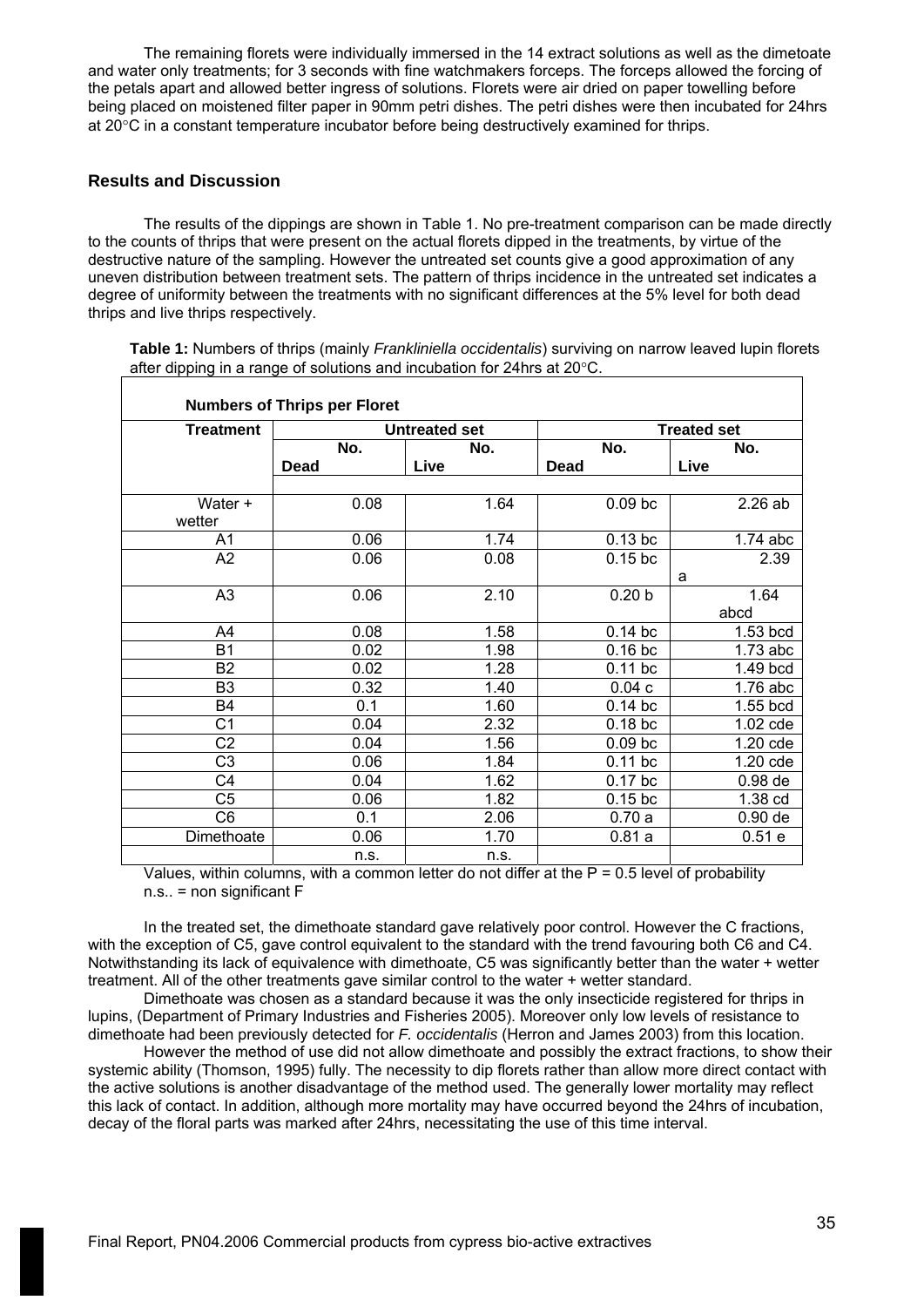The remaining florets were individually immersed in the 14 extract solutions as well as the dimetoate and water only treatments; for 3 seconds with fine watchmakers forceps. The forceps allowed the forcing of the petals apart and allowed better ingress of solutions. Florets were air dried on paper towelling before being placed on moistened filter paper in 90mm petri dishes. The petri dishes were then incubated for 24hrs at 20°C in a constant temperature incubator before being destructively examined for thrips.

## Results and Discussion

The results of the dippings are shown in Table 1. No pre-treatment comparison can be made directly to the counts of thrips that were present on the actual florets dipped in the treatments, by virtue of the destructive nature of the sampling. However the untreated set counts give a good approximation of any uneven distribution between treatment sets. The pattern of thrips incidence in the untreated set indicates a degree of uniformity between the treatments with no significant differences at the 5% level for both dead thrips and live thrips respectively.

**Table 1:** Numbers of thrips (mainly *Frankliniella occidentalis*) surviving on narrow leaved lupin florets after dipping in a range of solutions and incubation for 24hrs at 20°C.

| Numbers of Thrips per Floret | | | | |
|---|---|---|---|---|
| **Treatment** | **Untreated set** | | **Treated set** | |
| | **No. Dead** | **No. Live** | **No. Dead** | **No. Live** |
| Water + wetter | 0.08 | 1.64 | 0.09 bc | 2.26 ab |
| A1 | 0.06 | 1.74 | 0.13 bc | 1.74 abc |
| A2 | 0.06 | 0.08 | 0.15 bc | 2.39 a |
| A3 | 0.06 | 2.10 | 0.20 b | 1.64 abcd |
| A4 | 0.08 | 1.58 | 0.14 bc | 1.53 bcd |
| B1 | 0.02 | 1.98 | 0.16 bc | 1.73 abc |
| B2 | 0.02 | 1.28 | 0.11 bc | 1.49 bcd |
| B3 | 0.32 | 1.40 | 0.04 c | 1.76 abc |
| B4 | 0.1 | 1.60 | 0.14 bc | 1.55 bcd |
| C1 | 0.04 | 2.32 | 0.18 bc | 1.02 cde |
| C2 | 0.04 | 1.56 | 0.09 bc | 1.20 cde |
| C3 | 0.06 | 1.84 | 0.11 bc | 1.20 cde |
| C4 | 0.04 | 1.62 | 0.17 bc | 0.98 de |
| C5 | 0.06 | 1.82 | 0.15 bc | 1.38 cd |
| C6 | 0.1 | 2.06 | 0.70 a | 0.90 de |
| Dimethoate | 0.06 | 1.70 | 0.81 a | 0.51 e |
| | n.s. | n.s. | | |

Values, within columns, with a common letter do not differ at the P = 0.5 level of probability
n.s.. = non significant F

In the treated set, the dimethoate standard gave relatively poor control. However the C fractions, with the exception of C5, gave control equivalent to the standard with the trend favouring both C6 and C4. Notwithstanding its lack of equivalence with dimethoate, C5 was significantly better than the water + wetter treatment. All of the other treatments gave similar control to the water + wetter standard.

Dimethoate was chosen as a standard because it was the only insecticide registered for thrips in lupins, (Department of Primary Industries and Fisheries 2005). Moreover only low levels of resistance to dimethoate had been previously detected for *F. occidentalis* (Herron and James 2003) from this location.

However the method of use did not allow dimethoate and possibly the extract fractions, to show their systemic ability (Thomson, 1995) fully. The necessity to dip florets rather than allow more direct contact with the active solutions is another disadvantage of the method used. The generally lower mortality may reflect this lack of contact. In addition, although more mortality may have occurred beyond the 24hrs of incubation, decay of the floral parts was marked after 24hrs, necessitating the use of this time interval.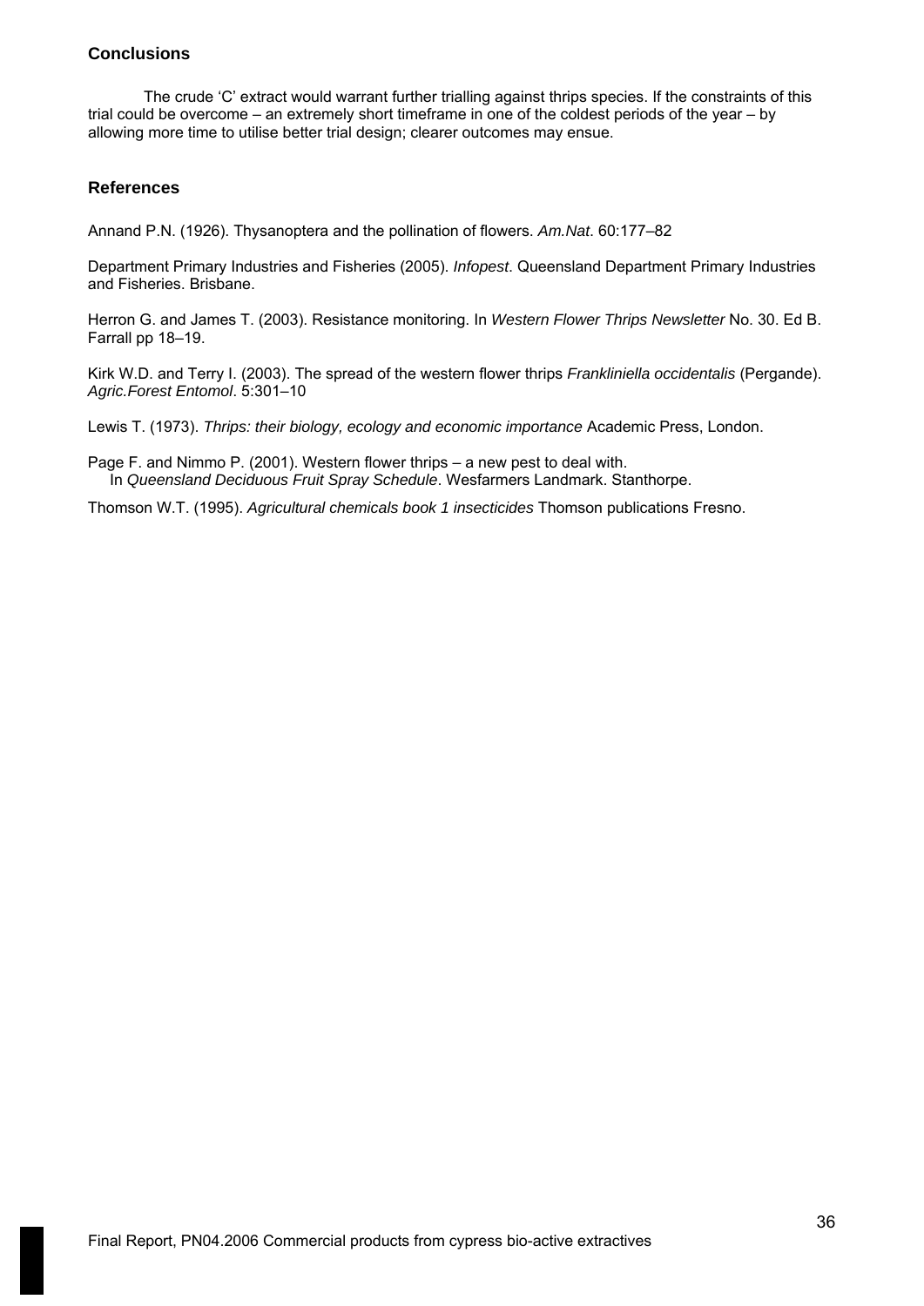### Conclusions

The crude 'C' extract would warrant further trialling against thrips species. If the constraints of this trial could be overcome – an extremely short timeframe in one of the coldest periods of the year – by allowing more time to utilise better trial design; clearer outcomes may ensue.

### References

Annand P.N. (1926). Thysanoptera and the pollination of flowers. *Am.Nat*. 60:177–82

Department Primary Industries and Fisheries (2005). *Infopest*. Queensland Department Primary Industries and Fisheries. Brisbane.

Herron G. and James T. (2003). Resistance monitoring. In *Western Flower Thrips Newsletter* No. 30. Ed B. Farrall pp 18–19.

Kirk W.D. and Terry I. (2003). The spread of the western flower thrips *Frankliniella occidentalis* (Pergande). *Agric.Forest Entomol*. 5:301–10

Lewis T. (1973). *Thrips: their biology, ecology and economic importance* Academic Press, London.

Page F. and Nimmo P. (2001). Western flower thrips – a new pest to deal with.
In *Queensland Deciduous Fruit Spray Schedule*. Wesfarmers Landmark. Stanthorpe.

Thomson W.T. (1995). *Agricultural chemicals book 1 insecticides* Thomson publications Fresno.

Final Report, PN04.2006 Commercial products from cypress bio-active extractives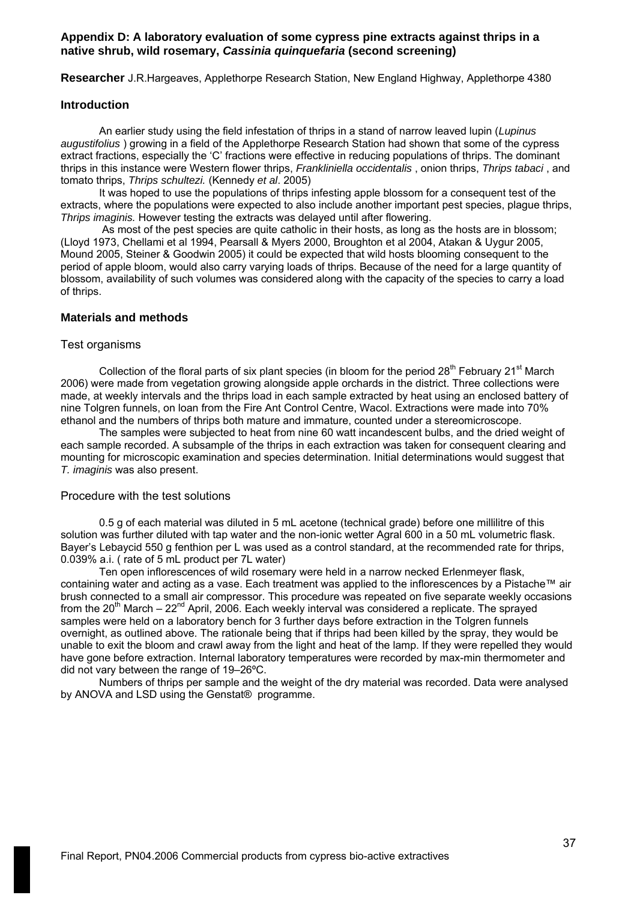## Appendix D: A laboratory evaluation of some cypress pine extracts against thrips in a native shrub, wild rosemary, *Cassinia quinquefaria* (second screening)

**Researcher** J.R.Hargeaves, Applethorpe Research Station, New England Highway, Applethorpe 4380

### Introduction

An earlier study using the field infestation of thrips in a stand of narrow leaved lupin (*Lupinus augustifolius* ) growing in a field of the Applethorpe Research Station had shown that some of the cypress extract fractions, especially the 'C' fractions were effective in reducing populations of thrips. The dominant thrips in this instance were Western flower thrips, *Frankliniella occidentalis* , onion thrips, *Thrips tabaci* , and tomato thrips, *Thrips schultezi.* (Kennedy *et al*. 2005)

It was hoped to use the populations of thrips infesting apple blossom for a consequent test of the extracts, where the populations were expected to also include another important pest species, plague thrips, *Thrips imaginis.* However testing the extracts was delayed until after flowering.

As most of the pest species are quite catholic in their hosts, as long as the hosts are in blossom; (Lloyd 1973, Chellami et al 1994, Pearsall & Myers 2000, Broughton et al 2004, Atakan & Uygur 2005, Mound 2005, Steiner & Goodwin 2005) it could be expected that wild hosts blooming consequent to the period of apple bloom, would also carry varying loads of thrips. Because of the need for a large quantity of blossom, availability of such volumes was considered along with the capacity of the species to carry a load of thrips.

### Materials and methods

#### Test organisms

Collection of the floral parts of six plant species (in bloom for the period 28th February 21st March 2006) were made from vegetation growing alongside apple orchards in the district. Three collections were made, at weekly intervals and the thrips load in each sample extracted by heat using an enclosed battery of nine Tolgren funnels, on loan from the Fire Ant Control Centre, Wacol. Extractions were made into 70% ethanol and the numbers of thrips both mature and immature, counted under a stereomicroscope.

The samples were subjected to heat from nine 60 watt incandescent bulbs, and the dried weight of each sample recorded. A subsample of the thrips in each extraction was taken for consequent clearing and mounting for microscopic examination and species determination. Initial determinations would suggest that *T. imaginis* was also present.

#### Procedure with the test solutions

0.5 g of each material was diluted in 5 mL acetone (technical grade) before one millilitre of this solution was further diluted with tap water and the non-ionic wetter Agral 600 in a 50 mL volumetric flask. Bayer's Lebaycid 550 g fenthion per L was used as a control standard, at the recommended rate for thrips, 0.039% a.i. ( rate of 5 mL product per 7L water)

Ten open inflorescences of wild rosemary were held in a narrow necked Erlenmeyer flask, containing water and acting as a vase. Each treatment was applied to the inflorescences by a Pistache™ air brush connected to a small air compressor. This procedure was repeated on five separate weekly occasions from the 20th March – 22nd April, 2006. Each weekly interval was considered a replicate. The sprayed samples were held on a laboratory bench for 3 further days before extraction in the Tolgren funnels overnight, as outlined above. The rationale being that if thrips had been killed by the spray, they would be unable to exit the bloom and crawl away from the light and heat of the lamp. If they were repelled they would have gone before extraction. Internal laboratory temperatures were recorded by max-min thermometer and did not vary between the range of 19–26ºC.

Numbers of thrips per sample and the weight of the dry material was recorded. Data were analysed by ANOVA and LSD using the Genstat® programme.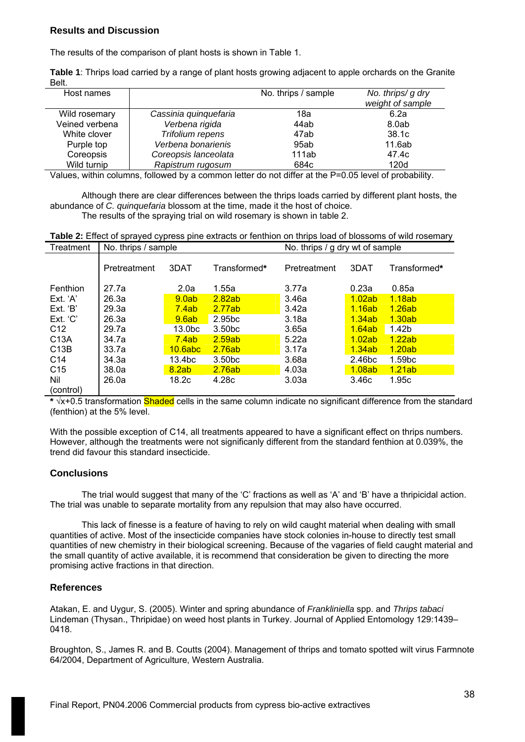## Results and Discussion

The results of the comparison of plant hosts is shown in Table 1.

**Table 1**: Thrips load carried by a range of plant hosts growing adjacent to apple orchards on the Granite Belt.

| Host names | | No. thrips / sample | *No. thrips/ g dry weight of sample* |
|---|---|---|---|
| Wild rosemary | *Cassinia quinquefaria* | 18a | 6.2a |
| Veined verbena | *Verbena rigida* | 44ab | 8.0ab |
| White clover | *Trifolium repens* | 47ab | 38.1c |
| Purple top | *Verbena bonarienis* | 95ab | 11.6ab |
| Coreopsis | *Coreopsis lanceolata* | 111ab | 47.4c |
| Wild turnip | *Rapistrum rugosum* | 684c | 120d |

Values, within columns, followed by a common letter do not differ at the P=0.05 level of probability.

Although there are clear differences between the thrips loads carried by different plant hosts, the abundance of *C. quinquefaria* blossom at the time, made it the host of choice.

The results of the spraying trial on wild rosemary is shown in table 2.

**Table 2:** Effect of sprayed cypress pine extracts or fenthion on thrips load of blossoms of wild rosemary

| Treatment | No. thrips / sample | | | No. thrips / g dry wt of sample | | |
|---|---|---|---|---|---|---|
| | Pretreatment | 3DAT | Transformed* | Pretreatment | 3DAT | Transformed* |
| Fenthion | 27.7a | 2.0a | 1.55a | 3.77a | 0.23a | 0.85a |
| Ext. 'A' | 26.3a | 9.0ab | 2.82ab | 3.46a | 1.02ab | 1.18ab |
| Ext. 'B' | 29.3a | 7.4ab | 2.77ab | 3.42a | 1.16ab | 1.26ab |
| Ext. 'C' | 26.3a | 9.6ab | 2.95bc | 3.18a | 1.34ab | 1.30ab |
| C12 | 29.7a | 13.0bc | 3.50bc | 3.65a | 1.64ab | 1.42b |
| C13A | 34.7a | 7.4ab | 2.59ab | 5.22a | 1.02ab | 1.22ab |
| C13B | 33.7a | 10.6abc | 2.76ab | 3.17a | 1.34ab | 1.20ab |
| C14 | 34.3a | 13.4bc | 3.50bc | 3.68a | 2.46bc | 1.59bc |
| C15 | 38.0a | 8.2ab | 2.76ab | 4.03a | 1.08ab | 1.21ab |
| Nil (control) | 26.0a | 18.2c | 4.28c | 3.03a | 3.46c | 1.95c |

**\*** $\sqrt{x+0.5}$ transformation Shaded cells in the same column indicate no significant difference from the standard (fenthion) at the 5% level.

With the possible exception of C14, all treatments appeared to have a significant effect on thrips numbers. However, although the treatments were not significanly different from the standard fenthion at 0.039%, the trend did favour this standard insecticide.

## Conclusions

The trial would suggest that many of the 'C' fractions as well as 'A' and 'B' have a thripicidal action. The trial was unable to separate mortality from any repulsion that may also have occurred.

This lack of finesse is a feature of having to rely on wild caught material when dealing with small quantities of active. Most of the insecticide companies have stock colonies in-house to directly test small quantities of new chemistry in their biological screening. Because of the vagaries of field caught material and the small quantity of active available, it is recommend that consideration be given to directing the more promising active fractions in that direction.

## References

Atakan, E. and Uygur, S. (2005). Winter and spring abundance of *Frankliniella* spp. and *Thrips tabaci* Lindeman (Thysan., Thripidae) on weed host plants in Turkey. Journal of Applied Entomology 129:1439–0418.

Broughton, S., James R. and B. Coutts (2004). Management of thrips and tomato spotted wilt virus Farmnote 64/2004, Department of Agriculture, Western Australia.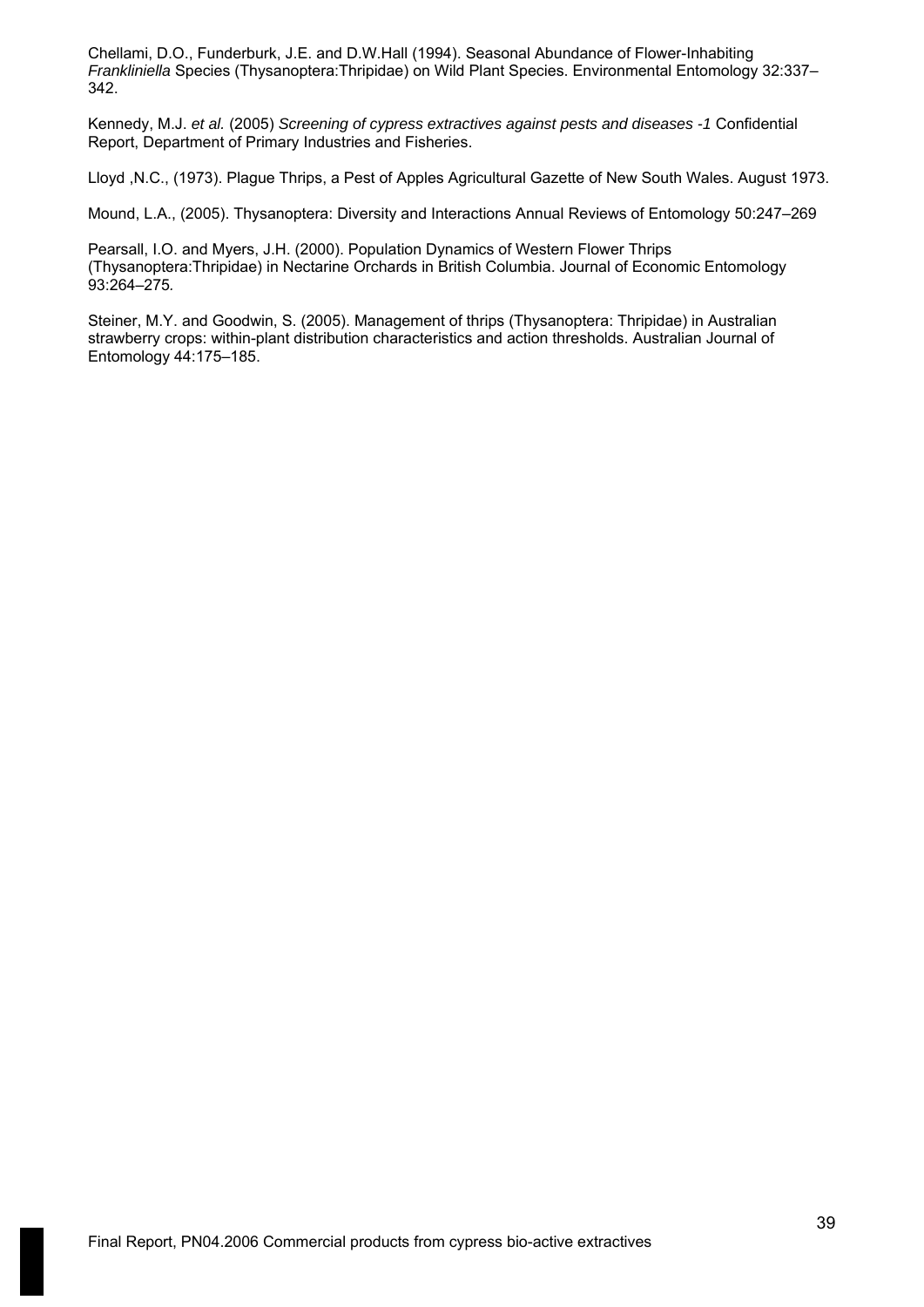Chellami, D.O., Funderburk, J.E. and D.W.Hall (1994). Seasonal Abundance of Flower-Inhabiting *Frankliniella* Species (Thysanoptera:Thripidae) on Wild Plant Species. Environmental Entomology 32:337–342.

Kennedy, M.J. *et al.* (2005) *Screening of cypress extractives against pests and diseases -1* Confidential Report, Department of Primary Industries and Fisheries.

Lloyd ,N.C., (1973). Plague Thrips, a Pest of Apples Agricultural Gazette of New South Wales. August 1973.

Mound, L.A., (2005). Thysanoptera: Diversity and Interactions Annual Reviews of Entomology 50:247–269

Pearsall, I.O. and Myers, J.H. (2000). Population Dynamics of Western Flower Thrips (Thysanoptera:Thripidae) in Nectarine Orchards in British Columbia. Journal of Economic Entomology 93:264–275.

Steiner, M.Y. and Goodwin, S. (2005). Management of thrips (Thysanoptera: Thripidae) in Australian strawberry crops: within-plant distribution characteristics and action thresholds. Australian Journal of Entomology 44:175–185.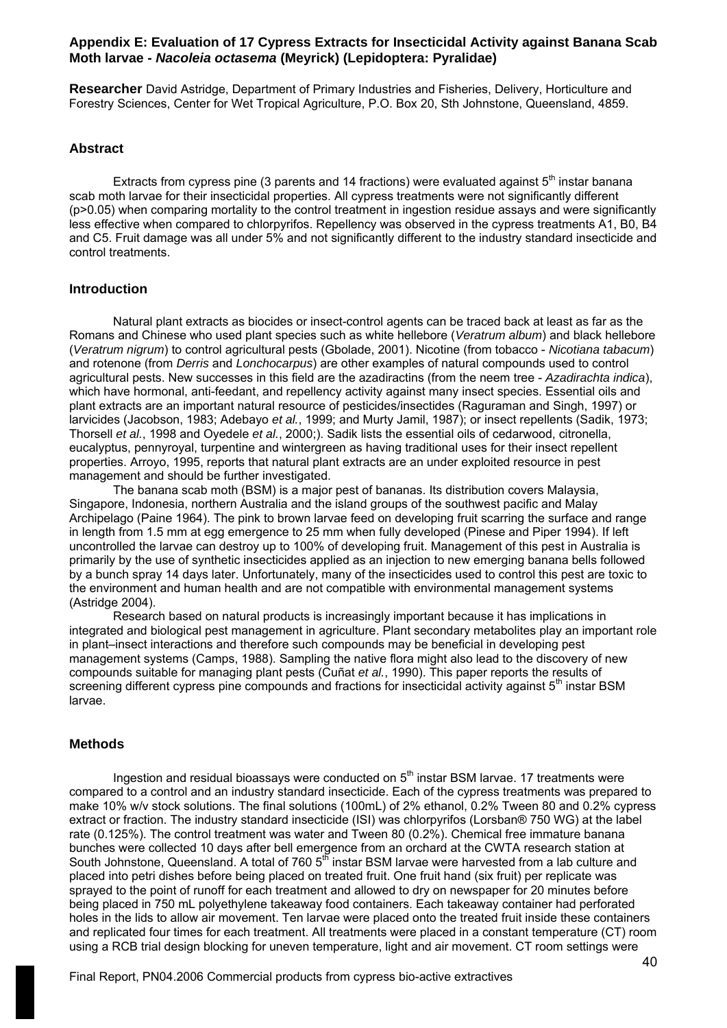## Appendix E: Evaluation of 17 Cypress Extracts for Insecticidal Activity against Banana Scab Moth larvae - *Nacoleia octasema* (Meyrick) (Lepidoptera: Pyralidae)

**Researcher** David Astridge, Department of Primary Industries and Fisheries, Delivery, Horticulture and Forestry Sciences, Center for Wet Tropical Agriculture, P.O. Box 20, Sth Johnstone, Queensland, 4859.

### Abstract

Extracts from cypress pine (3 parents and 14 fractions) were evaluated against 5$^{th}$ instar banana scab moth larvae for their insecticidal properties. All cypress treatments were not significantly different ($p>0.05$) when comparing mortality to the control treatment in ingestion residue assays and were significantly less effective when compared to chlorpyrifos. Repellency was observed in the cypress treatments A1, B0, B4 and C5. Fruit damage was all under 5% and not significantly different to the industry standard insecticide and control treatments.

### Introduction

Natural plant extracts as biocides or insect-control agents can be traced back at least as far as the Romans and Chinese who used plant species such as white hellebore (*Veratrum album*) and black hellebore (*Veratrum nigrum*) to control agricultural pests (Gbolade, 2001). Nicotine (from tobacco - *Nicotiana tabacum*) and rotenone (from *Derris* and *Lonchocarpus*) are other examples of natural compounds used to control agricultural pests. New successes in this field are the azadiractins (from the neem tree - *Azadirachta indica*), which have hormonal, anti-feedant, and repellency activity against many insect species. Essential oils and plant extracts are an important natural resource of pesticides/insectides (Raguraman and Singh, 1997) or larvicides (Jacobson, 1983; Adebayo *et al.*, 1999; and Murty Jamil, 1987); or insect repellents (Sadik, 1973; Thorsell *et al.*, 1998 and Oyedele *et al.*, 2000;). Sadik lists the essential oils of cedarwood, citronella, eucalyptus, pennyroyal, turpentine and wintergreen as having traditional uses for their insect repellent properties. Arroyo, 1995, reports that natural plant extracts are an under exploited resource in pest management and should be further investigated.

The banana scab moth (BSM) is a major pest of bananas. Its distribution covers Malaysia, Singapore, Indonesia, northern Australia and the island groups of the southwest pacific and Malay Archipelago (Paine 1964). The pink to brown larvae feed on developing fruit scarring the surface and range in length from 1.5 mm at egg emergence to 25 mm when fully developed (Pinese and Piper 1994). If left uncontrolled the larvae can destroy up to 100% of developing fruit. Management of this pest in Australia is primarily by the use of synthetic insecticides applied as an injection to new emerging banana bells followed by a bunch spray 14 days later. Unfortunately, many of the insecticides used to control this pest are toxic to the environment and human health and are not compatible with environmental management systems (Astridge 2004).

Research based on natural products is increasingly important because it has implications in integrated and biological pest management in agriculture. Plant secondary metabolites play an important role in plant–insect interactions and therefore such compounds may be beneficial in developing pest management systems (Camps, 1988). Sampling the native flora might also lead to the discovery of new compounds suitable for managing plant pests (Cuñat *et al.*, 1990). This paper reports the results of screening different cypress pine compounds and fractions for insecticidal activity against 5$^{th}$ instar BSM larvae.

### Methods

Ingestion and residual bioassays were conducted on 5$^{th}$ instar BSM larvae. 17 treatments were compared to a control and an industry standard insecticide. Each of the cypress treatments was prepared to make 10% w/v stock solutions. The final solutions (100mL) of 2% ethanol, 0.2% Tween 80 and 0.2% cypress extract or fraction. The industry standard insecticide (ISI) was chlorpyrifos (Lorsban® 750 WG) at the label rate (0.125%). The control treatment was water and Tween 80 (0.2%). Chemical free immature banana bunches were collected 10 days after bell emergence from an orchard at the CWTA research station at South Johnstone, Queensland. A total of 760 5$^{th}$ instar BSM larvae were harvested from a lab culture and placed into petri dishes before being placed on treated fruit. One fruit hand (six fruit) per replicate was sprayed to the point of runoff for each treatment and allowed to dry on newspaper for 20 minutes before being placed in 750 mL polyethylene takeaway food containers. Each takeaway container had perforated holes in the lids to allow air movement. Ten larvae were placed onto the treated fruit inside these containers and replicated four times for each treatment. All treatments were placed in a constant temperature (CT) room using a RCB trial design blocking for uneven temperature, light and air movement. CT room settings were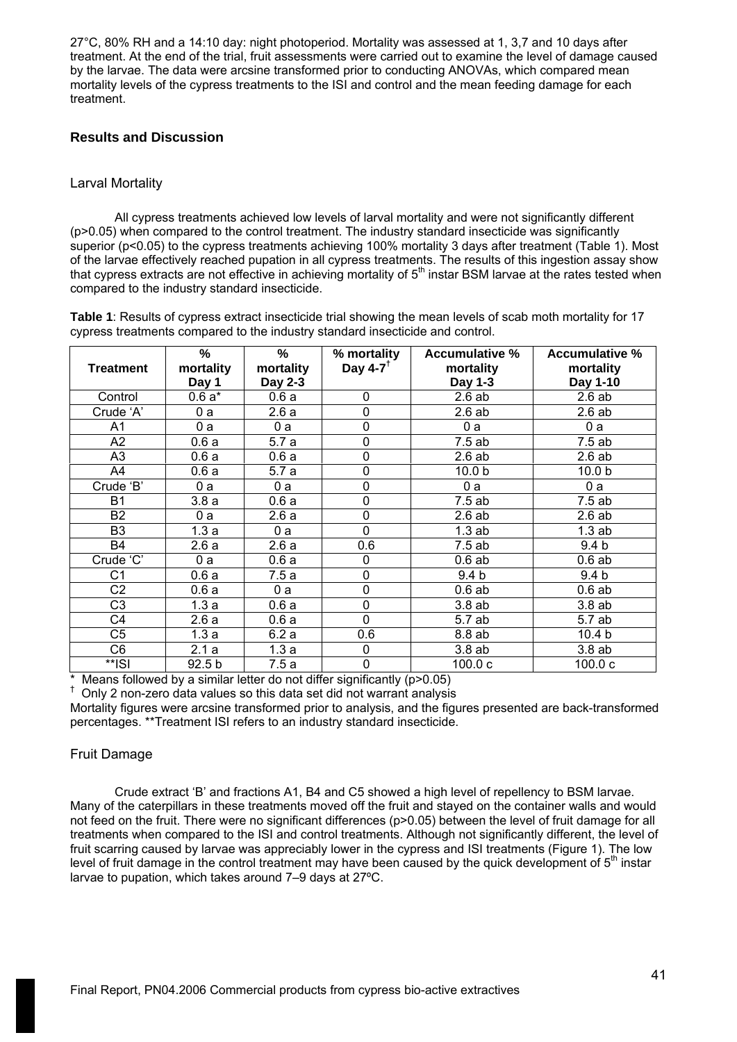27°C, 80% RH and a 14:10 day: night photoperiod. Mortality was assessed at 1, 3,7 and 10 days after treatment. At the end of the trial, fruit assessments were carried out to examine the level of damage caused by the larvae. The data were arcsine transformed prior to conducting ANOVAs, which compared mean mortality levels of the cypress treatments to the ISI and control and the mean feeding damage for each treatment.

## Results and Discussion

### Larval Mortality

All cypress treatments achieved low levels of larval mortality and were not significantly different (p>0.05) when compared to the control treatment. The industry standard insecticide was significantly superior (p<0.05) to the cypress treatments achieving 100% mortality 3 days after treatment (Table 1). Most of the larvae effectively reached pupation in all cypress treatments. The results of this ingestion assay show that cypress extracts are not effective in achieving mortality of 5th instar BSM larvae at the rates tested when compared to the industry standard insecticide.

**Table 1**: Results of cypress extract insecticide trial showing the mean levels of scab moth mortality for 17 cypress treatments compared to the industry standard insecticide and control.

| Treatment | % mortality Day 1 | % mortality Day 2-3 | % mortality Day 4-7[†] | Accumulative % mortality Day 1-3 | Accumulative % mortality Day 1-10 |
|---|---|---|---|---|---|
| Control | 0.6 a* | 0.6 a | 0 | 2.6 ab | 2.6 ab |
| Crude 'A' | 0 a | 2.6 a | 0 | 2.6 ab | 2.6 ab |
| A1 | 0 a | 0 a | 0 | 0 a | 0 a |
| A2 | 0.6 a | 5.7 a | 0 | 7.5 ab | 7.5 ab |
| A3 | 0.6 a | 0.6 a | 0 | 2.6 ab | 2.6 ab |
| A4 | 0.6 a | 5.7 a | 0 | 10.0 b | 10.0 b |
| Crude 'B' | 0 a | 0 a | 0 | 0 a | 0 a |
| B1 | 3.8 a | 0.6 a | 0 | 7.5 ab | 7.5 ab |
| B2 | 0 a | 2.6 a | 0 | 2.6 ab | 2.6 ab |
| B3 | 1.3 a | 0 a | 0 | 1.3 ab | 1.3 ab |
| B4 | 2.6 a | 2.6 a | 0.6 | 7.5 ab | 9.4 b |
| Crude 'C' | 0 a | 0.6 a | 0 | 0.6 ab | 0.6 ab |
| C1 | 0.6 a | 7.5 a | 0 | 9.4 b | 9.4 b |
| C2 | 0.6 a | 0 a | 0 | 0.6 ab | 0.6 ab |
| C3 | 1.3 a | 0.6 a | 0 | 3.8 ab | 3.8 ab |
| C4 | 2.6 a | 0.6 a | 0 | 5.7 ab | 5.7 ab |
| C5 | 1.3 a | 6.2 a | 0.6 | 8.8 ab | 10.4 b |
| C6 | 2.1 a | 1.3 a | 0 | 3.8 ab | 3.8 ab |
| **ISI | 92.5 b | 7.5 a | 0 | 100.0 c | 100.0 c |

\* Means followed by a similar letter do not differ significantly (p>0.05)
† Only 2 non-zero data values so this data set did not warrant analysis
Mortality figures were arcsine transformed prior to analysis, and the figures presented are back-transformed percentages. **Treatment ISI refers to an industry standard insecticide.

### Fruit Damage

Crude extract 'B' and fractions A1, B4 and C5 showed a high level of repellency to BSM larvae. Many of the caterpillars in these treatments moved off the fruit and stayed on the container walls and would not feed on the fruit. There were no significant differences (p>0.05) between the level of fruit damage for all treatments when compared to the ISI and control treatments. Although not significantly different, the level of fruit scarring caused by larvae was appreciably lower in the cypress and ISI treatments (Figure 1). The low level of fruit damage in the control treatment may have been caused by the quick development of 5th instar larvae to pupation, which takes around 7–9 days at 27ºC.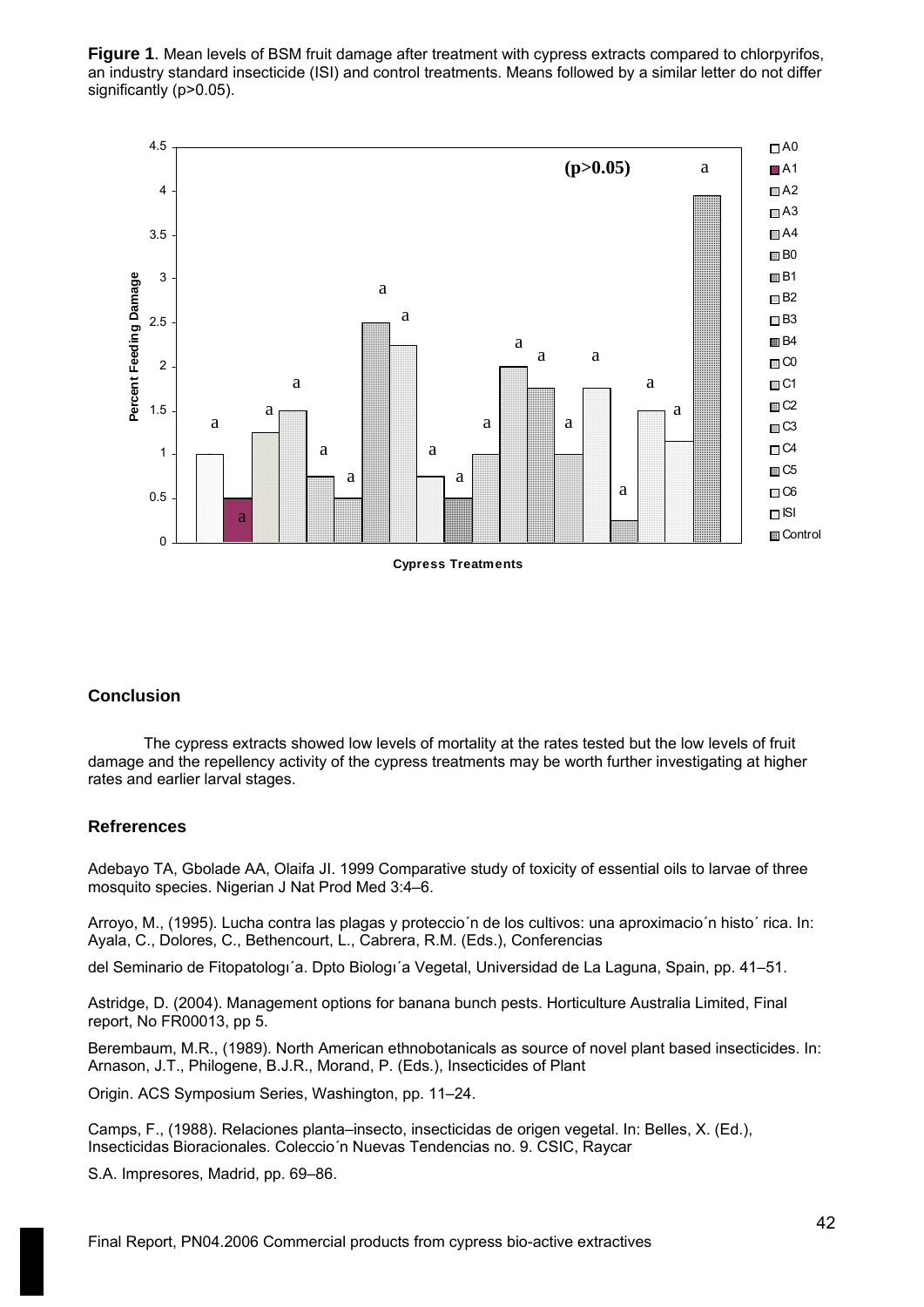**Figure 1**. Mean levels of BSM fruit damage after treatment with cypress extracts compared to chlorpyrifos, an industry standard insecticide (ISI) and control treatments. Means followed by a similar letter do not differ significantly (p>0.05).

## Conclusion

The cypress extracts showed low levels of mortality at the rates tested but the low levels of fruit damage and the repellency activity of the cypress treatments may be worth further investigating at higher rates and earlier larval stages.

## Refrerences

Adebayo TA, Gbolade AA, Olaifa JI. 1999 Comparative study of toxicity of essential oils to larvae of three mosquito species. Nigerian J Nat Prod Med 3:4–6.

Arroyo, M., (1995). Lucha contra las plagas y proteccio´n de los cultivos: una aproximacio´n histo´ rica. In: Ayala, C., Dolores, C., Bethencourt, L., Cabrera, R.M. (Eds.), Conferencias

del Seminario de Fitopatologı´a. Dpto Biologı´a Vegetal, Universidad de La Laguna, Spain, pp. 41–51.

Astridge, D. (2004). Management options for banana bunch pests. Horticulture Australia Limited, Final report, No FR00013, pp 5.

Berembaum, M.R., (1989). North American ethnobotanicals as source of novel plant based insecticides. In: Arnason, J.T., Philogene, B.J.R., Morand, P. (Eds.), Insecticides of Plant

Origin. ACS Symposium Series, Washington, pp. 11–24.

Camps, F., (1988). Relaciones planta–insecto, insecticidas de origen vegetal. In: Belles, X. (Ed.), Insecticidas Bioracionales. Coleccio´n Nuevas Tendencias no. 9. CSIC, Raycar

S.A. Impresores, Madrid, pp. 69–86.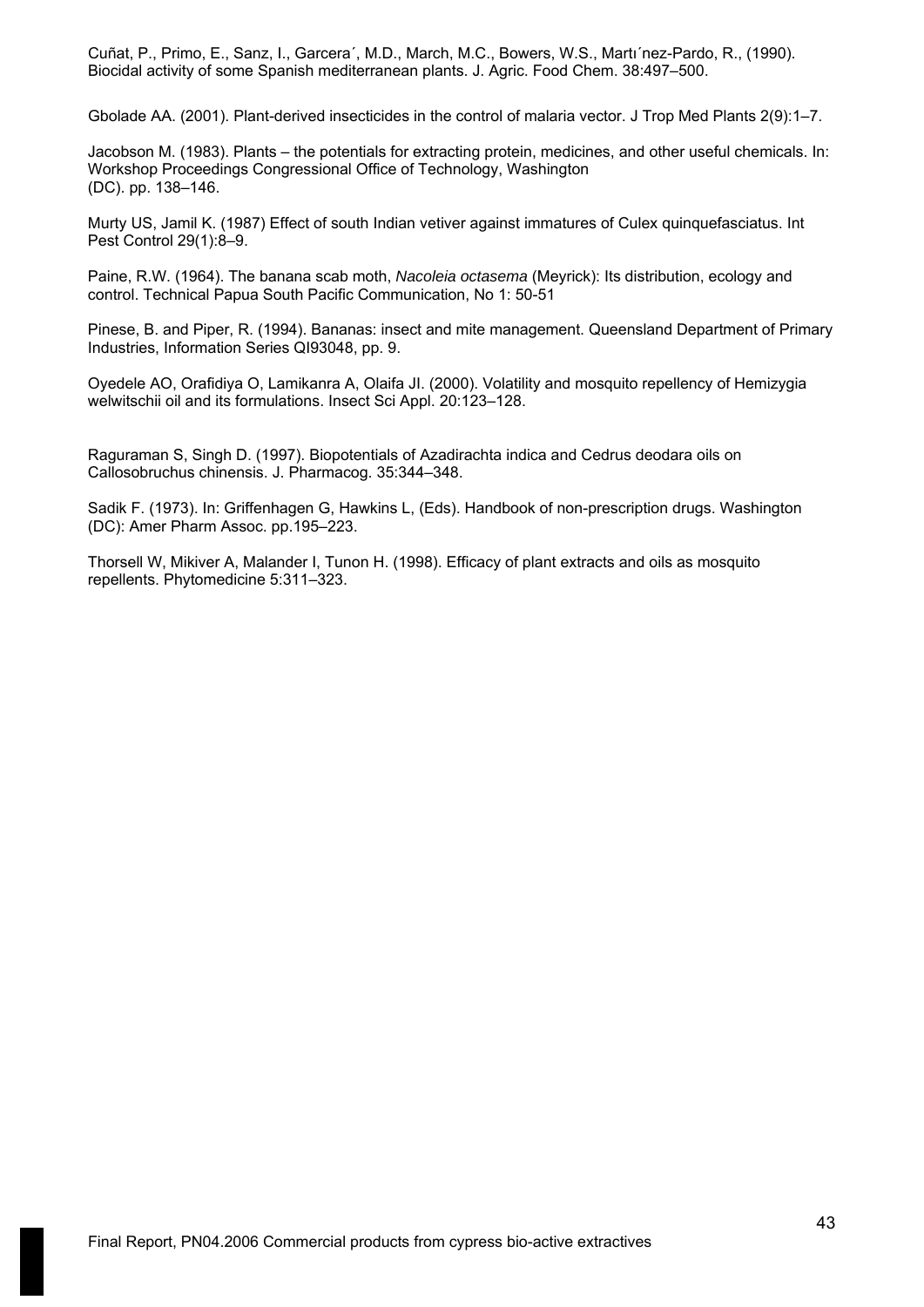Cuñat, P., Primo, E., Sanz, I., Garcera´, M.D., March, M.C., Bowers, W.S., Martı´nez-Pardo, R., (1990). Biocidal activity of some Spanish mediterranean plants. J. Agric. Food Chem. 38:497–500.

Gbolade AA. (2001). Plant-derived insecticides in the control of malaria vector. J Trop Med Plants 2(9):1–7.

Jacobson M. (1983). Plants – the potentials for extracting protein, medicines, and other useful chemicals. In: Workshop Proceedings Congressional Office of Technology, Washington (DC). pp. 138–146.

Murty US, Jamil K. (1987) Effect of south Indian vetiver against immatures of Culex quinquefasciatus. Int Pest Control 29(1):8–9.

Paine, R.W. (1964). The banana scab moth, *Nacoleia octasema* (Meyrick): Its distribution, ecology and control. Technical Papua South Pacific Communication, No 1: 50-51

Pinese, B. and Piper, R. (1994). Bananas: insect and mite management. Queensland Department of Primary Industries, Information Series QI93048, pp. 9.

Oyedele AO, Orafidiya O, Lamikanra A, Olaifa JI. (2000). Volatility and mosquito repellency of Hemizygia welwitschii oil and its formulations. Insect Sci Appl. 20:123–128.

Raguraman S, Singh D. (1997). Biopotentials of Azadirachta indica and Cedrus deodara oils on Callosobruchus chinensis. J. Pharmacog. 35:344–348.

Sadik F. (1973). In: Griffenhagen G, Hawkins L, (Eds). Handbook of non-prescription drugs. Washington (DC): Amer Pharm Assoc. pp.195–223.

Thorsell W, Mikiver A, Malander I, Tunon H. (1998). Efficacy of plant extracts and oils as mosquito repellents. Phytomedicine 5:311–323.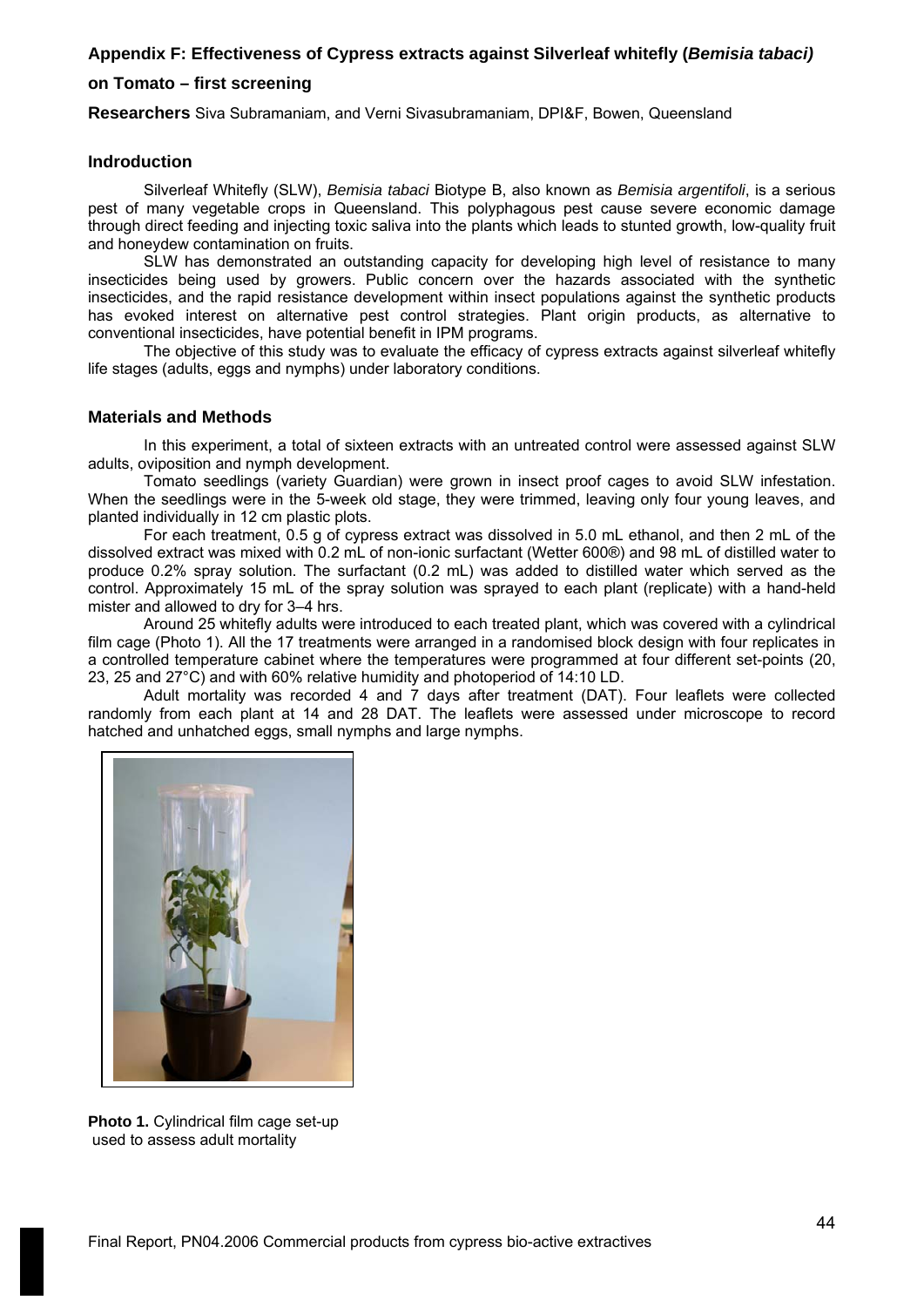**Appendix F: Effectiveness of Cypress extracts against Silverleaf whitefly (*Bemisia tabaci)* on Tomato – first screening**

**Researchers** Siva Subramaniam, and Verni Sivasubramaniam, DPI&F, Bowen, Queensland

## Indroduction

Silverleaf Whitefly (SLW), *Bemisia tabaci* Biotype B, also known as *Bemisia argentifoli*, is a serious pest of many vegetable crops in Queensland. This polyphagous pest cause severe economic damage through direct feeding and injecting toxic saliva into the plants which leads to stunted growth, low-quality fruit and honeydew contamination on fruits.

SLW has demonstrated an outstanding capacity for developing high level of resistance to many insecticides being used by growers. Public concern over the hazards associated with the synthetic insecticides, and the rapid resistance development within insect populations against the synthetic products has evoked interest on alternative pest control strategies. Plant origin products, as alternative to conventional insecticides, have potential benefit in IPM programs.

The objective of this study was to evaluate the efficacy of cypress extracts against silverleaf whitefly life stages (adults, eggs and nymphs) under laboratory conditions.

## Materials and Methods

In this experiment, a total of sixteen extracts with an untreated control were assessed against SLW adults, oviposition and nymph development.

Tomato seedlings (variety Guardian) were grown in insect proof cages to avoid SLW infestation. When the seedlings were in the 5-week old stage, they were trimmed, leaving only four young leaves, and planted individually in 12 cm plastic plots.

For each treatment, 0.5 g of cypress extract was dissolved in 5.0 mL ethanol, and then 2 mL of the dissolved extract was mixed with 0.2 mL of non-ionic surfactant (Wetter 600®) and 98 mL of distilled water to produce 0.2% spray solution. The surfactant (0.2 mL) was added to distilled water which served as the control. Approximately 15 mL of the spray solution was sprayed to each plant (replicate) with a hand-held mister and allowed to dry for 3–4 hrs.

Around 25 whitefly adults were introduced to each treated plant, which was covered with a cylindrical film cage (Photo 1). All the 17 treatments were arranged in a randomised block design with four replicates in a controlled temperature cabinet where the temperatures were programmed at four different set-points (20, 23, 25 and 27°C) and with 60% relative humidity and photoperiod of 14:10 LD.

Adult mortality was recorded 4 and 7 days after treatment (DAT). Four leaflets were collected randomly from each plant at 14 and 28 DAT. The leaflets were assessed under microscope to record hatched and unhatched eggs, small nymphs and large nymphs.

**Photo 1.** Cylindrical film cage set-up used to assess adult mortality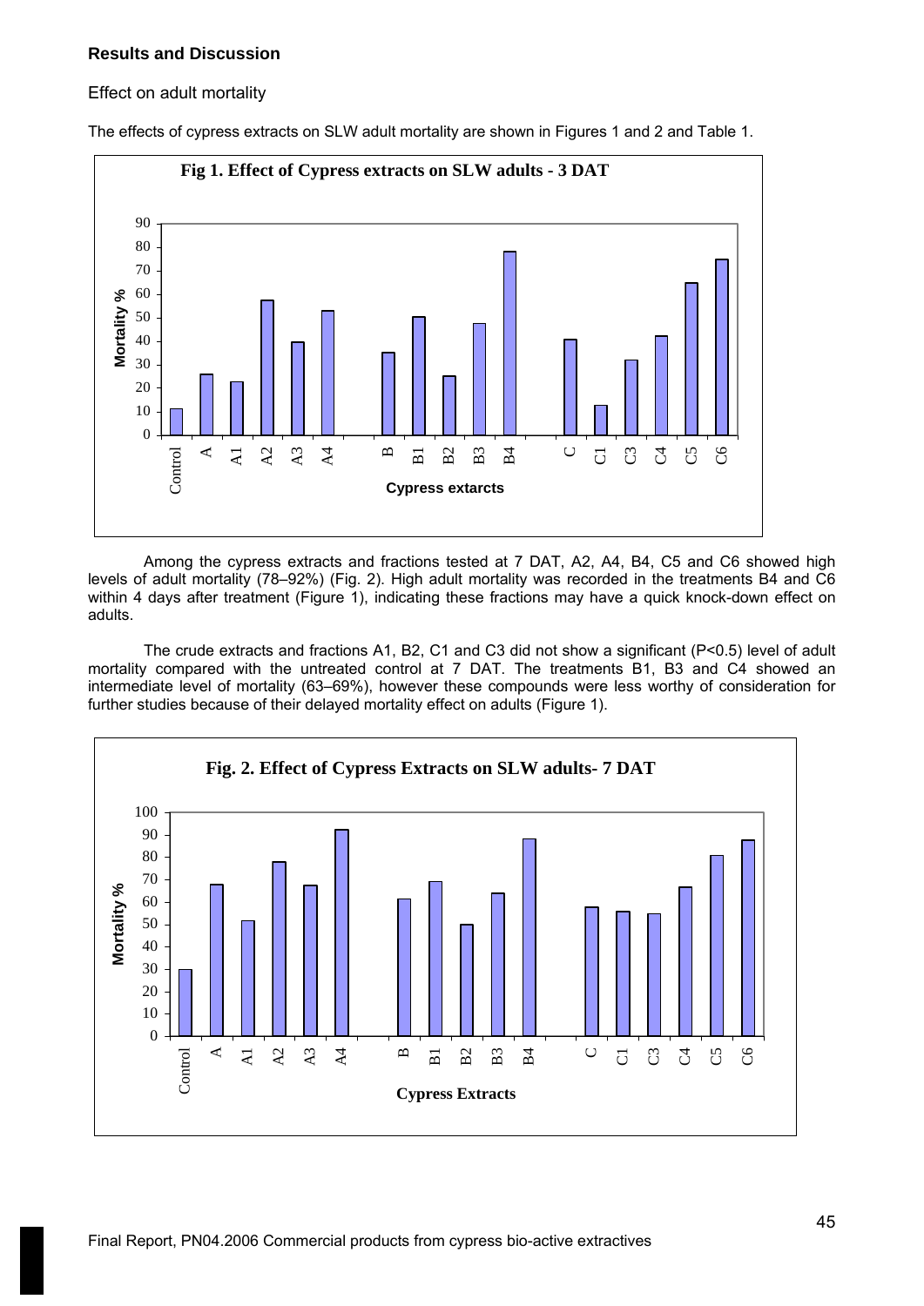## Results and Discussion

### Effect on adult mortality

The effects of cypress extracts on SLW adult mortality are shown in Figures 1 and 2 and Table 1.

**Fig 1. Effect of Cypress extracts on SLW adults - 3 DAT**

Among the cypress extracts and fractions tested at 7 DAT, A2, A4, B4, C5 and C6 showed high levels of adult mortality (78–92%) (Fig. 2). High adult mortality was recorded in the treatments B4 and C6 within 4 days after treatment (Figure 1), indicating these fractions may have a quick knock-down effect on adults.

The crude extracts and fractions A1, B2, C1 and C3 did not show a significant (P<0.5) level of adult mortality compared with the untreated control at 7 DAT. The treatments B1, B3 and C4 showed an intermediate level of mortality (63–69%), however these compounds were less worthy of consideration for further studies because of their delayed mortality effect on adults (Figure 1).

**Fig. 2. Effect of Cypress Extracts on SLW adults- 7 DAT**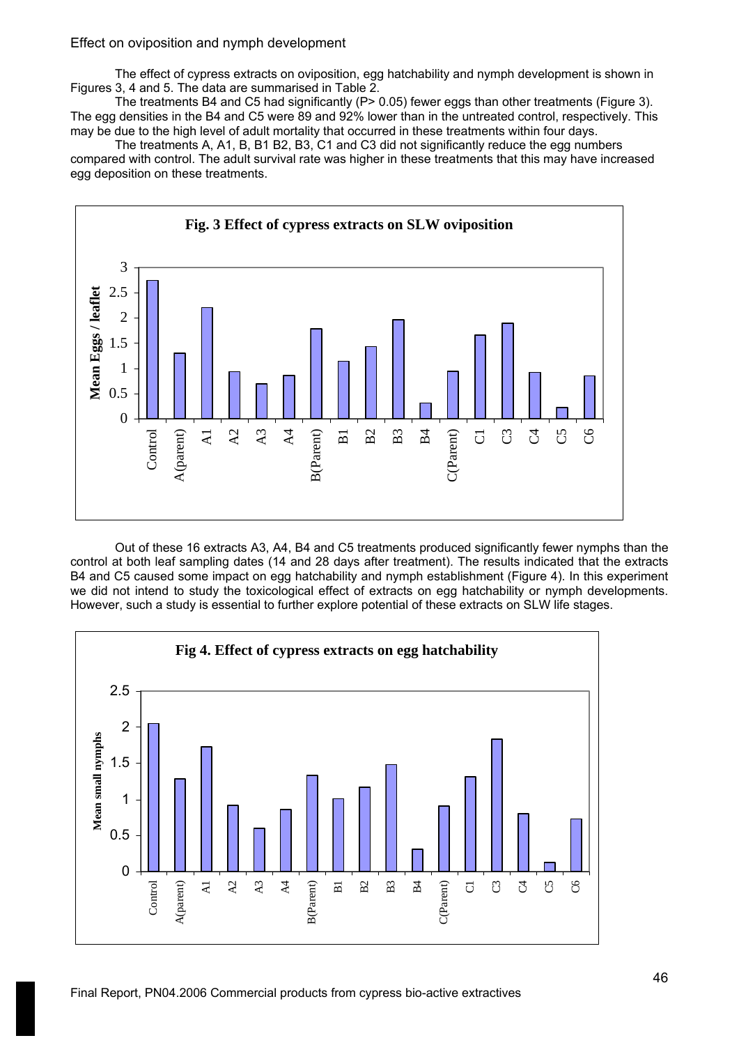Effect on oviposition and nymph development

The effect of cypress extracts on oviposition, egg hatchability and nymph development is shown in Figures 3, 4 and 5. The data are summarised in Table 2.

The treatments B4 and C5 had significantly (P> 0.05) fewer eggs than other treatments (Figure 3). The egg densities in the B4 and C5 were 89 and 92% lower than in the untreated control, respectively. This may be due to the high level of adult mortality that occurred in these treatments within four days.

The treatments A, A1, B, B1 B2, B3, C1 and C3 did not significantly reduce the egg numbers compared with control. The adult survival rate was higher in these treatments that this may have increased egg deposition on these treatments.

**Fig. 3 Effect of cypress extracts on SLW oviposition**

Out of these 16 extracts A3, A4, B4 and C5 treatments produced significantly fewer nymphs than the control at both leaf sampling dates (14 and 28 days after treatment). The results indicated that the extracts B4 and C5 caused some impact on egg hatchability and nymph establishment (Figure 4). In this experiment we did not intend to study the toxicological effect of extracts on egg hatchability or nymph developments. However, such a study is essential to further explore potential of these extracts on SLW life stages.

**Fig 4. Effect of cypress extracts on egg hatchability**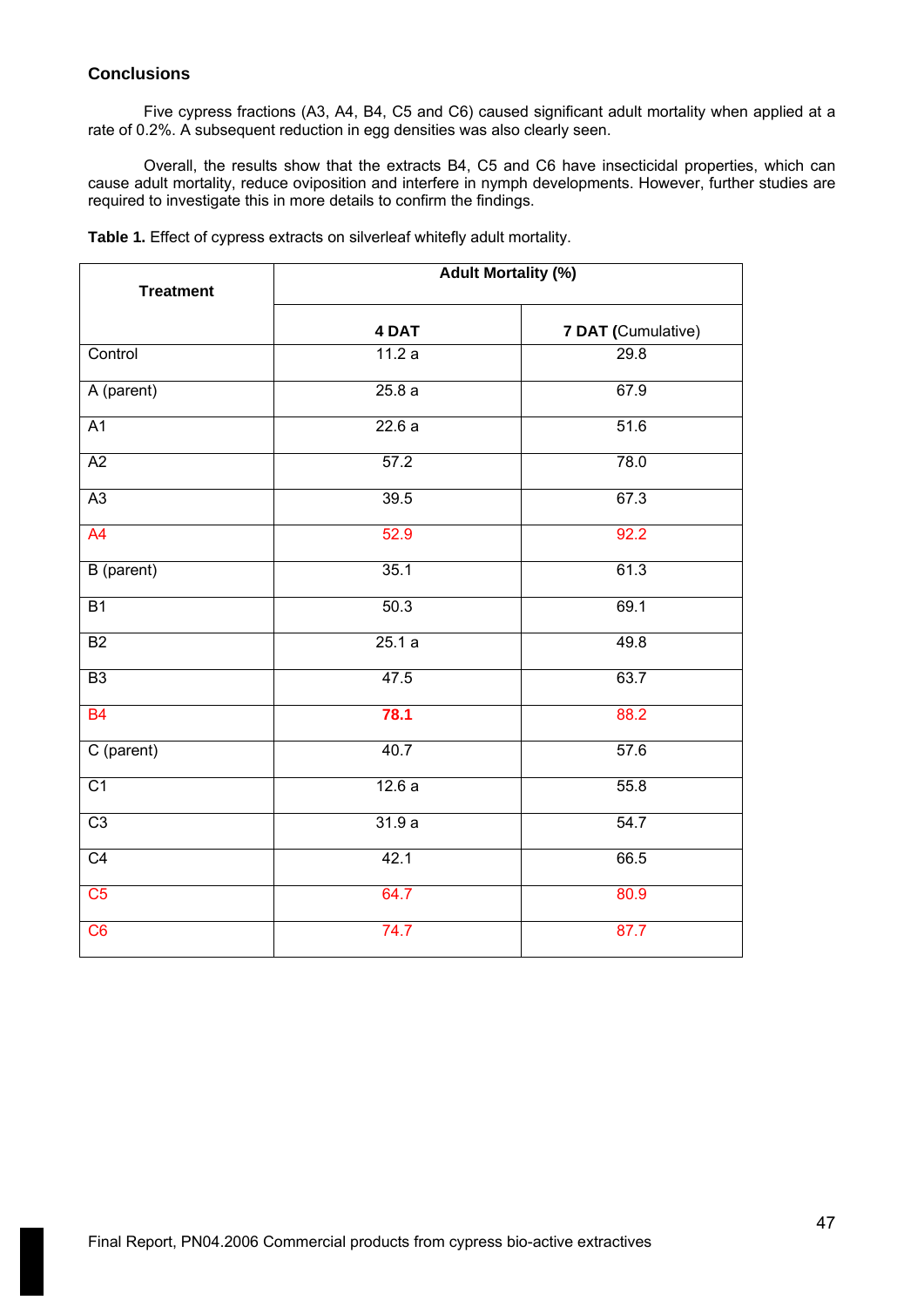### Conclusions

Five cypress fractions (A3, A4, B4, C5 and C6) caused significant adult mortality when applied at a rate of 0.2%. A subsequent reduction in egg densities was also clearly seen.

Overall, the results show that the extracts B4, C5 and C6 have insecticidal properties, which can cause adult mortality, reduce oviposition and interfere in nymph developments. However, further studies are required to investigate this in more details to confirm the findings.

**Table 1.** Effect of cypress extracts on silverleaf whitefly adult mortality.

| Treatment | Adult Mortality (%) | |
|---|---|---|
| | **4 DAT** | **7 DAT (**Cumulative) |
| Control | 11.2 a | 29.8 |
| A (parent) | 25.8 a | 67.9 |
| A1 | 22.6 a | 51.6 |
| A2 | 57.2 | 78.0 |
| A3 | 39.5 | 67.3 |
| A4 | 52.9 | 92.2 |
| B (parent) | 35.1 | 61.3 |
| B1 | 50.3 | 69.1 |
| B2 | 25.1 a | 49.8 |
| B3 | 47.5 | 63.7 |
| B4 | **78.1** | 88.2 |
| C (parent) | 40.7 | 57.6 |
| C1 | 12.6 a | 55.8 |
| C3 | 31.9 a | 54.7 |
| C4 | 42.1 | 66.5 |
| C5 | 64.7 | 80.9 |
| C6 | 74.7 | 87.7 |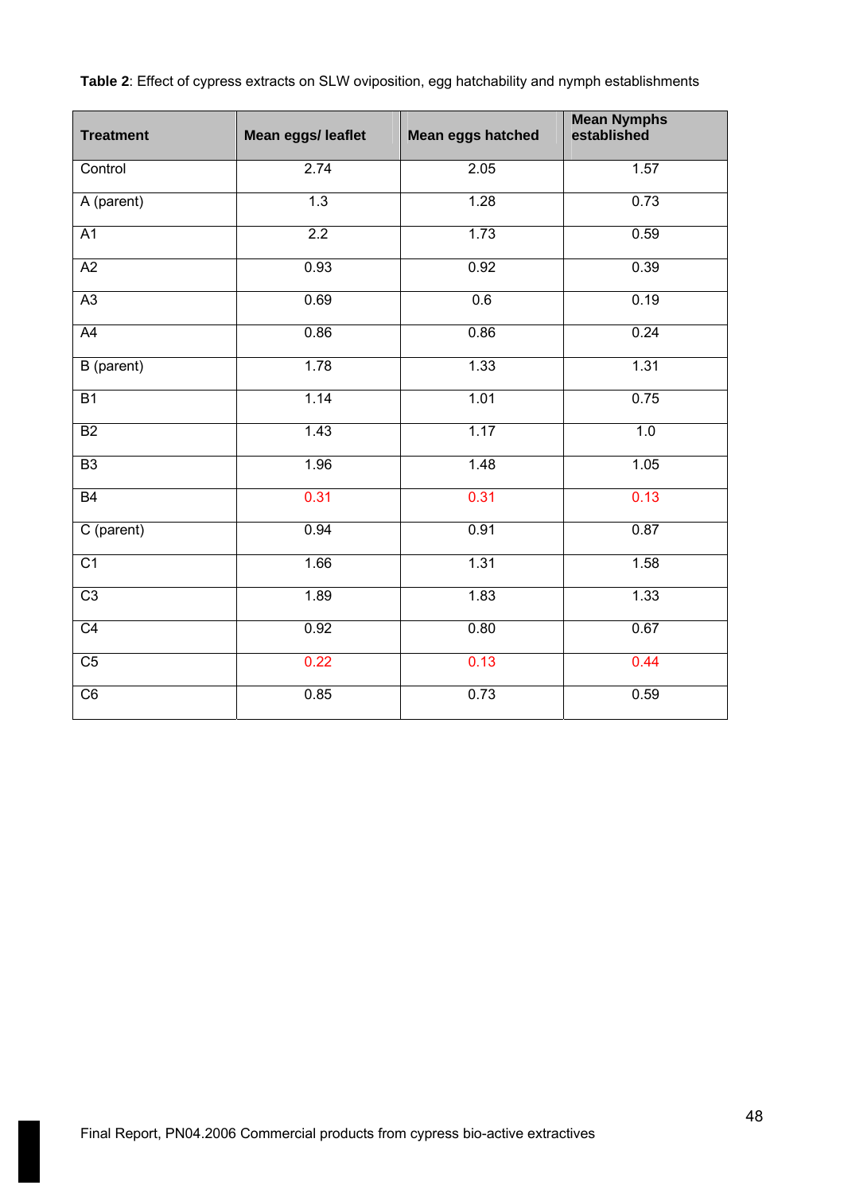**Table 2**: Effect of cypress extracts on SLW oviposition, egg hatchability and nymph establishments

| Treatment | Mean eggs/ leaflet | Mean eggs hatched | Mean Nymphs established |
|---|---|---|---|
| Control | 2.74 | 2.05 | 1.57 |
| A (parent) | 1.3 | 1.28 | 0.73 |
| A1 | 2.2 | 1.73 | 0.59 |
| A2 | 0.93 | 0.92 | 0.39 |
| A3 | 0.69 | 0.6 | 0.19 |
| A4 | 0.86 | 0.86 | 0.24 |
| B (parent) | 1.78 | 1.33 | 1.31 |
| B1 | 1.14 | 1.01 | 0.75 |
| B2 | 1.43 | 1.17 | 1.0 |
| B3 | 1.96 | 1.48 | 1.05 |
| B4 | 0.31 | 0.31 | 0.13 |
| C (parent) | 0.94 | 0.91 | 0.87 |
| C1 | 1.66 | 1.31 | 1.58 |
| C3 | 1.89 | 1.83 | 1.33 |
| C4 | 0.92 | 0.80 | 0.67 |
| C5 | 0.22 | 0.13 | 0.44 |
| C6 | 0.85 | 0.73 | 0.59 |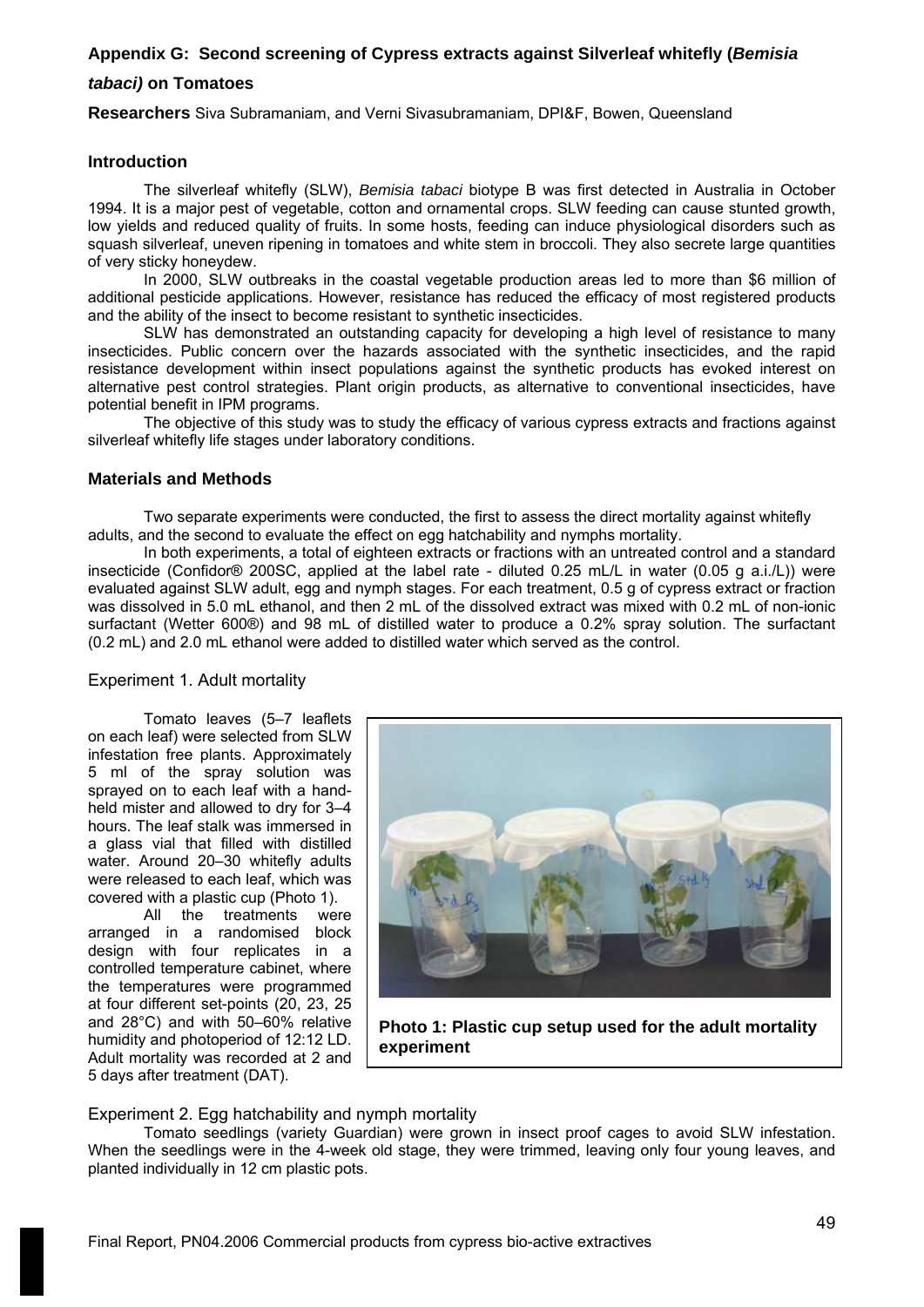## Appendix G: Second screening of Cypress extracts against Silverleaf whitefly (*Bemisia tabaci)* on Tomatoes

**Researchers** Siva Subramaniam, and Verni Sivasubramaniam, DPI&F, Bowen, Queensland

### Introduction

The silverleaf whitefly (SLW), *Bemisia tabaci* biotype B was first detected in Australia in October 1994. It is a major pest of vegetable, cotton and ornamental crops. SLW feeding can cause stunted growth, low yields and reduced quality of fruits. In some hosts, feeding can induce physiological disorders such as squash silverleaf, uneven ripening in tomatoes and white stem in broccoli. They also secrete large quantities of very sticky honeydew.

In 2000, SLW outbreaks in the coastal vegetable production areas led to more than $6 million of additional pesticide applications. However, resistance has reduced the efficacy of most registered products and the ability of the insect to become resistant to synthetic insecticides.

SLW has demonstrated an outstanding capacity for developing a high level of resistance to many insecticides. Public concern over the hazards associated with the synthetic insecticides, and the rapid resistance development within insect populations against the synthetic products has evoked interest on alternative pest control strategies. Plant origin products, as alternative to conventional insecticides, have potential benefit in IPM programs.

The objective of this study was to study the efficacy of various cypress extracts and fractions against silverleaf whitefly life stages under laboratory conditions.

### Materials and Methods

Two separate experiments were conducted, the first to assess the direct mortality against whitefly adults, and the second to evaluate the effect on egg hatchability and nymphs mortality.

In both experiments, a total of eighteen extracts or fractions with an untreated control and a standard insecticide (Confidor® 200SC, applied at the label rate - diluted 0.25 mL/L in water (0.05 g a.i./L)) were evaluated against SLW adult, egg and nymph stages. For each treatment, 0.5 g of cypress extract or fraction was dissolved in 5.0 mL ethanol, and then 2 mL of the dissolved extract was mixed with 0.2 mL of non-ionic surfactant (Wetter 600®) and 98 mL of distilled water to produce a 0.2% spray solution. The surfactant (0.2 mL) and 2.0 mL ethanol were added to distilled water which served as the control.

#### Experiment 1. Adult mortality

Tomato leaves (5–7 leaflets on each leaf) were selected from SLW infestation free plants. Approximately 5 ml of the spray solution was sprayed on to each leaf with a hand-held mister and allowed to dry for 3–4 hours. The leaf stalk was immersed in a glass vial that filled with distilled water. Around 20–30 whitefly adults were released to each leaf, which was covered with a plastic cup (Photo 1).

All the treatments were arranged in a randomised block design with four replicates in a controlled temperature cabinet, where the temperatures were programmed at four different set-points (20, 23, 25 and 28°C) and with 50–60% relative humidity and photoperiod of 12:12 LD. Adult mortality was recorded at 2 and 5 days after treatment (DAT).

**Photo 1: Plastic cup setup used for the adult mortality experiment**

#### Experiment 2. Egg hatchability and nymph mortality

Tomato seedlings (variety Guardian) were grown in insect proof cages to avoid SLW infestation. When the seedlings were in the 4-week old stage, they were trimmed, leaving only four young leaves, and planted individually in 12 cm plastic pots.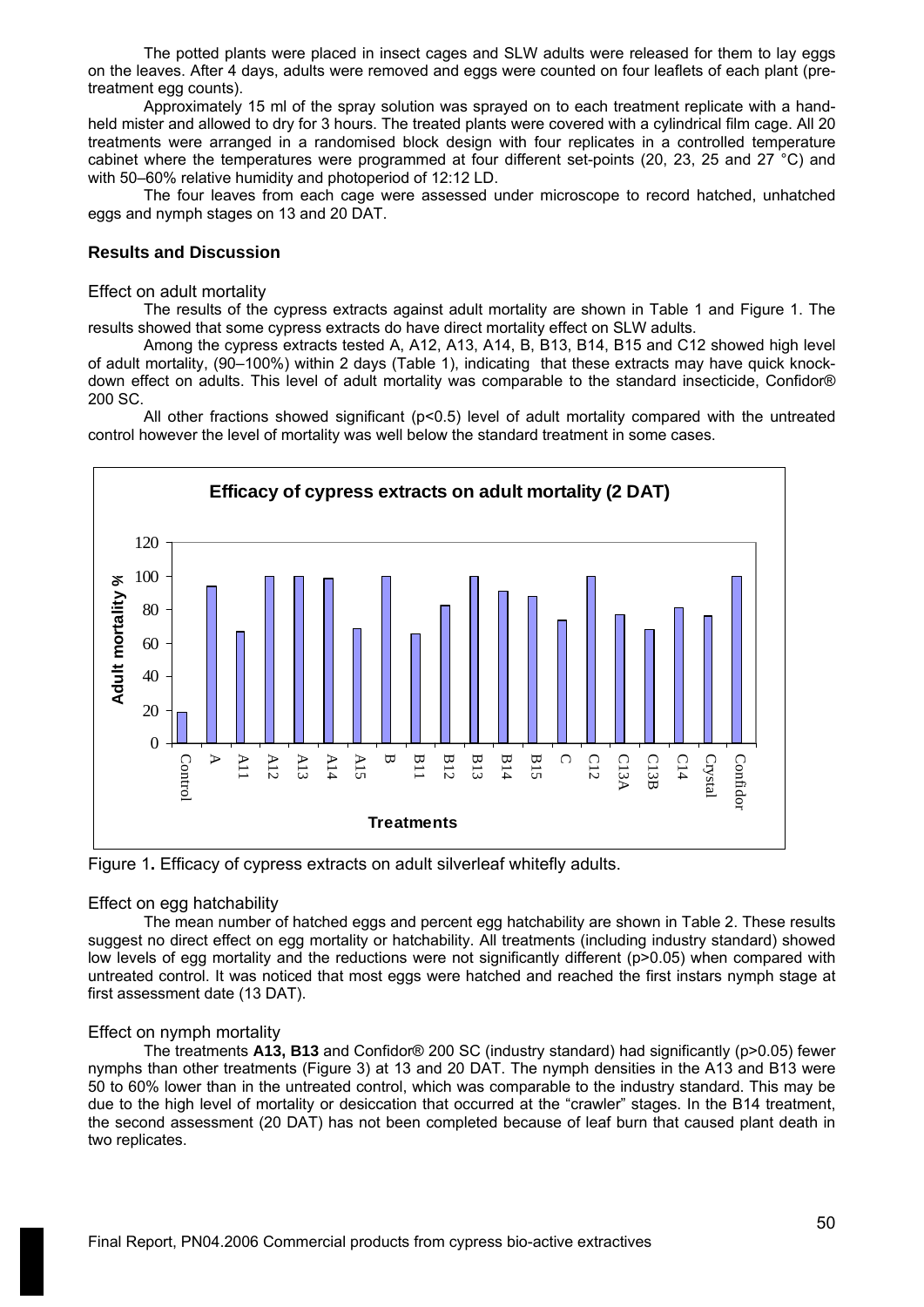The potted plants were placed in insect cages and SLW adults were released for them to lay eggs on the leaves. After 4 days, adults were removed and eggs were counted on four leaflets of each plant (pre-treatment egg counts).

Approximately 15 ml of the spray solution was sprayed on to each treatment replicate with a hand-held mister and allowed to dry for 3 hours. The treated plants were covered with a cylindrical film cage. All 20 treatments were arranged in a randomised block design with four replicates in a controlled temperature cabinet where the temperatures were programmed at four different set-points (20, 23, 25 and 27 °C) and with 50–60% relative humidity and photoperiod of 12:12 LD.

The four leaves from each cage were assessed under microscope to record hatched, unhatched eggs and nymph stages on 13 and 20 DAT.

## Results and Discussion

### Effect on adult mortality

The results of the cypress extracts against adult mortality are shown in Table 1 and Figure 1. The results showed that some cypress extracts do have direct mortality effect on SLW adults.

Among the cypress extracts tested A, A12, A13, A14, B, B13, B14, B15 and C12 showed high level of adult mortality, (90–100%) within 2 days (Table 1), indicating that these extracts may have quick knock-down effect on adults. This level of adult mortality was comparable to the standard insecticide, Confidor® 200 SC.

All other fractions showed significant ($p<0.5$) level of adult mortality compared with the untreated control however the level of mortality was well below the standard treatment in some cases.

**Efficacy of cypress extracts on adult mortality (2 DAT)**

| Treatments | Adult mortality % |
|---|---|
| Control | 19 |
| A | 94 |
| A11 | 67 |
| A12 | 100 |
| A13 | 100 |
| A14 | 99 |
| A15 | 69 |
| B | 100 |
| B11 | 66 |
| B12 | 83 |
| B13 | 100 |
| B14 | 91 |
| B15 | 88 |
| C | 74 |
| C12 | 100 |
| C13A | 77 |
| C13B | 68 |
| C14 | 81 |
| Crystal | 76 |
| Confidor | 100 |

Figure 1**.** Efficacy of cypress extracts on adult silverleaf whitefly adults.

### Effect on egg hatchability

The mean number of hatched eggs and percent egg hatchability are shown in Table 2. These results suggest no direct effect on egg mortality or hatchability. All treatments (including industry standard) showed low levels of egg mortality and the reductions were not significantly different ($p>0.05$) when compared with untreated control. It was noticed that most eggs were hatched and reached the first instars nymph stage at first assessment date (13 DAT).

### Effect on nymph mortality

The treatments **A13, B13** and Confidor® 200 SC (industry standard) had significantly ($p>0.05$) fewer nymphs than other treatments (Figure 3) at 13 and 20 DAT. The nymph densities in the A13 and B13 were 50 to 60% lower than in the untreated control, which was comparable to the industry standard. This may be due to the high level of mortality or desiccation that occurred at the "crawler" stages. In the B14 treatment, the second assessment (20 DAT) has not been completed because of leaf burn that caused plant death in two replicates.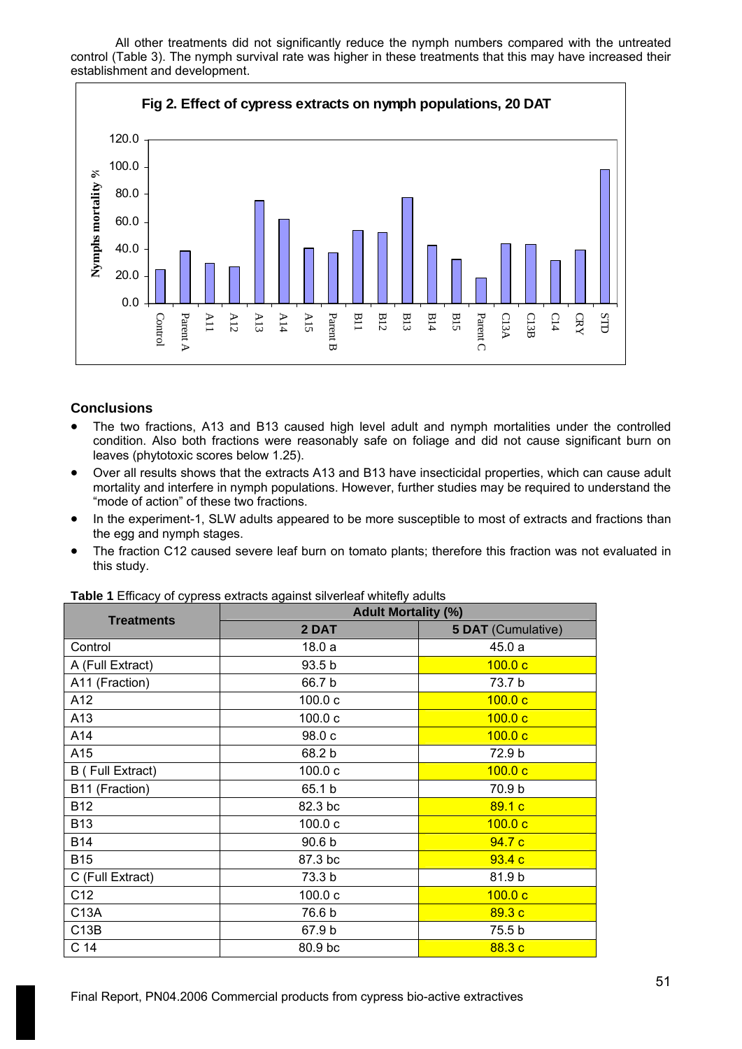All other treatments did not significantly reduce the nymph numbers compared with the untreated control (Table 3). The nymph survival rate was higher in these treatments that this may have increased their establishment and development.

**Fig 2. Effect of cypress extracts on nymph populations, 20 DAT**

## Conclusions

- The two fractions, A13 and B13 caused high level adult and nymph mortalities under the controlled condition. Also both fractions were reasonably safe on foliage and did not cause significant burn on leaves (phytotoxic scores below 1.25).
- Over all results shows that the extracts A13 and B13 have insecticidal properties, which can cause adult mortality and interfere in nymph populations. However, further studies may be required to understand the "mode of action" of these two fractions.
- In the experiment-1, SLW adults appeared to be more susceptible to most of extracts and fractions than the egg and nymph stages.
- The fraction C12 caused severe leaf burn on tomato plants; therefore this fraction was not evaluated in this study.

**Table 1** Efficacy of cypress extracts against silverleaf whitefly adults

| Treatments | Adult Mortality (%) | |
|---|---|---|
| | **2 DAT** | **5 DAT** (Cumulative) |
| Control | 18.0 a | 45.0 a |
| A (Full Extract) | 93.5 b | 100.0 c |
| A11 (Fraction) | 66.7 b | 73.7 b |
| A12 | 100.0 c | 100.0 c |
| A13 | 100.0 c | 100.0 c |
| A14 | 98.0 c | 100.0 c |
| A15 | 68.2 b | 72.9 b |
| B ( Full Extract) | 100.0 c | 100.0 c |
| B11 (Fraction) | 65.1 b | 70.9 b |
| B12 | 82.3 bc | 89.1 c |
| B13 | 100.0 c | 100.0 c |
| B14 | 90.6 b | 94.7 c |
| B15 | 87.3 bc | 93.4 c |
| C (Full Extract) | 73.3 b | 81.9 b |
| C12 | 100.0 c | 100.0 c |
| C13A | 76.6 b | 89.3 c |
| C13B | 67.9 b | 75.5 b |
| C 14 | 80.9 bc | 88.3 c |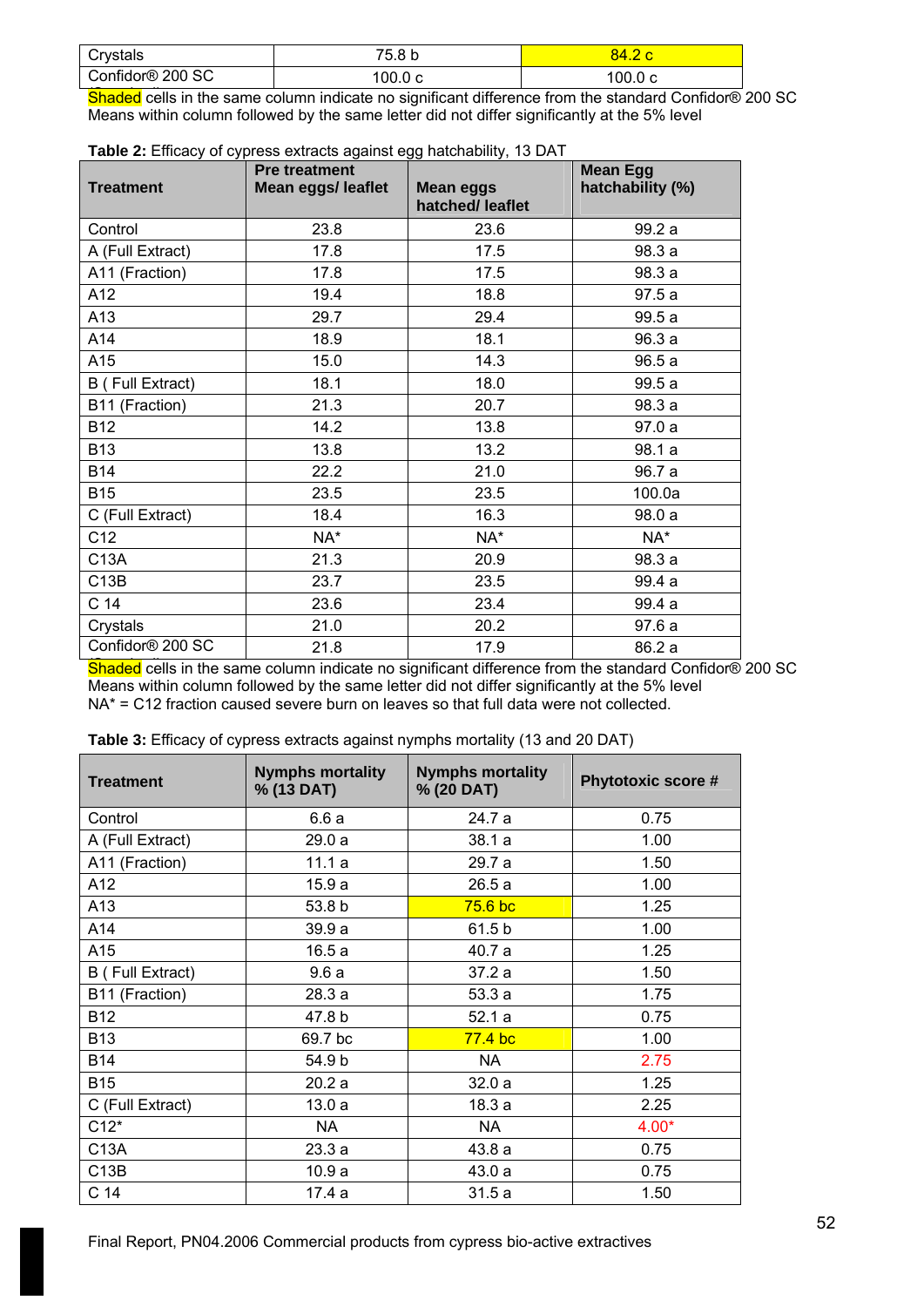| Crystals | 75.8 b | 84.2 c |
|---|---|---|
| Confidor® 200 SC | 100.0 c | 100.0 c |

Shaded cells in the same column indicate no significant difference from the standard Confidor® 200 SC
Means within column followed by the same letter did not differ significantly at the 5% level

**Table 2:** Efficacy of cypress extracts against egg hatchability, 13 DAT

| Treatment | Pre treatment Mean eggs/ leaflet | Mean eggs hatched/ leaflet | Mean Egg hatchability (%) |
|---|---|---|---|
| Control | 23.8 | 23.6 | 99.2 a |
| A (Full Extract) | 17.8 | 17.5 | 98.3 a |
| A11 (Fraction) | 17.8 | 17.5 | 98.3 a |
| A12 | 19.4 | 18.8 | 97.5 a |
| A13 | 29.7 | 29.4 | 99.5 a |
| A14 | 18.9 | 18.1 | 96.3 a |
| A15 | 15.0 | 14.3 | 96.5 a |
| B ( Full Extract) | 18.1 | 18.0 | 99.5 a |
| B11 (Fraction) | 21.3 | 20.7 | 98.3 a |
| B12 | 14.2 | 13.8 | 97.0 a |
| B13 | 13.8 | 13.2 | 98.1 a |
| B14 | 22.2 | 21.0 | 96.7 a |
| B15 | 23.5 | 23.5 | 100.0a |
| C (Full Extract) | 18.4 | 16.3 | 98.0 a |
| C12 | NA* | NA* | NA* |
| C13A | 21.3 | 20.9 | 98.3 a |
| C13B | 23.7 | 23.5 | 99.4 a |
| C 14 | 23.6 | 23.4 | 99.4 a |
| Crystals | 21.0 | 20.2 | 97.6 a |
| Confidor® 200 SC | 21.8 | 17.9 | 86.2 a |

Shaded cells in the same column indicate no significant difference from the standard Confidor® 200 SC
Means within column followed by the same letter did not differ significantly at the 5% level
NA* = C12 fraction caused severe burn on leaves so that full data were not collected.

**Table 3:** Efficacy of cypress extracts against nymphs mortality (13 and 20 DAT)

| Treatment | Nymphs mortality % (13 DAT) | Nymphs mortality % (20 DAT) | Phytotoxic score # |
|---|---|---|---|
| Control | 6.6 a | 24.7 a | 0.75 |
| A (Full Extract) | 29.0 a | 38.1 a | 1.00 |
| A11 (Fraction) | 11.1 a | 29.7 a | 1.50 |
| A12 | 15.9 a | 26.5 a | 1.00 |
| A13 | 53.8 b | 75.6 bc | 1.25 |
| A14 | 39.9 a | 61.5 b | 1.00 |
| A15 | 16.5 a | 40.7 a | 1.25 |
| B ( Full Extract) | 9.6 a | 37.2 a | 1.50 |
| B11 (Fraction) | 28.3 a | 53.3 a | 1.75 |
| B12 | 47.8 b | 52.1 a | 0.75 |
| B13 | 69.7 bc | 77.4 bc | 1.00 |
| B14 | 54.9 b | NA | 2.75 |
| B15 | 20.2 a | 32.0 a | 1.25 |
| C (Full Extract) | 13.0 a | 18.3 a | 2.25 |
| C12* | NA | NA | 4.00* |
| C13A | 23.3 a | 43.8 a | 0.75 |
| C13B | 10.9 a | 43.0 a | 0.75 |
| C 14 | 17.4 a | 31.5 a | 1.50 |

Final Report, PN04.2006 Commercial products from cypress bio-active extractives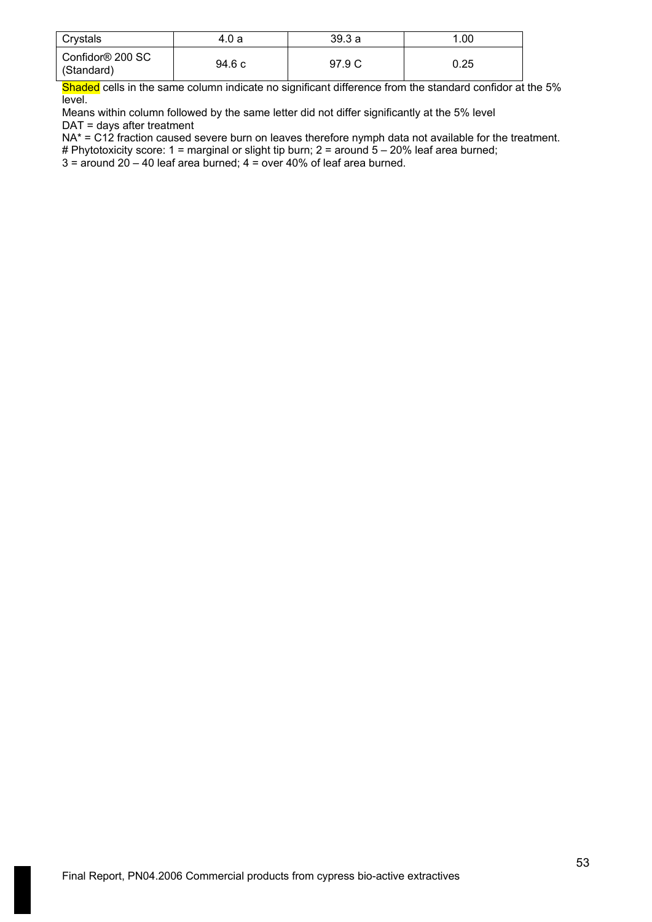| Crystals | 4.0 a | 39.3 a | 1.00 |
|---|---|---|---|
| Confidor® 200 SC (Standard) | 94.6 c | 97.9 C | 0.25 |

Shaded cells in the same column indicate no significant difference from the standard confidor at the 5% level.

Means within column followed by the same letter did not differ significantly at the 5% level

DAT = days after treatment

NA* = C12 fraction caused severe burn on leaves therefore nymph data not available for the treatment.

# Phytotoxicity score: 1 = marginal or slight tip burn; 2 = around 5 – 20% leaf area burned; 3 = around 20 – 40 leaf area burned; 4 = over 40% of leaf area burned.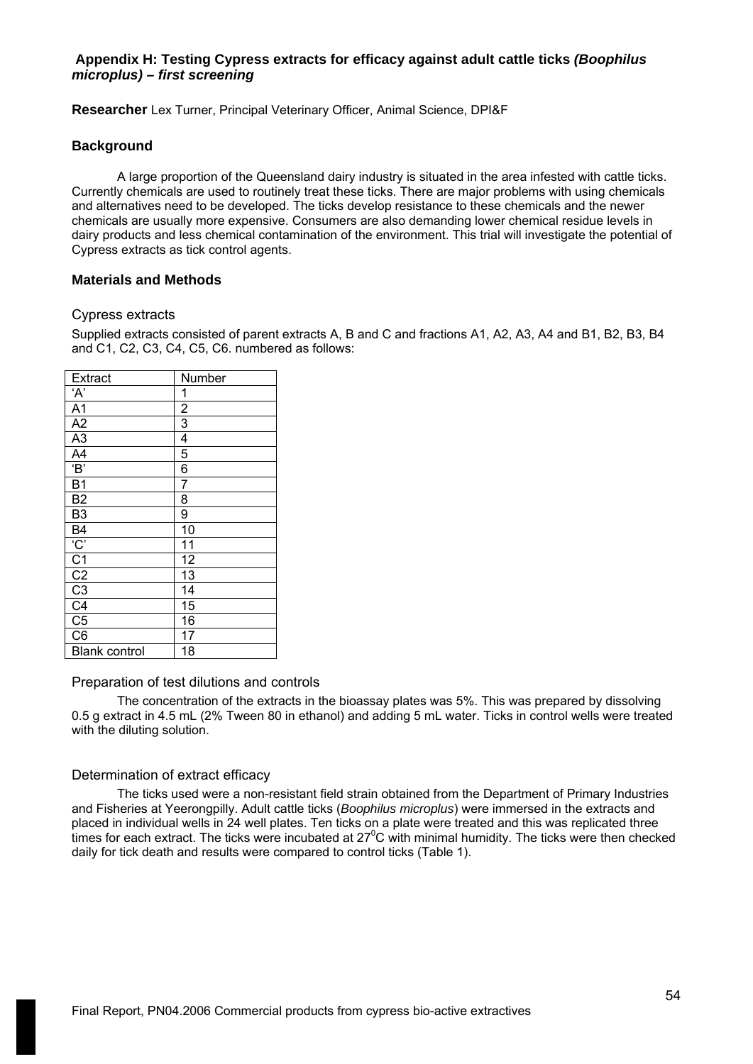## **Appendix H: Testing Cypress extracts for efficacy against adult cattle ticks *(Boophilus microplus)* – *first screening***

**Researcher** Lex Turner, Principal Veterinary Officer, Animal Science, DPI&F

### **Background**

A large proportion of the Queensland dairy industry is situated in the area infested with cattle ticks. Currently chemicals are used to routinely treat these ticks. There are major problems with using chemicals and alternatives need to be developed. The ticks develop resistance to these chemicals and the newer chemicals are usually more expensive. Consumers are also demanding lower chemical residue levels in dairy products and less chemical contamination of the environment. This trial will investigate the potential of Cypress extracts as tick control agents.

### **Materials and Methods**

#### Cypress extracts

Supplied extracts consisted of parent extracts A, B and C and fractions A1, A2, A3, A4 and B1, B2, B3, B4 and C1, C2, C3, C4, C5, C6. numbered as follows:

| Extract | Number |
|---|---|
| 'A' | 1 |
| A1 | 2 |
| A2 | 3 |
| A3 | 4 |
| A4 | 5 |
| 'B' | 6 |
| B1 | 7 |
| B2 | 8 |
| B3 | 9 |
| B4 | 10 |
| 'C' | 11 |
| C1 | 12 |
| C2 | 13 |
| C3 | 14 |
| C4 | 15 |
| C5 | 16 |
| C6 | 17 |
| Blank control | 18 |

#### Preparation of test dilutions and controls

The concentration of the extracts in the bioassay plates was 5%. This was prepared by dissolving 0.5 g extract in 4.5 mL (2% Tween 80 in ethanol) and adding 5 mL water. Ticks in control wells were treated with the diluting solution.

#### Determination of extract efficacy

The ticks used were a non-resistant field strain obtained from the Department of Primary Industries and Fisheries at Yeerongpilly. Adult cattle ticks (*Boophilus microplus*) were immersed in the extracts and placed in individual wells in 24 well plates. Ten ticks on a plate were treated and this was replicated three times for each extract. The ticks were incubated at $27^0$C with minimal humidity. The ticks were then checked daily for tick death and results were compared to control ticks (Table 1).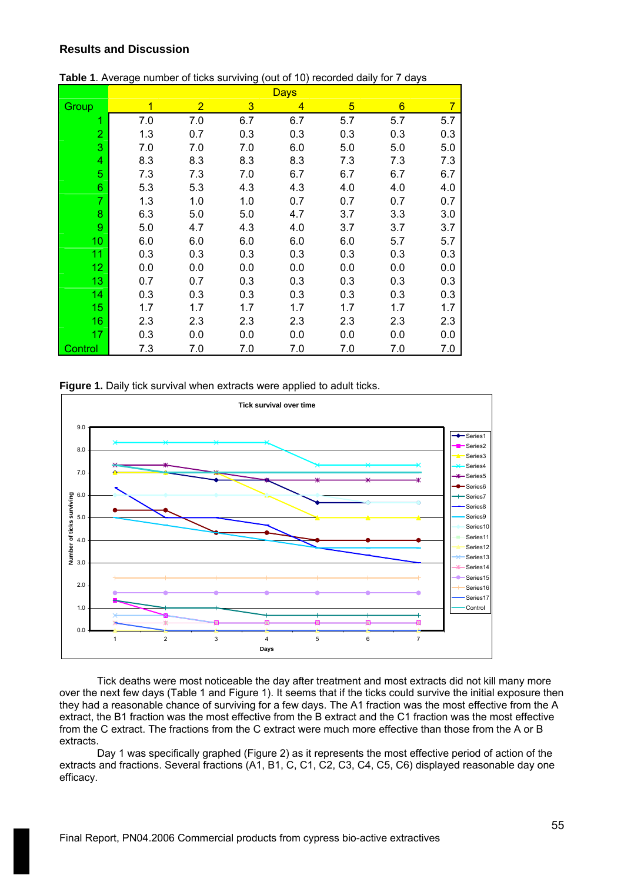**Results and Discussion**

**Table 1**. Average number of ticks surviving (out of 10) recorded daily for 7 days

| Group | Days | | | | | | |
|---|---|---|---|---|---|---|---|
| | 1 | 2 | 3 | 4 | 5 | 6 | 7 |
| 1 | 7.0 | 7.0 | 6.7 | 6.7 | 5.7 | 5.7 | 5.7 |
| 2 | 1.3 | 0.7 | 0.3 | 0.3 | 0.3 | 0.3 | 0.3 |
| 3 | 7.0 | 7.0 | 7.0 | 6.0 | 5.0 | 5.0 | 5.0 |
| 4 | 8.3 | 8.3 | 8.3 | 8.3 | 7.3 | 7.3 | 7.3 |
| 5 | 7.3 | 7.3 | 7.0 | 6.7 | 6.7 | 6.7 | 6.7 |
| 6 | 5.3 | 5.3 | 4.3 | 4.3 | 4.0 | 4.0 | 4.0 |
| 7 | 1.3 | 1.0 | 1.0 | 0.7 | 0.7 | 0.7 | 0.7 |
| 8 | 6.3 | 5.0 | 5.0 | 4.7 | 3.7 | 3.3 | 3.0 |
| 9 | 5.0 | 4.7 | 4.3 | 4.0 | 3.7 | 3.7 | 3.7 |
| 10 | 6.0 | 6.0 | 6.0 | 6.0 | 6.0 | 5.7 | 5.7 |
| 11 | 0.3 | 0.3 | 0.3 | 0.3 | 0.3 | 0.3 | 0.3 |
| 12 | 0.0 | 0.0 | 0.0 | 0.0 | 0.0 | 0.0 | 0.0 |
| 13 | 0.7 | 0.7 | 0.3 | 0.3 | 0.3 | 0.3 | 0.3 |
| 14 | 0.3 | 0.3 | 0.3 | 0.3 | 0.3 | 0.3 | 0.3 |
| 15 | 1.7 | 1.7 | 1.7 | 1.7 | 1.7 | 1.7 | 1.7 |
| 16 | 2.3 | 2.3 | 2.3 | 2.3 | 2.3 | 2.3 | 2.3 |
| 17 | 0.3 | 0.0 | 0.0 | 0.0 | 0.0 | 0.0 | 0.0 |
| Control | 7.3 | 7.0 | 7.0 | 7.0 | 7.0 | 7.0 | 7.0 |

**Figure 1.** Daily tick survival when extracts were applied to adult ticks.

Tick deaths were most noticeable the day after treatment and most extracts did not kill many more over the next few days (Table 1 and Figure 1). It seems that if the ticks could survive the initial exposure then they had a reasonable chance of surviving for a few days. The A1 fraction was the most effective from the A extract, the B1 fraction was the most effective from the B extract and the C1 fraction was the most effective from the C extract. The fractions from the C extract were much more effective than those from the A or B extracts.

Day 1 was specifically graphed (Figure 2) as it represents the most effective period of action of the extracts and fractions. Several fractions (A1, B1, C, C1, C2, C3, C4, C5, C6) displayed reasonable day one efficacy.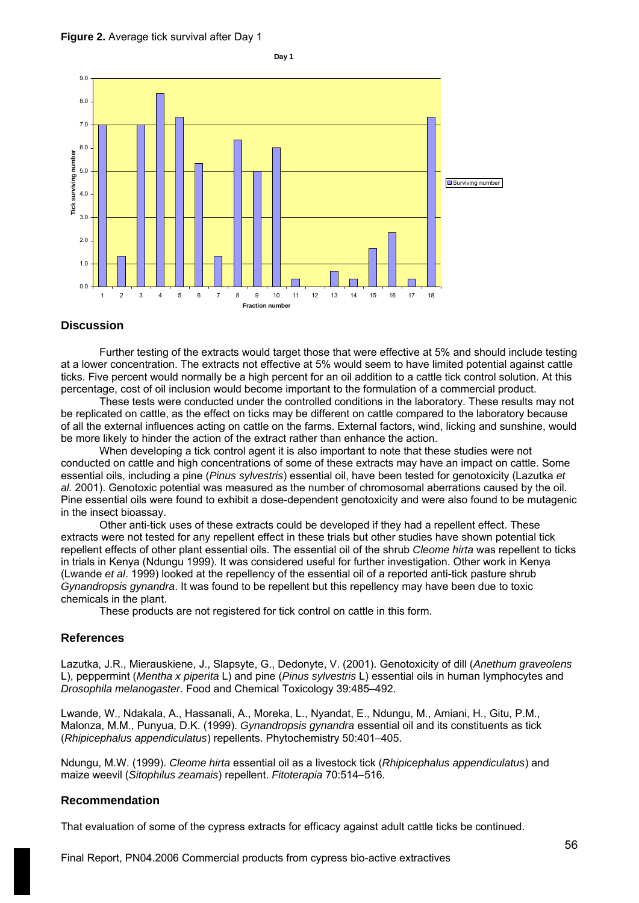**Figure 2.** Average tick survival after Day 1

## Discussion

Further testing of the extracts would target those that were effective at 5% and should include testing at a lower concentration. The extracts not effective at 5% would seem to have limited potential against cattle ticks. Five percent would normally be a high percent for an oil addition to a cattle tick control solution. At this percentage, cost of oil inclusion would become important to the formulation of a commercial product.

These tests were conducted under the controlled conditions in the laboratory. These results may not be replicated on cattle, as the effect on ticks may be different on cattle compared to the laboratory because of all the external influences acting on cattle on the farms. External factors, wind, licking and sunshine, would be more likely to hinder the action of the extract rather than enhance the action.

When developing a tick control agent it is also important to note that these studies were not conducted on cattle and high concentrations of some of these extracts may have an impact on cattle. Some essential oils, including a pine (*Pinus sylvestris*) essential oil, have been tested for genotoxicity (Lazutka *et al.* 2001). Genotoxic potential was measured as the number of chromosomal aberrations caused by the oil. Pine essential oils were found to exhibit a dose-dependent genotoxicity and were also found to be mutagenic in the insect bioassay.

Other anti-tick uses of these extracts could be developed if they had a repellent effect. These extracts were not tested for any repellent effect in these trials but other studies have shown potential tick repellent effects of other plant essential oils. The essential oil of the shrub *Cleome hirta* was repellent to ticks in trials in Kenya (Ndungu 1999). It was considered useful for further investigation. Other work in Kenya (Lwande *et al*. 1999) looked at the repellency of the essential oil of a reported anti-tick pasture shrub *Gynandropsis gynandra*. It was found to be repellent but this repellency may have been due to toxic chemicals in the plant.

These products are not registered for tick control on cattle in this form.

## References

Lazutka, J.R., Mierauskiene, J., Slapsyte, G., Dedonyte, V. (2001). Genotoxicity of dill (*Anethum graveolens* L), peppermint (*Mentha x piperita* L) and pine (*Pinus sylvestris* L) essential oils in human lymphocytes and *Drosophila melanogaster*. Food and Chemical Toxicology 39:485–492.

Lwande, W., Ndakala, A., Hassanali, A., Moreka, L., Nyandat, E., Ndungu, M., Amiani, H., Gitu, P.M., Malonza, M.M., Punyua, D.K. (1999). *Gynandropsis gynandra* essential oil and its constituents as tick (*Rhipicephalus appendiculatus*) repellents. Phytochemistry 50:401–405.

Ndungu, M.W. (1999). *Cleome hirta* essential oil as a livestock tick (*Rhipicephalus appendiculatus*) and maize weevil (*Sitophilus zeamais*) repellent. *Fitoterapia* 70:514–516.

## Recommendation

That evaluation of some of the cypress extracts for efficacy against adult cattle ticks be continued.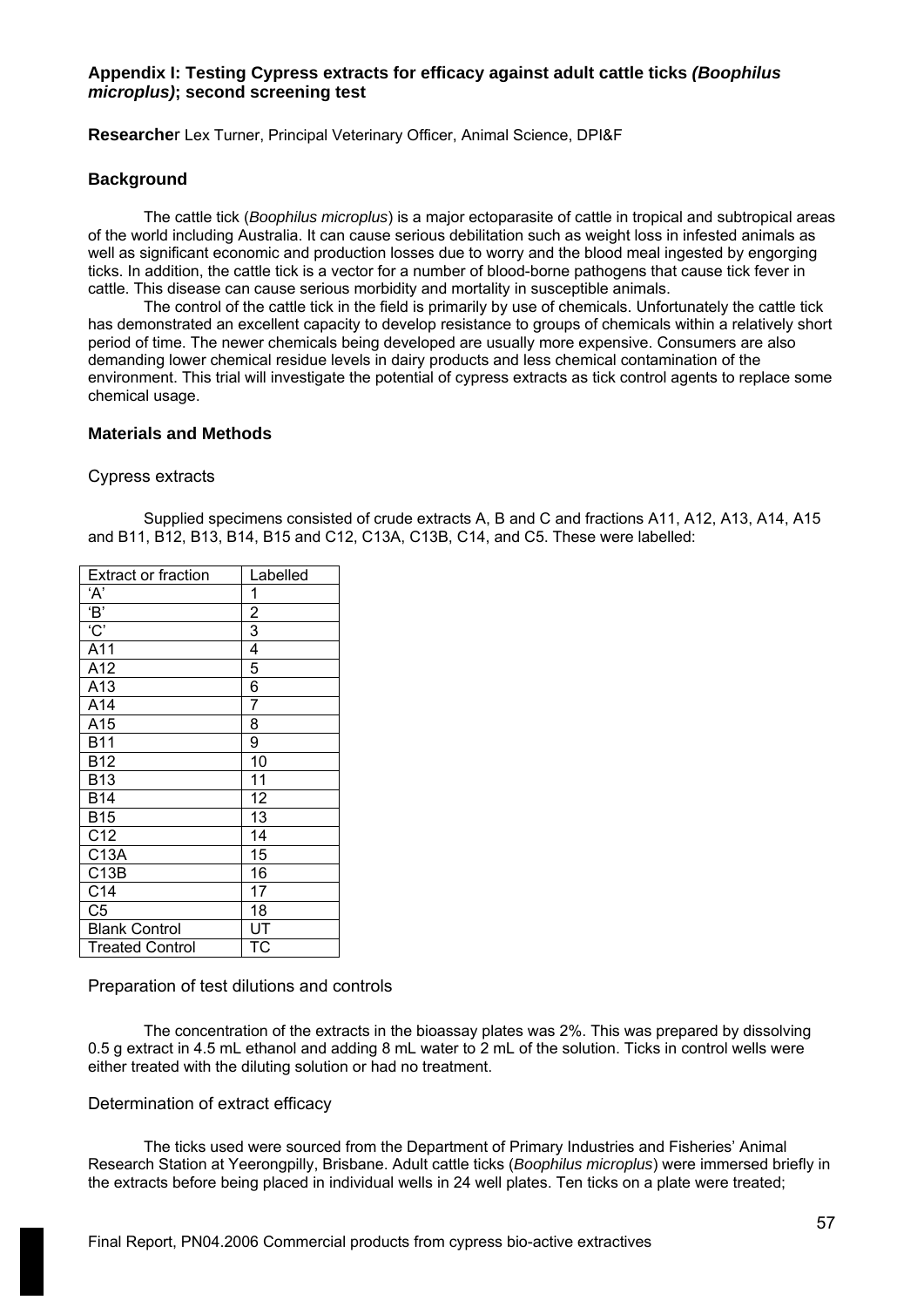## Appendix I: Testing Cypress extracts for efficacy against adult cattle ticks *(Boophilus microplus)*; second screening test

**Researcher** Lex Turner, Principal Veterinary Officer, Animal Science, DPI&F

### Background

The cattle tick (*Boophilus microplus*) is a major ectoparasite of cattle in tropical and subtropical areas of the world including Australia. It can cause serious debilitation such as weight loss in infested animals as well as significant economic and production losses due to worry and the blood meal ingested by engorging ticks. In addition, the cattle tick is a vector for a number of blood-borne pathogens that cause tick fever in cattle. This disease can cause serious morbidity and mortality in susceptible animals.

The control of the cattle tick in the field is primarily by use of chemicals. Unfortunately the cattle tick has demonstrated an excellent capacity to develop resistance to groups of chemicals within a relatively short period of time. The newer chemicals being developed are usually more expensive. Consumers are also demanding lower chemical residue levels in dairy products and less chemical contamination of the environment. This trial will investigate the potential of cypress extracts as tick control agents to replace some chemical usage.

### Materials and Methods

#### Cypress extracts

Supplied specimens consisted of crude extracts A, B and C and fractions A11, A12, A13, A14, A15 and B11, B12, B13, B14, B15 and C12, C13A, C13B, C14, and C5. These were labelled:

| Extract or fraction | Labelled |
|---|---|
| 'A' | 1 |
| 'B' | 2 |
| 'C' | 3 |
| A11 | 4 |
| A12 | 5 |
| A13 | 6 |
| A14 | 7 |
| A15 | 8 |
| B11 | 9 |
| B12 | 10 |
| B13 | 11 |
| B14 | 12 |
| B15 | 13 |
| C12 | 14 |
| C13A | 15 |
| C13B | 16 |
| C14 | 17 |
| C5 | 18 |
| Blank Control | UT |
| Treated Control | TC |

#### Preparation of test dilutions and controls

The concentration of the extracts in the bioassay plates was 2%. This was prepared by dissolving 0.5 g extract in 4.5 mL ethanol and adding 8 mL water to 2 mL of the solution. Ticks in control wells were either treated with the diluting solution or had no treatment.

#### Determination of extract efficacy

The ticks used were sourced from the Department of Primary Industries and Fisheries' Animal Research Station at Yeerongpilly, Brisbane. Adult cattle ticks (*Boophilus microplus*) were immersed briefly in the extracts before being placed in individual wells in 24 well plates. Ten ticks on a plate were treated;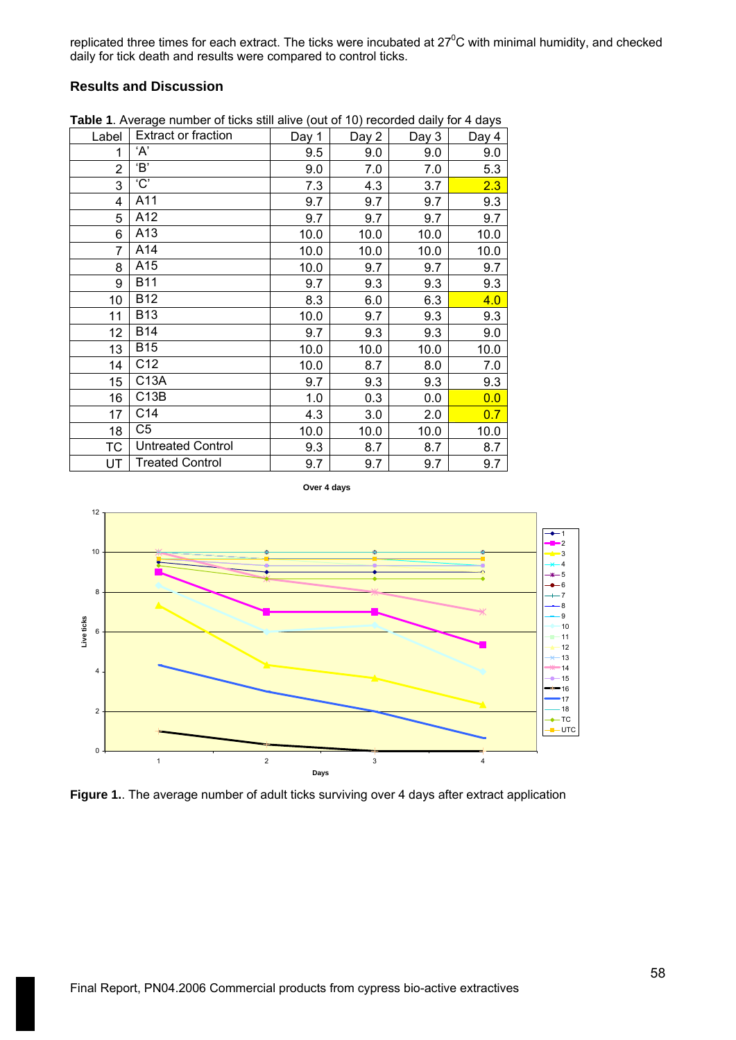replicated three times for each extract. The ticks were incubated at 27$^{0}$C with minimal humidity, and checked daily for tick death and results were compared to control ticks.

### Results and Discussion

**Table 1**. Average number of ticks still alive (out of 10) recorded daily for 4 days

| Label | Extract or fraction | Day 1 | Day 2 | Day 3 | Day 4 |
|---|---|---|---|---|---|
| 1 | 'A' | 9.5 | 9.0 | 9.0 | 9.0 |
| 2 | 'B' | 9.0 | 7.0 | 7.0 | 5.3 |
| 3 | 'C' | 7.3 | 4.3 | 3.7 | 2.3 |
| 4 | A11 | 9.7 | 9.7 | 9.7 | 9.3 |
| 5 | A12 | 9.7 | 9.7 | 9.7 | 9.7 |
| 6 | A13 | 10.0 | 10.0 | 10.0 | 10.0 |
| 7 | A14 | 10.0 | 10.0 | 10.0 | 10.0 |
| 8 | A15 | 10.0 | 9.7 | 9.7 | 9.7 |
| 9 | B11 | 9.7 | 9.3 | 9.3 | 9.3 |
| 10 | B12 | 8.3 | 6.0 | 6.3 | 4.0 |
| 11 | B13 | 10.0 | 9.7 | 9.3 | 9.3 |
| 12 | B14 | 9.7 | 9.3 | 9.3 | 9.0 |
| 13 | B15 | 10.0 | 10.0 | 10.0 | 10.0 |
| 14 | C12 | 10.0 | 8.7 | 8.0 | 7.0 |
| 15 | C13A | 9.7 | 9.3 | 9.3 | 9.3 |
| 16 | C13B | 1.0 | 0.3 | 0.0 | 0.0 |
| 17 | C14 | 4.3 | 3.0 | 2.0 | 0.7 |
| 18 | C5 | 10.0 | 10.0 | 10.0 | 10.0 |
| TC | Untreated Control | 9.3 | 8.7 | 8.7 | 8.7 |
| UT | Treated Control | 9.7 | 9.7 | 9.7 | 9.7 |

**Figure 1.**. The average number of adult ticks surviving over 4 days after extract application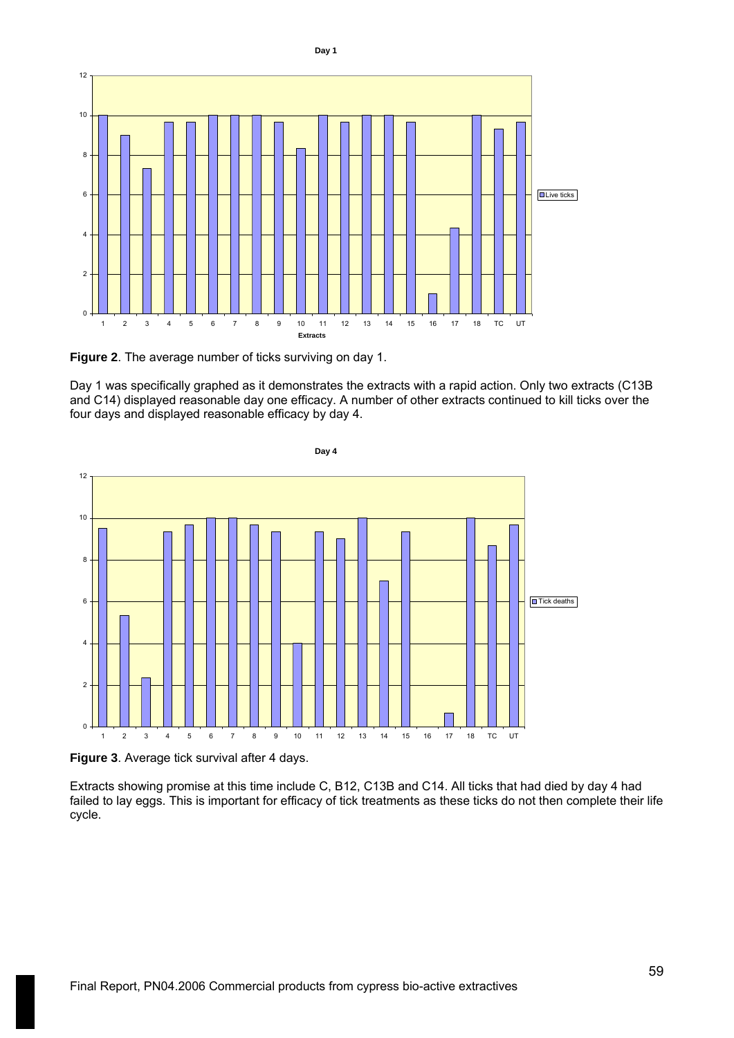**Figure 2**. The average number of ticks surviving on day 1.

Day 1 was specifically graphed as it demonstrates the extracts with a rapid action. Only two extracts (C13B and C14) displayed reasonable day one efficacy. A number of other extracts continued to kill ticks over the four days and displayed reasonable efficacy by day 4.

**Figure 3**. Average tick survival after 4 days.

Extracts showing promise at this time include C, B12, C13B and C14. All ticks that had died by day 4 had failed to lay eggs. This is important for efficacy of tick treatments as these ticks do not then complete their life cycle.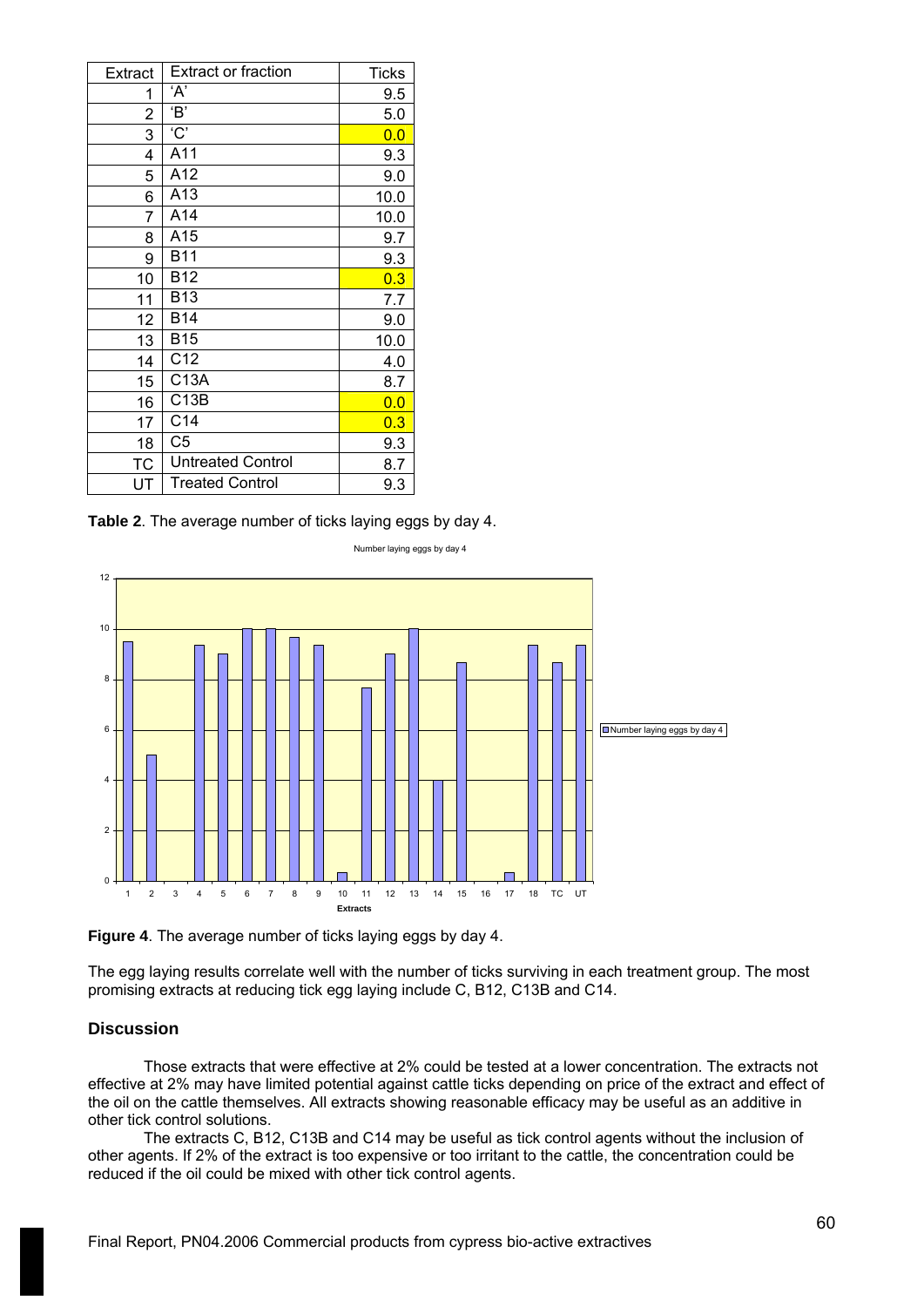| Extract | Extract or fraction | Ticks |
|---|---|---|
| 1 | 'A' | 9.5 |
| 2 | 'B' | 5.0 |
| 3 | 'C' | 0.0 |
| 4 | A11 | 9.3 |
| 5 | A12 | 9.0 |
| 6 | A13 | 10.0 |
| 7 | A14 | 10.0 |
| 8 | A15 | 9.7 |
| 9 | B11 | 9.3 |
| 10 | B12 | 0.3 |
| 11 | B13 | 7.7 |
| 12 | B14 | 9.0 |
| 13 | B15 | 10.0 |
| 14 | C12 | 4.0 |
| 15 | C13A | 8.7 |
| 16 | C13B | 0.0 |
| 17 | C14 | 0.3 |
| 18 | C5 | 9.3 |
| TC | Untreated Control | 8.7 |
| UT | Treated Control | 9.3 |

**Table 2**. The average number of ticks laying eggs by day 4.

**Figure 4**. The average number of ticks laying eggs by day 4.

The egg laying results correlate well with the number of ticks surviving in each treatment group. The most promising extracts at reducing tick egg laying include C, B12, C13B and C14.

## Discussion

Those extracts that were effective at 2% could be tested at a lower concentration. The extracts not effective at 2% may have limited potential against cattle ticks depending on price of the extract and effect of the oil on the cattle themselves. All extracts showing reasonable efficacy may be useful as an additive in other tick control solutions.

The extracts C, B12, C13B and C14 may be useful as tick control agents without the inclusion of other agents. If 2% of the extract is too expensive or too irritant to the cattle, the concentration could be reduced if the oil could be mixed with other tick control agents.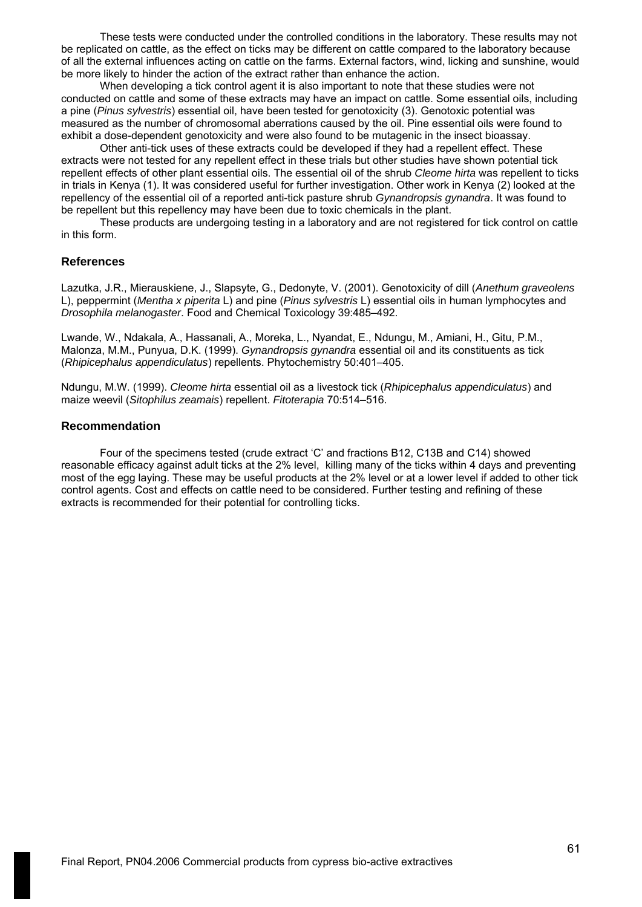These tests were conducted under the controlled conditions in the laboratory. These results may not be replicated on cattle, as the effect on ticks may be different on cattle compared to the laboratory because of all the external influences acting on cattle on the farms. External factors, wind, licking and sunshine, would be more likely to hinder the action of the extract rather than enhance the action.

When developing a tick control agent it is also important to note that these studies were not conducted on cattle and some of these extracts may have an impact on cattle. Some essential oils, including a pine (*Pinus sylvestris*) essential oil, have been tested for genotoxicity (3). Genotoxic potential was measured as the number of chromosomal aberrations caused by the oil. Pine essential oils were found to exhibit a dose-dependent genotoxicity and were also found to be mutagenic in the insect bioassay.

Other anti-tick uses of these extracts could be developed if they had a repellent effect. These extracts were not tested for any repellent effect in these trials but other studies have shown potential tick repellent effects of other plant essential oils. The essential oil of the shrub *Cleome hirta* was repellent to ticks in trials in Kenya (1). It was considered useful for further investigation. Other work in Kenya (2) looked at the repellency of the essential oil of a reported anti-tick pasture shrub *Gynandropsis gynandra*. It was found to be repellent but this repellency may have been due to toxic chemicals in the plant.

These products are undergoing testing in a laboratory and are not registered for tick control on cattle in this form.

### References

Lazutka, J.R., Mierauskiene, J., Slapsyte, G., Dedonyte, V. (2001). Genotoxicity of dill (*Anethum graveolens* L), peppermint (*Mentha x piperita* L) and pine (*Pinus sylvestris* L) essential oils in human lymphocytes and *Drosophila melanogaster*. Food and Chemical Toxicology 39:485–492.

Lwande, W., Ndakala, A., Hassanali, A., Moreka, L., Nyandat, E., Ndungu, M., Amiani, H., Gitu, P.M., Malonza, M.M., Punyua, D.K. (1999). *Gynandropsis gynandra* essential oil and its constituents as tick (*Rhipicephalus appendiculatus*) repellents. Phytochemistry 50:401–405.

Ndungu, M.W. (1999). *Cleome hirta* essential oil as a livestock tick (*Rhipicephalus appendiculatus*) and maize weevil (*Sitophilus zeamais*) repellent. *Fitoterapia* 70:514–516.

### Recommendation

Four of the specimens tested (crude extract 'C' and fractions B12, C13B and C14) showed reasonable efficacy against adult ticks at the 2% level, killing many of the ticks within 4 days and preventing most of the egg laying. These may be useful products at the 2% level or at a lower level if added to other tick control agents. Cost and effects on cattle need to be considered. Further testing and refining of these extracts is recommended for their potential for controlling ticks.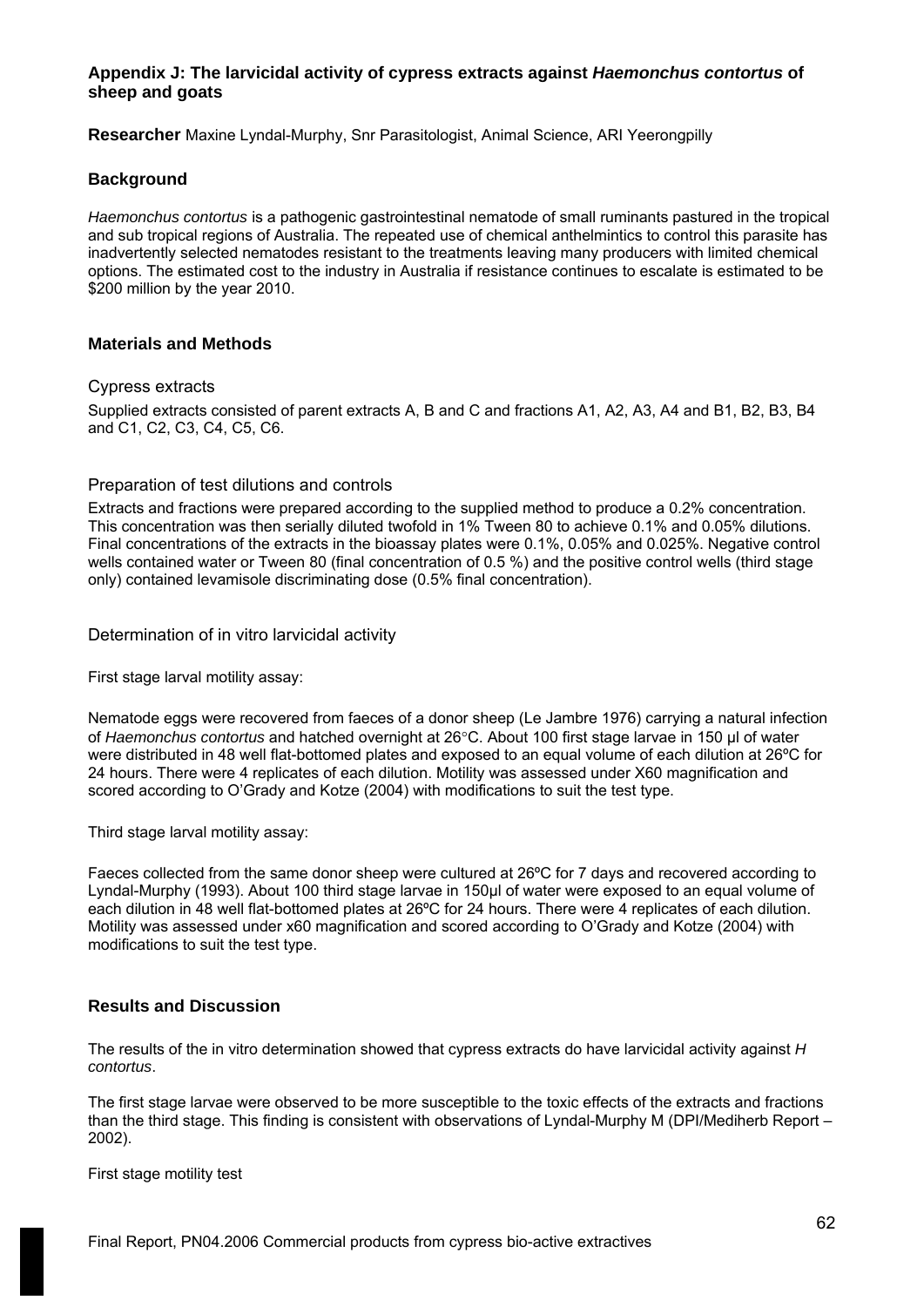## Appendix J: The larvicidal activity of cypress extracts against *Haemonchus contortus* of sheep and goats

**Researcher** Maxine Lyndal-Murphy, Snr Parasitologist, Animal Science, ARI Yeerongpilly

### Background

*Haemonchus contortus* is a pathogenic gastrointestinal nematode of small ruminants pastured in the tropical and sub tropical regions of Australia. The repeated use of chemical anthelmintics to control this parasite has inadvertently selected nematodes resistant to the treatments leaving many producers with limited chemical options. The estimated cost to the industry in Australia if resistance continues to escalate is estimated to be $200 million by the year 2010.

### Materials and Methods

#### Cypress extracts

Supplied extracts consisted of parent extracts A, B and C and fractions A1, A2, A3, A4 and B1, B2, B3, B4 and C1, C2, C3, C4, C5, C6.

#### Preparation of test dilutions and controls

Extracts and fractions were prepared according to the supplied method to produce a 0.2% concentration. This concentration was then serially diluted twofold in 1% Tween 80 to achieve 0.1% and 0.05% dilutions. Final concentrations of the extracts in the bioassay plates were 0.1%, 0.05% and 0.025%. Negative control wells contained water or Tween 80 (final concentration of 0.5 %) and the positive control wells (third stage only) contained levamisole discriminating dose (0.5% final concentration).

#### Determination of in vitro larvicidal activity

First stage larval motility assay:

Nematode eggs were recovered from faeces of a donor sheep (Le Jambre 1976) carrying a natural infection of *Haemonchus contortus* and hatched overnight at 26°C. About 100 first stage larvae in 150 µl of water were distributed in 48 well flat-bottomed plates and exposed to an equal volume of each dilution at 26ºC for 24 hours. There were 4 replicates of each dilution. Motility was assessed under X60 magnification and scored according to O'Grady and Kotze (2004) with modifications to suit the test type.

Third stage larval motility assay:

Faeces collected from the same donor sheep were cultured at 26ºC for 7 days and recovered according to Lyndal-Murphy (1993). About 100 third stage larvae in 150µl of water were exposed to an equal volume of each dilution in 48 well flat-bottomed plates at 26ºC for 24 hours. There were 4 replicates of each dilution. Motility was assessed under x60 magnification and scored according to O'Grady and Kotze (2004) with modifications to suit the test type.

### Results and Discussion

The results of the in vitro determination showed that cypress extracts do have larvicidal activity against *H contortus*.

The first stage larvae were observed to be more susceptible to the toxic effects of the extracts and fractions than the third stage. This finding is consistent with observations of Lyndal-Murphy M (DPI/Mediherb Report – 2002).

First stage motility test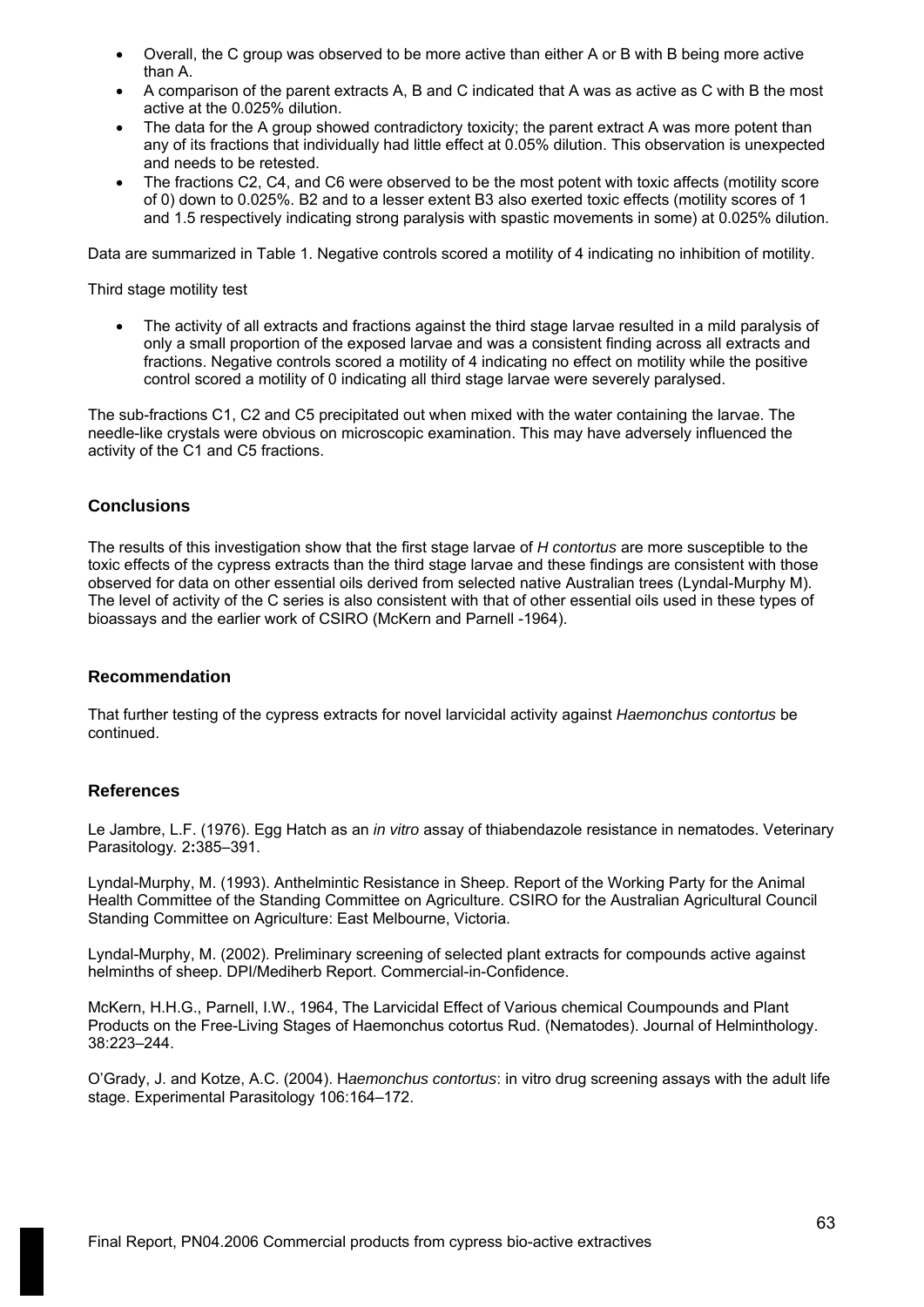- Overall, the C group was observed to be more active than either A or B with B being more active than A.
- A comparison of the parent extracts A, B and C indicated that A was as active as C with B the most active at the 0.025% dilution.
- The data for the A group showed contradictory toxicity; the parent extract A was more potent than any of its fractions that individually had little effect at 0.05% dilution. This observation is unexpected and needs to be retested.
- The fractions C2, C4, and C6 were observed to be the most potent with toxic affects (motility score of 0) down to 0.025%. B2 and to a lesser extent B3 also exerted toxic effects (motility scores of 1 and 1.5 respectively indicating strong paralysis with spastic movements in some) at 0.025% dilution.

Data are summarized in Table 1. Negative controls scored a motility of 4 indicating no inhibition of motility.

Third stage motility test

- The activity of all extracts and fractions against the third stage larvae resulted in a mild paralysis of only a small proportion of the exposed larvae and was a consistent finding across all extracts and fractions. Negative controls scored a motility of 4 indicating no effect on motility while the positive control scored a motility of 0 indicating all third stage larvae were severely paralysed.

The sub-fractions C1, C2 and C5 precipitated out when mixed with the water containing the larvae. The needle-like crystals were obvious on microscopic examination. This may have adversely influenced the activity of the C1 and C5 fractions.

## Conclusions

The results of this investigation show that the first stage larvae of *H contortus* are more susceptible to the toxic effects of the cypress extracts than the third stage larvae and these findings are consistent with those observed for data on other essential oils derived from selected native Australian trees (Lyndal-Murphy M). The level of activity of the C series is also consistent with that of other essential oils used in these types of bioassays and the earlier work of CSIRO (McKern and Parnell -1964).

## Recommendation

That further testing of the cypress extracts for novel larvicidal activity against *Haemonchus contortus* be continued.

## References

Le Jambre, L.F. (1976). Egg Hatch as an *in vitro* assay of thiabendazole resistance in nematodes. Veterinary Parasitology. 2**:**385–391.

Lyndal-Murphy, M. (1993). Anthelmintic Resistance in Sheep. Report of the Working Party for the Animal Health Committee of the Standing Committee on Agriculture. CSIRO for the Australian Agricultural Council Standing Committee on Agriculture: East Melbourne, Victoria.

Lyndal-Murphy, M. (2002). Preliminary screening of selected plant extracts for compounds active against helminths of sheep. DPI/Mediherb Report. Commercial-in-Confidence.

McKern, H.H.G., Parnell, I.W., 1964, The Larvicidal Effect of Various chemical Coumpounds and Plant Products on the Free-Living Stages of Haemonchus cotortus Rud. (Nematodes). Journal of Helminthology. 38:223–244.

O'Grady, J. and Kotze, A.C. (2004). H*aemonchus contortus*: in vitro drug screening assays with the adult life stage. Experimental Parasitology 106:164–172.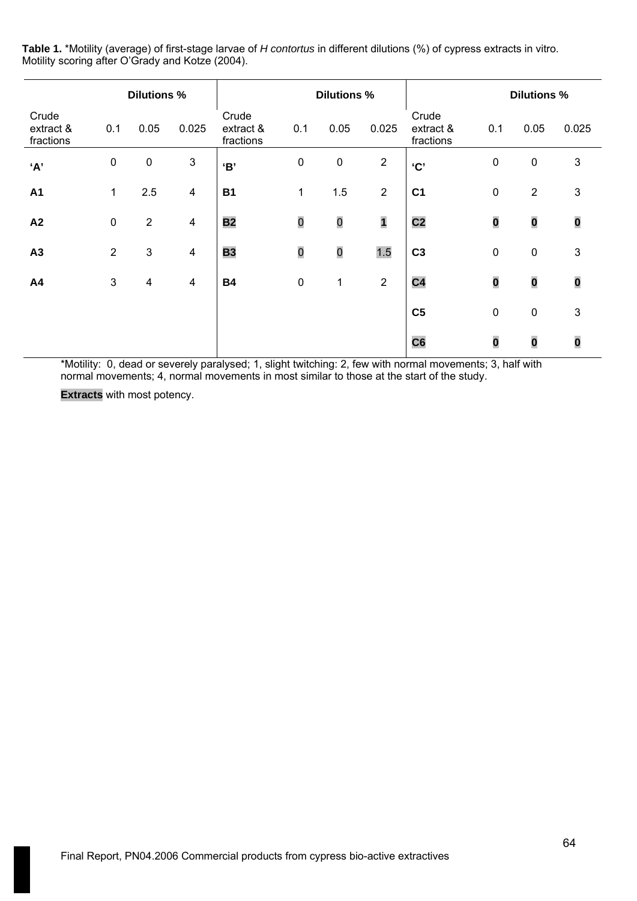**Table 1.** *Motility (average) of first-stage larvae of *H contortus* in different dilutions (%) of cypress extracts in vitro. Motility scoring after O'Grady and Kotze (2004).

| | Dilutions % | | | | Dilutions % | | | | Dilutions % | | |
|---|---|---|---|---|---|---|---|---|---|---|---|
| Crude extract & fractions | 0.1 | 0.05 | 0.025 | Crude extract & fractions | 0.1 | 0.05 | 0.025 | Crude extract & fractions | 0.1 | 0.05 | 0.025 |
| **'A'** | 0 | 0 | 3 | **'B'** | 0 | 0 | 2 | **'C'** | 0 | 0 | 3 |
| **A1** | 1 | 2.5 | 4 | **B1** | 1 | 1.5 | 2 | **C1** | 0 | 2 | 3 |
| **A2** | 0 | 2 | 4 | **B2** | 0 | 0 | **1** | **C2** | **0** | **0** | **0** |
| **A3** | 2 | 3 | 4 | **B3** | 0 | 0 | 1.5 | **C3** | 0 | 0 | 3 |
| **A4** | 3 | 4 | 4 | **B4** | 0 | 1 | 2 | **C4** | **0** | **0** | **0** |
| | | | | | | | | **C5** | 0 | 0 | 3 |
| | | | | | | | | **C6** | **0** | **0** | **0** |

*Motility: 0, dead or severely paralysed; 1, slight twitching: 2, few with normal movements; 3, half with normal movements; 4, normal movements in most similar to those at the start of the study.

**Extracts** with most potency.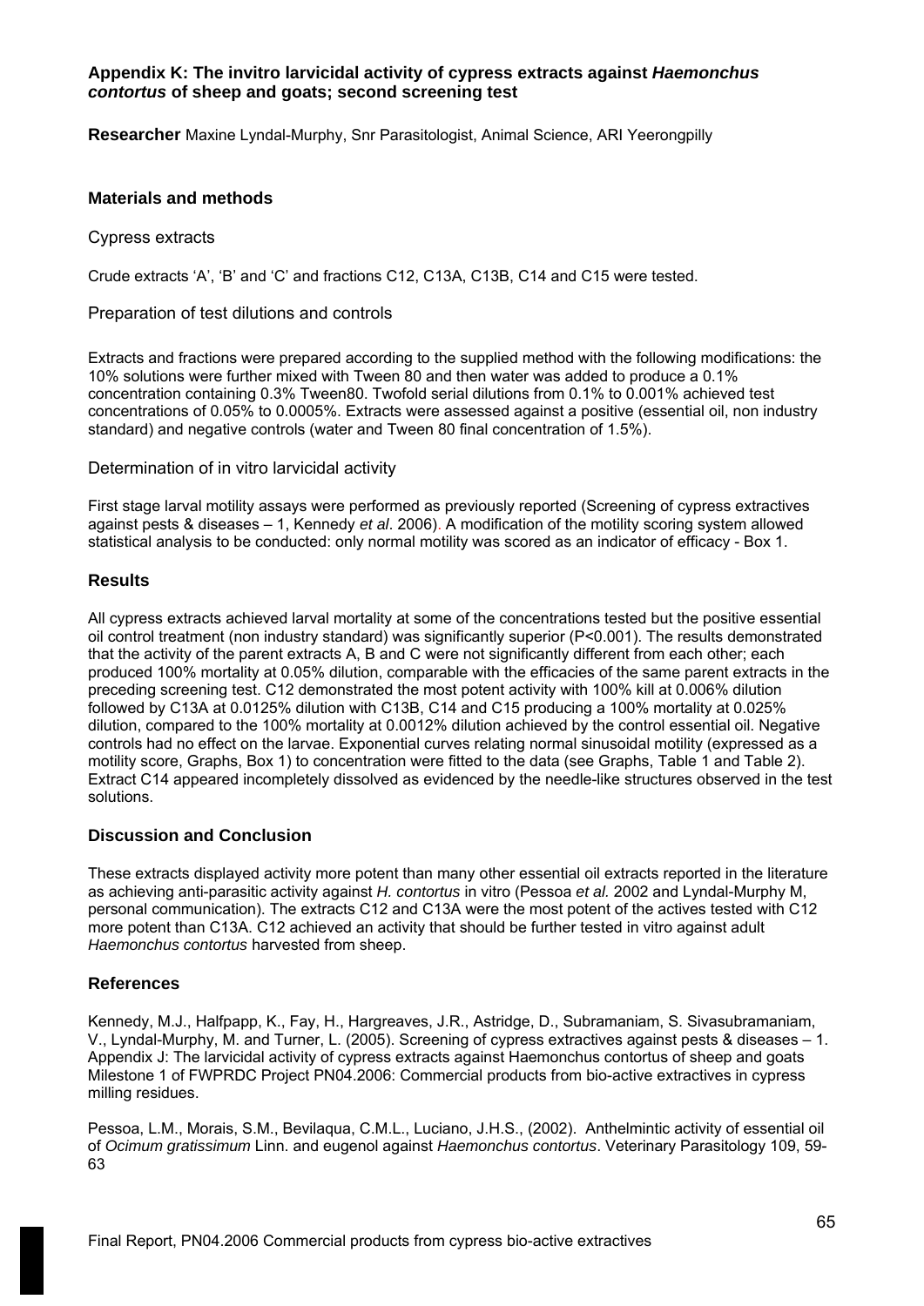**Appendix K: The invitro larvicidal activity of cypress extracts against *Haemonchus contortus* of sheep and goats; second screening test**

**Researcher** Maxine Lyndal-Murphy, Snr Parasitologist, Animal Science, ARI Yeerongpilly

### Materials and methods

Cypress extracts

Crude extracts 'A', 'B' and 'C' and fractions C12, C13A, C13B, C14 and C15 were tested.

Preparation of test dilutions and controls

Extracts and fractions were prepared according to the supplied method with the following modifications: the 10% solutions were further mixed with Tween 80 and then water was added to produce a 0.1% concentration containing 0.3% Tween80. Twofold serial dilutions from 0.1% to 0.001% achieved test concentrations of 0.05% to 0.0005%. Extracts were assessed against a positive (essential oil, non industry standard) and negative controls (water and Tween 80 final concentration of 1.5%).

Determination of in vitro larvicidal activity

First stage larval motility assays were performed as previously reported (Screening of cypress extractives against pests & diseases – 1, Kennedy *et al*. 2006). A modification of the motility scoring system allowed statistical analysis to be conducted: only normal motility was scored as an indicator of efficacy - Box 1.

### Results

All cypress extracts achieved larval mortality at some of the concentrations tested but the positive essential oil control treatment (non industry standard) was significantly superior (P<0.001). The results demonstrated that the activity of the parent extracts A, B and C were not significantly different from each other; each produced 100% mortality at 0.05% dilution, comparable with the efficacies of the same parent extracts in the preceding screening test. C12 demonstrated the most potent activity with 100% kill at 0.006% dilution followed by C13A at 0.0125% dilution with C13B, C14 and C15 producing a 100% mortality at 0.025% dilution, compared to the 100% mortality at 0.0012% dilution achieved by the control essential oil. Negative controls had no effect on the larvae. Exponential curves relating normal sinusoidal motility (expressed as a motility score, Graphs, Box 1) to concentration were fitted to the data (see Graphs, Table 1 and Table 2). Extract C14 appeared incompletely dissolved as evidenced by the needle-like structures observed in the test solutions.

### Discussion and Conclusion

These extracts displayed activity more potent than many other essential oil extracts reported in the literature as achieving anti-parasitic activity against *H. contortus* in vitro (Pessoa *et al.* 2002 and Lyndal-Murphy M, personal communication). The extracts C12 and C13A were the most potent of the actives tested with C12 more potent than C13A. C12 achieved an activity that should be further tested in vitro against adult *Haemonchus contortus* harvested from sheep.

### References

Kennedy, M.J., Halfpapp, K., Fay, H., Hargreaves, J.R., Astridge, D., Subramaniam, S. Sivasubramaniam, V., Lyndal-Murphy, M. and Turner, L. (2005). Screening of cypress extractives against pests & diseases – 1. Appendix J: The larvicidal activity of cypress extracts against Haemonchus contortus of sheep and goats Milestone 1 of FWPRDC Project PN04.2006: Commercial products from bio-active extractives in cypress milling residues.

Pessoa, L.M., Morais, S.M., Bevilaqua, C.M.L., Luciano, J.H.S., (2002). Anthelmintic activity of essential oil of *Ocimum gratissimum* Linn. and eugenol against *Haemonchus contortus*. Veterinary Parasitology 109, 59-63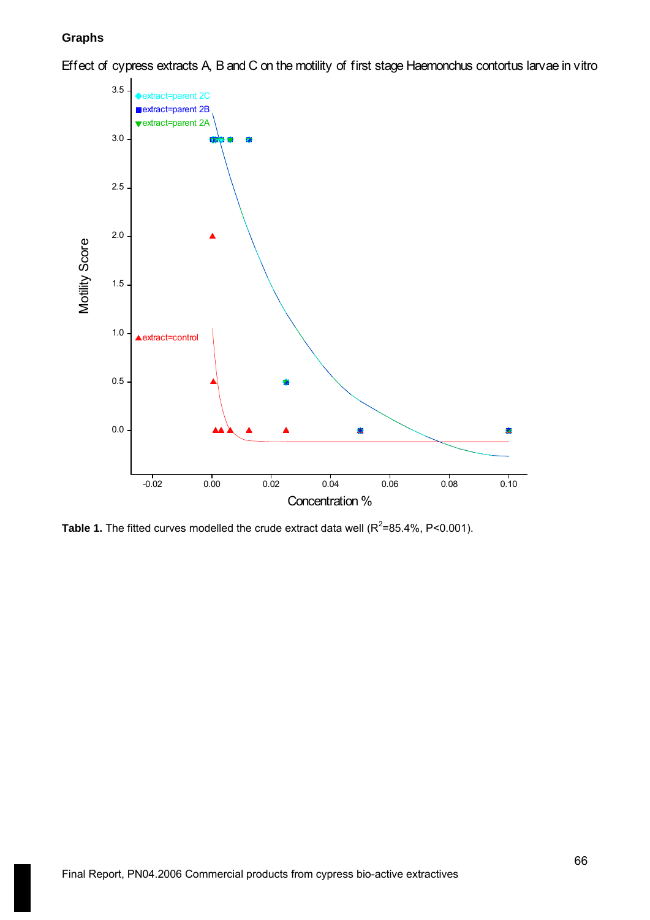**Graphs**

Effect of cypress extracts A, B and C on the motility of first stage Haemonchus contortus larvae in vitro

**Table 1.** The fitted curves modelled the crude extract data well ($R^2$=85.4%, P<0.001).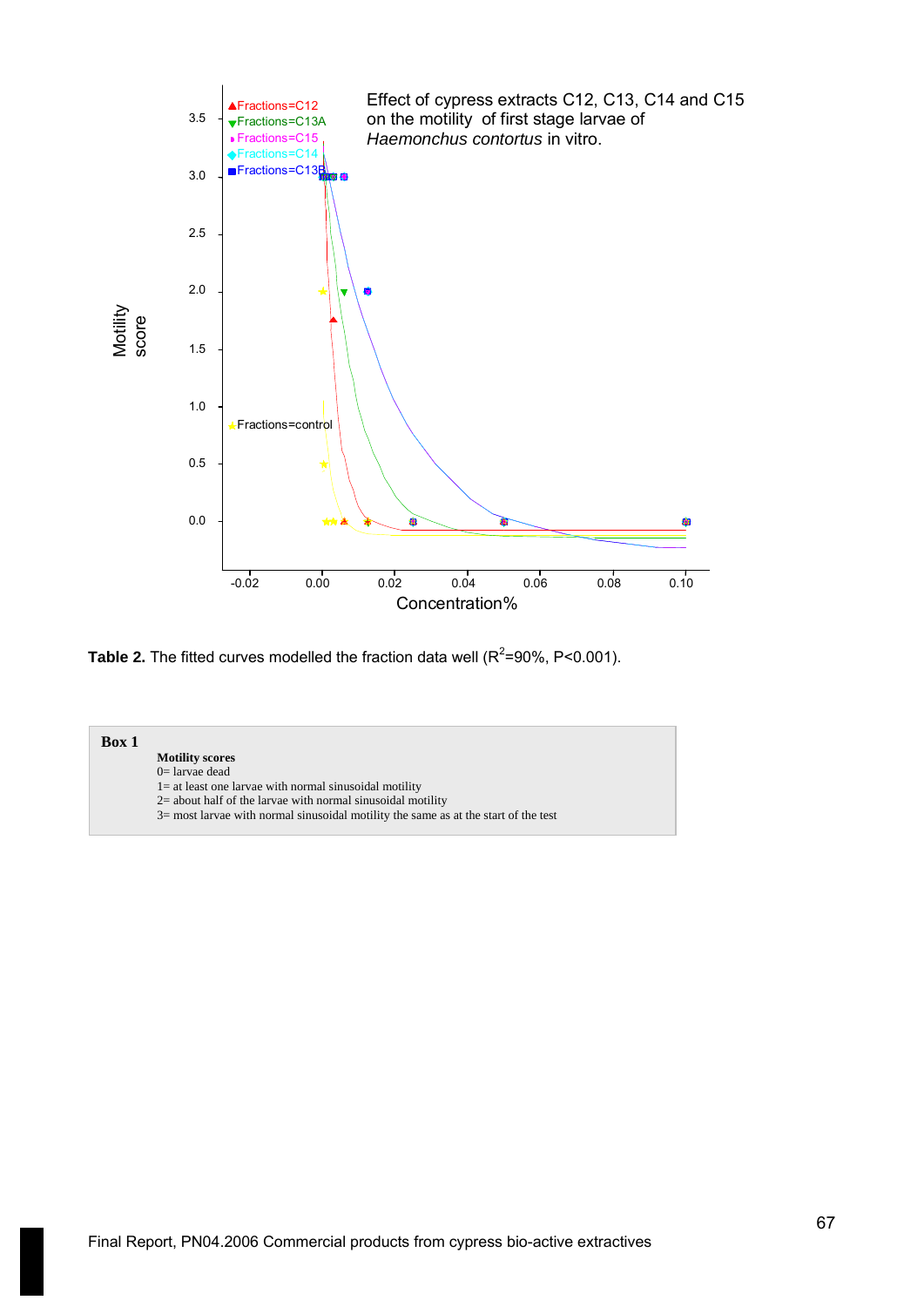**Table 2.** The fitted curves modelled the fraction data well ($R^2$=90%, P<0.001).

| **Box 1** |
|---|
| **Motility scores** |
| 0= larvae dead |
| 1= at least one larvae with normal sinusoidal motility |
| 2= about half of the larvae with normal sinusoidal motility |
| 3= most larvae with normal sinusoidal motility the same as at the start of the test |

Final Report, PN04.2006 Commercial products from cypress bio-active extractives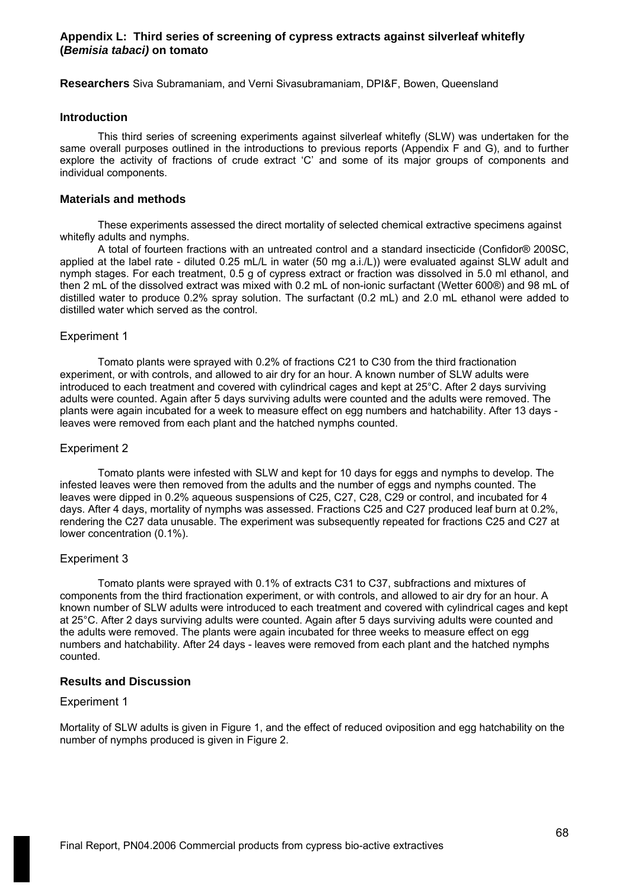## Appendix L: Third series of screening of cypress extracts against silverleaf whitefly (*Bemisia tabaci)* on tomato

**Researchers** Siva Subramaniam, and Verni Sivasubramaniam, DPI&F, Bowen, Queensland

### Introduction

This third series of screening experiments against silverleaf whitefly (SLW) was undertaken for the same overall purposes outlined in the introductions to previous reports (Appendix F and G), and to further explore the activity of fractions of crude extract 'C' and some of its major groups of components and individual components.

### Materials and methods

These experiments assessed the direct mortality of selected chemical extractive specimens against whitefly adults and nymphs.

A total of fourteen fractions with an untreated control and a standard insecticide (Confidor® 200SC, applied at the label rate - diluted 0.25 mL/L in water (50 mg a.i./L)) were evaluated against SLW adult and nymph stages. For each treatment, 0.5 g of cypress extract or fraction was dissolved in 5.0 ml ethanol, and then 2 mL of the dissolved extract was mixed with 0.2 mL of non-ionic surfactant (Wetter 600®) and 98 mL of distilled water to produce 0.2% spray solution. The surfactant (0.2 mL) and 2.0 mL ethanol were added to distilled water which served as the control.

#### Experiment 1

Tomato plants were sprayed with 0.2% of fractions C21 to C30 from the third fractionation experiment, or with controls, and allowed to air dry for an hour. A known number of SLW adults were introduced to each treatment and covered with cylindrical cages and kept at 25°C. After 2 days surviving adults were counted. Again after 5 days surviving adults were counted and the adults were removed. The plants were again incubated for a week to measure effect on egg numbers and hatchability. After 13 days - leaves were removed from each plant and the hatched nymphs counted.

#### Experiment 2

Tomato plants were infested with SLW and kept for 10 days for eggs and nymphs to develop. The infested leaves were then removed from the adults and the number of eggs and nymphs counted. The leaves were dipped in 0.2% aqueous suspensions of C25, C27, C28, C29 or control, and incubated for 4 days. After 4 days, mortality of nymphs was assessed. Fractions C25 and C27 produced leaf burn at 0.2%, rendering the C27 data unusable. The experiment was subsequently repeated for fractions C25 and C27 at lower concentration (0.1%).

#### Experiment 3

Tomato plants were sprayed with 0.1% of extracts C31 to C37, subfractions and mixtures of components from the third fractionation experiment, or with controls, and allowed to air dry for an hour. A known number of SLW adults were introduced to each treatment and covered with cylindrical cages and kept at 25°C. After 2 days surviving adults were counted. Again after 5 days surviving adults were counted and the adults were removed. The plants were again incubated for three weeks to measure effect on egg numbers and hatchability. After 24 days - leaves were removed from each plant and the hatched nymphs counted.

### Results and Discussion

#### Experiment 1

Mortality of SLW adults is given in Figure 1, and the effect of reduced oviposition and egg hatchability on the number of nymphs produced is given in Figure 2.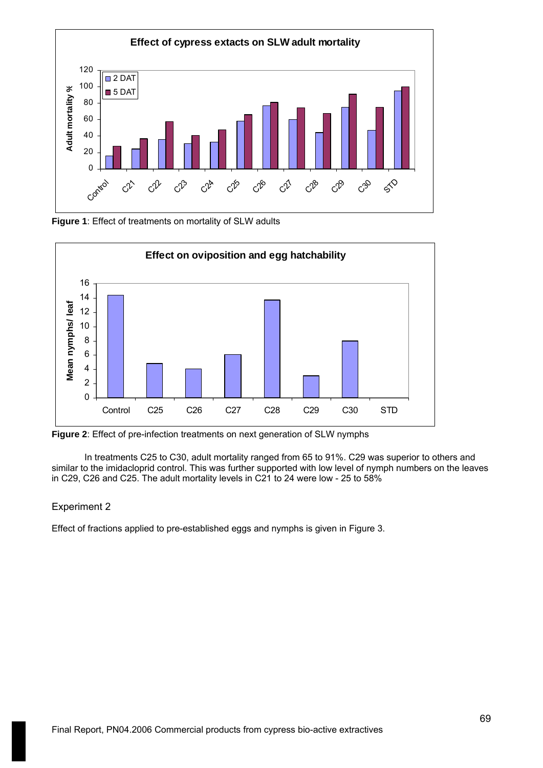**Figure 1**: Effect of treatments on mortality of SLW adults

**Figure 2**: Effect of pre-infection treatments on next generation of SLW nymphs

In treatments C25 to C30, adult mortality ranged from 65 to 91%. C29 was superior to others and similar to the imidacloprid control. This was further supported with low level of nymph numbers on the leaves in C29, C26 and C25. The adult mortality levels in C21 to 24 were low - 25 to 58%

Experiment 2

Effect of fractions applied to pre-established eggs and nymphs is given in Figure 3.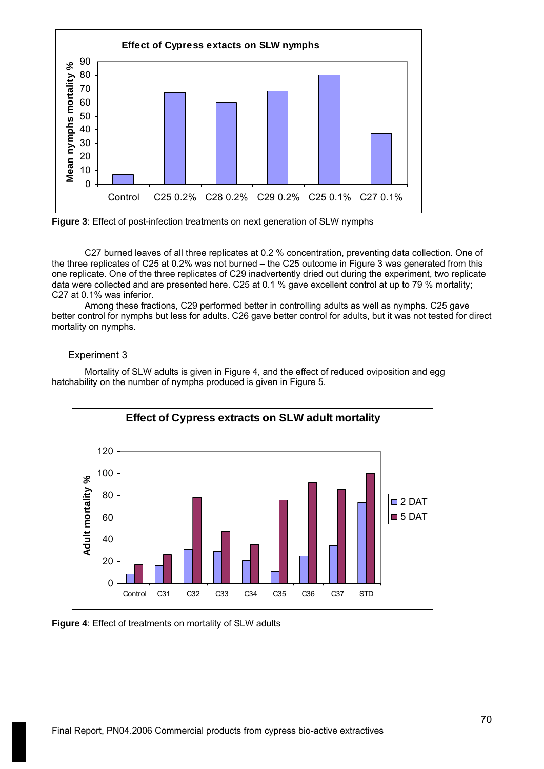Figure 3: Effect of post-infection treatments on next generation of SLW nymphs

C27 burned leaves of all three replicates at 0.2 % concentration, preventing data collection. One of the three replicates of C25 at 0.2% was not burned – the C25 outcome in Figure 3 was generated from this one replicate. One of the three replicates of C29 inadvertently dried out during the experiment, two replicate data were collected and are presented here. C25 at 0.1 % gave excellent control at up to 79 % mortality; C27 at 0.1% was inferior.

Among these fractions, C29 performed better in controlling adults as well as nymphs. C25 gave better control for nymphs but less for adults. C26 gave better control for adults, but it was not tested for direct mortality on nymphs.

### Experiment 3

Mortality of SLW adults is given in Figure 4, and the effect of reduced oviposition and egg hatchability on the number of nymphs produced is given in Figure 5.

Figure 4: Effect of treatments on mortality of SLW adults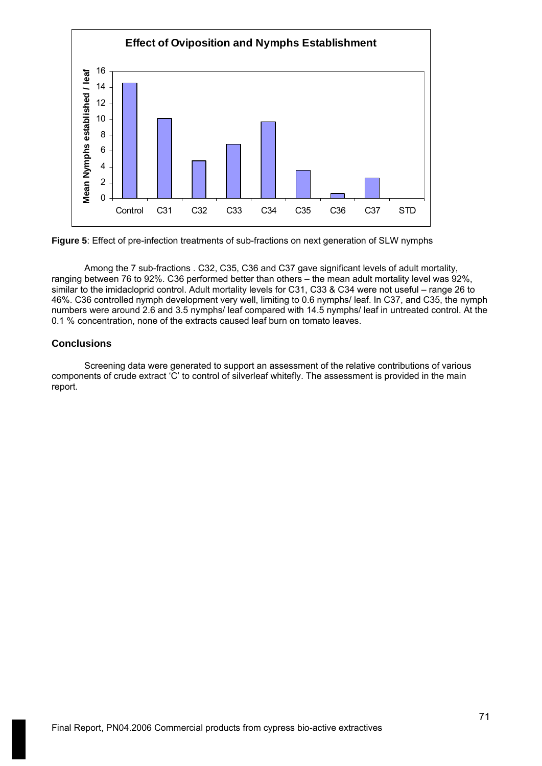**Figure 5**: Effect of pre-infection treatments of sub-fractions on next generation of SLW nymphs

Among the 7 sub-fractions . C32, C35, C36 and C37 gave significant levels of adult mortality, ranging between 76 to 92%. C36 performed better than others – the mean adult mortality level was 92%, similar to the imidacloprid control. Adult mortality levels for C31, C33 & C34 were not useful – range 26 to 46%. C36 controlled nymph development very well, limiting to 0.6 nymphs/ leaf. In C37, and C35, the nymph numbers were around 2.6 and 3.5 nymphs/ leaf compared with 14.5 nymphs/ leaf in untreated control. At the 0.1 % concentration, none of the extracts caused leaf burn on tomato leaves.

## Conclusions

Screening data were generated to support an assessment of the relative contributions of various components of crude extract 'C' to control of silverleaf whitefly. The assessment is provided in the main report.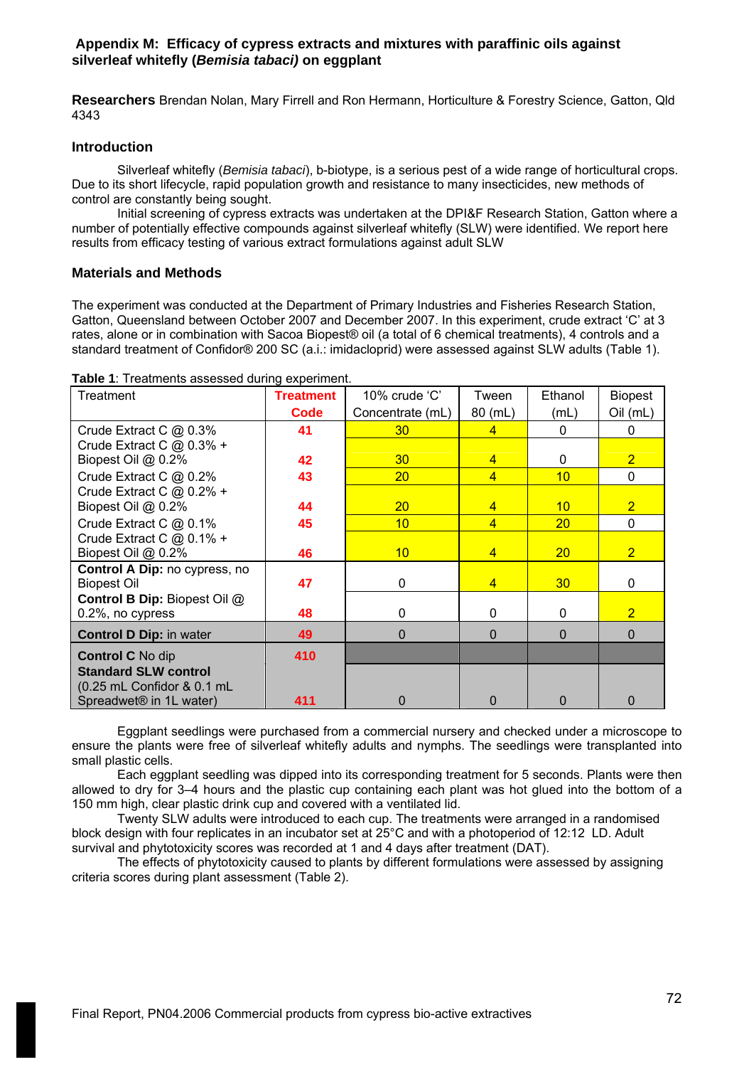## Appendix M: Efficacy of cypress extracts and mixtures with paraffinic oils against silverleaf whitefly (*Bemisia tabaci)* on eggplant

**Researchers** Brendan Nolan, Mary Firrell and Ron Hermann, Horticulture & Forestry Science, Gatton, Qld 4343

### Introduction

Silverleaf whitefly (*Bemisia tabaci*), b-biotype, is a serious pest of a wide range of horticultural crops. Due to its short lifecycle, rapid population growth and resistance to many insecticides, new methods of control are constantly being sought.

Initial screening of cypress extracts was undertaken at the DPI&F Research Station, Gatton where a number of potentially effective compounds against silverleaf whitefly (SLW) were identified. We report here results from efficacy testing of various extract formulations against adult SLW

### Materials and Methods

The experiment was conducted at the Department of Primary Industries and Fisheries Research Station, Gatton, Queensland between October 2007 and December 2007. In this experiment, crude extract 'C' at 3 rates, alone or in combination with Sacoa Biopest® oil (a total of 6 chemical treatments), 4 controls and a standard treatment of Confidor® 200 SC (a.i.: imidacloprid) were assessed against SLW adults (Table 1).

**Table 1**: Treatments assessed during experiment.

| Treatment | Treatment Code | 10% crude 'C' Concentrate (mL) | Tween 80 (mL) | Ethanol (mL) | Biopest Oil (mL) |
|---|---|---|---|---|---|
| Crude Extract C @ 0.3% | 41 | 30 | 4 | 0 | 0 |
| Crude Extract C @ 0.3% + Biopest Oil @ 0.2% | 42 | 30 | 4 | 0 | 2 |
| Crude Extract C @ 0.2% | 43 | 20 | 4 | 10 | 0 |
| Crude Extract C @ 0.2% + Biopest Oil @ 0.2% | 44 | 20 | 4 | 10 | 2 |
| Crude Extract C @ 0.1% | 45 | 10 | 4 | 20 | 0 |
| Crude Extract C @ 0.1% + Biopest Oil @ 0.2% | 46 | 10 | 4 | 20 | 2 |
| **Control A Dip:** no cypress, no Biopest Oil | 47 | 0 | 4 | 30 | 0 |
| **Control B Dip:** Biopest Oil @ 0.2%, no cypress | 48 | 0 | 0 | 0 | 2 |
| **Control D Dip:** in water | 49 | 0 | 0 | 0 | 0 |
| **Control C** No dip | 410 | | | | |
| **Standard SLW control** (0.25 mL Confidor & 0.1 mL Spreadwet® in 1L water) | 411 | 0 | 0 | 0 | 0 |

Eggplant seedlings were purchased from a commercial nursery and checked under a microscope to ensure the plants were free of silverleaf whitefly adults and nymphs. The seedlings were transplanted into small plastic cells.

Each eggplant seedling was dipped into its corresponding treatment for 5 seconds. Plants were then allowed to dry for 3–4 hours and the plastic cup containing each plant was hot glued into the bottom of a 150 mm high, clear plastic drink cup and covered with a ventilated lid.

Twenty SLW adults were introduced to each cup. The treatments were arranged in a randomised block design with four replicates in an incubator set at 25°C and with a photoperiod of 12:12 LD. Adult survival and phytotoxicity scores was recorded at 1 and 4 days after treatment (DAT).

The effects of phytotoxicity caused to plants by different formulations were assessed by assigning criteria scores during plant assessment (Table 2).

Final Report, PN04.2006 Commercial products from cypress bio-active extractives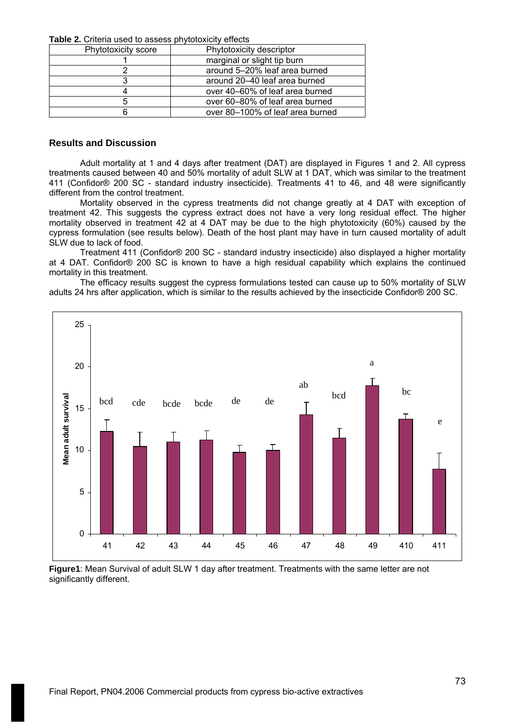**Table 2.** Criteria used to assess phytotoxicity effects

| Phytotoxicity score | Phytotoxicity descriptor |
| --- | --- |
| 1 | marginal or slight tip burn |
| 2 | around 5–20% leaf area burned |
| 3 | around 20–40 leaf area burned |
| 4 | over 40–60% of leaf area burned |
| 5 | over 60–80% of leaf area burned |
| 6 | over 80–100% of leaf area burned |

## Results and Discussion

Adult mortality at 1 and 4 days after treatment (DAT) are displayed in Figures 1 and 2. All cypress treatments caused between 40 and 50% mortality of adult SLW at 1 DAT, which was similar to the treatment 411 (Confidor® 200 SC - standard industry insecticide). Treatments 41 to 46, and 48 were significantly different from the control treatment.

Mortality observed in the cypress treatments did not change greatly at 4 DAT with exception of treatment 42. This suggests the cypress extract does not have a very long residual effect. The higher mortality observed in treatment 42 at 4 DAT may be due to the high phytotoxicity (60%) caused by the cypress formulation (see results below). Death of the host plant may have in turn caused mortality of adult SLW due to lack of food.

Treatment 411 (Confidor® 200 SC - standard industry insecticide) also displayed a higher mortality at 4 DAT. Confidor® 200 SC is known to have a high residual capability which explains the continued mortality in this treatment.

The efficacy results suggest the cypress formulations tested can cause up to 50% mortality of SLW adults 24 hrs after application, which is similar to the results achieved by the insecticide Confidor® 200 SC.

| Treatment | 41 | 42 | 43 | 44 | 45 | 46 | 47 | 48 | 49 | 410 | 411 |
| --- | --- | --- | --- | --- | --- | --- | --- | --- | --- | --- | --- |
| Significance letter | bcd | cde | bcde | bcde | de | de | ab | bcd | a | bc | e |

**Figure1**: Mean Survival of adult SLW 1 day after treatment. Treatments with the same letter are not significantly different.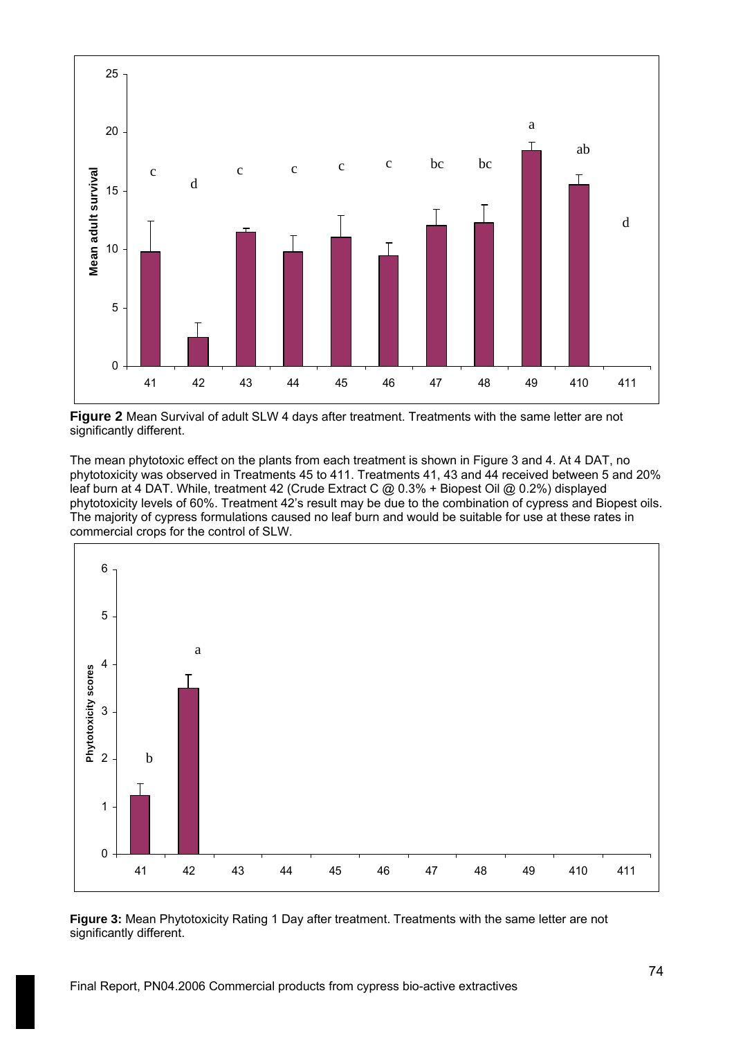**Figure 2** Mean Survival of adult SLW 4 days after treatment. Treatments with the same letter are not significantly different.

The mean phytotoxic effect on the plants from each treatment is shown in Figure 3 and 4. At 4 DAT, no phytotoxicity was observed in Treatments 45 to 411. Treatments 41, 43 and 44 received between 5 and 20% leaf burn at 4 DAT. While, treatment 42 (Crude Extract C @ 0.3% + Biopest Oil @ 0.2%) displayed phytotoxicity levels of 60%. Treatment 42's result may be due to the combination of cypress and Biopest oils. The majority of cypress formulations caused no leaf burn and would be suitable for use at these rates in commercial crops for the control of SLW.

**Figure 3:** Mean Phytotoxicity Rating 1 Day after treatment. Treatments with the same letter are not significantly different.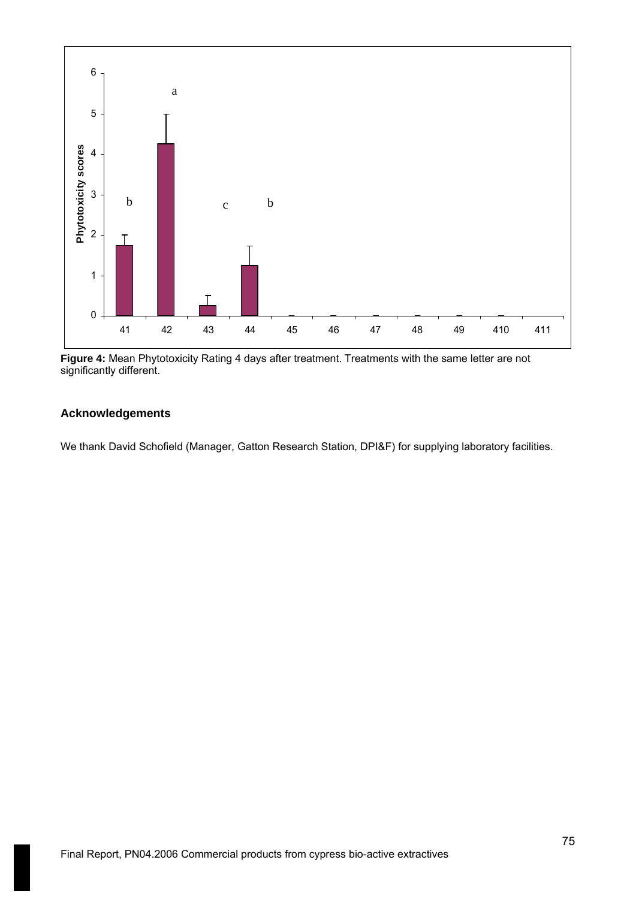**Figure 4:** Mean Phytotoxicity Rating 4 days after treatment. Treatments with the same letter are not significantly different.

## Acknowledgements

We thank David Schofield (Manager, Gatton Research Station, DPI&F) for supplying laboratory facilities.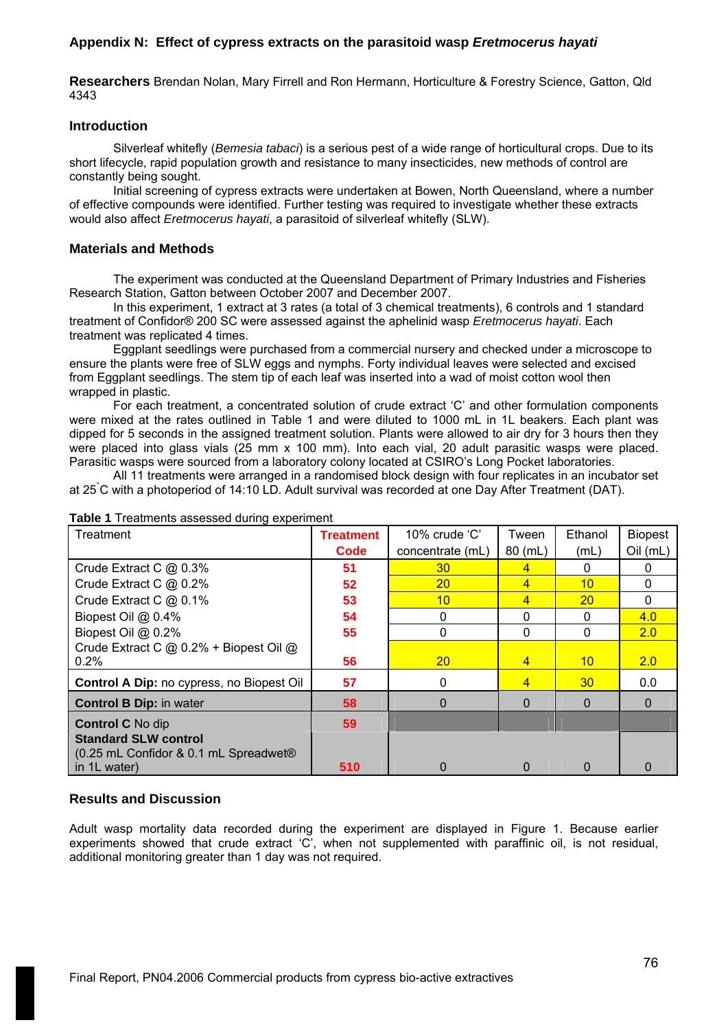## Appendix N: Effect of cypress extracts on the parasitoid wasp *Eretmocerus hayati*

**Researchers** Brendan Nolan, Mary Firrell and Ron Hermann, Horticulture & Forestry Science, Gatton, Qld 4343

### Introduction

Silverleaf whitefly (*Bemesia tabaci*) is a serious pest of a wide range of horticultural crops. Due to its short lifecycle, rapid population growth and resistance to many insecticides, new methods of control are constantly being sought.

Initial screening of cypress extracts were undertaken at Bowen, North Queensland, where a number of effective compounds were identified. Further testing was required to investigate whether these extracts would also affect *Eretmocerus hayati*, a parasitoid of silverleaf whitefly (SLW).

### Materials and Methods

The experiment was conducted at the Queensland Department of Primary Industries and Fisheries Research Station, Gatton between October 2007 and December 2007.

In this experiment, 1 extract at 3 rates (a total of 3 chemical treatments), 6 controls and 1 standard treatment of Confidor® 200 SC were assessed against the aphelinid wasp *Eretmocerus hayati*. Each treatment was replicated 4 times.

Eggplant seedlings were purchased from a commercial nursery and checked under a microscope to ensure the plants were free of SLW eggs and nymphs. Forty individual leaves were selected and excised from Eggplant seedlings. The stem tip of each leaf was inserted into a wad of moist cotton wool then wrapped in plastic.

For each treatment, a concentrated solution of crude extract 'C' and other formulation components were mixed at the rates outlined in Table 1 and were diluted to 1000 mL in 1L beakers. Each plant was dipped for 5 seconds in the assigned treatment solution. Plants were allowed to air dry for 3 hours then they were placed into glass vials (25 mm x 100 mm). Into each vial, 20 adult parasitic wasps were placed. Parasitic wasps were sourced from a laboratory colony located at CSIRO's Long Pocket laboratories.

All 11 treatments were arranged in a randomised block design with four replicates in an incubator set at 25°C with a photoperiod of 14:10 LD. Adult survival was recorded at one Day After Treatment (DAT).

**Table 1** Treatments assessed during experiment

| Treatment | Treatment Code | 10% crude 'C' concentrate (mL) | Tween 80 (mL) | Ethanol (mL) | Biopest Oil (mL) |
|---|---|---|---|---|---|
| Crude Extract C @ 0.3% | 51 | 30 | 4 | 0 | 0 |
| Crude Extract C @ 0.2% | 52 | 20 | 4 | 10 | 0 |
| Crude Extract C @ 0.1% | 53 | 10 | 4 | 20 | 0 |
| Biopest Oil @ 0.4% | 54 | 0 | 0 | 0 | 4.0 |
| Biopest Oil @ 0.2% | 55 | 0 | 0 | 0 | 2.0 |
| Crude Extract C @ 0.2% + Biopest Oil @ 0.2% | 56 | 20 | 4 | 10 | 2.0 |
| **Control A Dip:** no cypress, no Biopest Oil | 57 | 0 | 4 | 30 | 0.0 |
| **Control B Dip:** in water | 58 | 0 | 0 | 0 | 0 |
| **Control C** No dip | 59 | | | | |
| **Standard SLW control** (0.25 mL Confidor & 0.1 mL Spreadwet® in 1L water) | 510 | 0 | 0 | 0 | 0 |

### Results and Discussion

Adult wasp mortality data recorded during the experiment are displayed in Figure 1. Because earlier experiments showed that crude extract 'C', when not supplemented with paraffinic oil, is not residual, additional monitoring greater than 1 day was not required.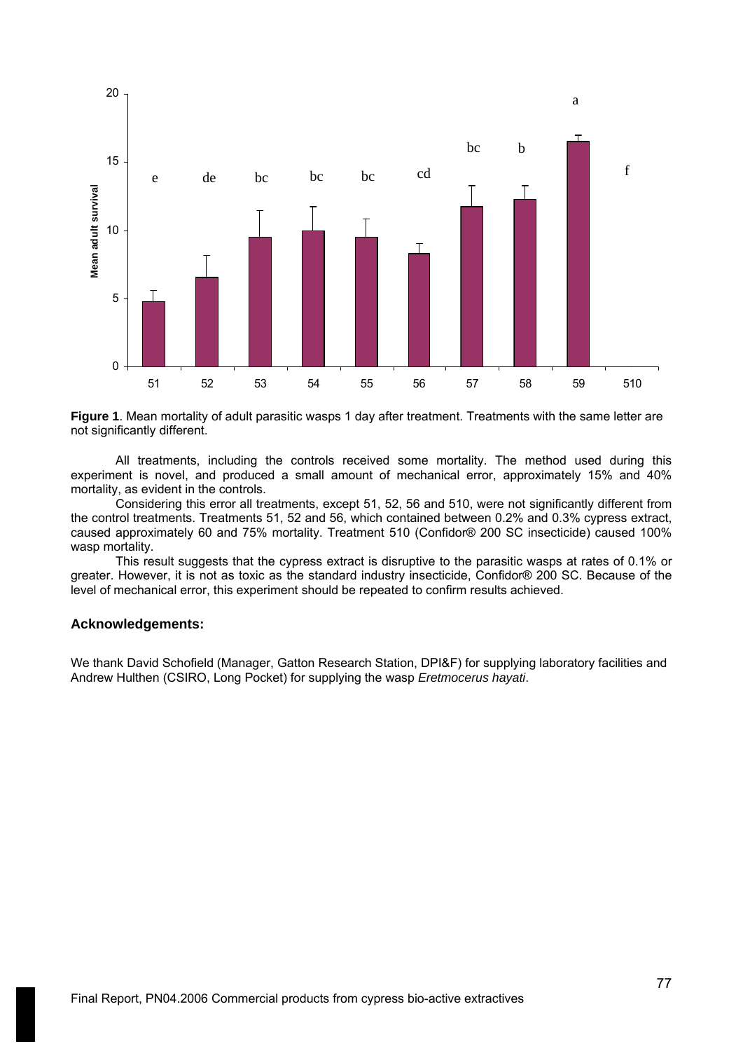**Figure 1**. Mean mortality of adult parasitic wasps 1 day after treatment. Treatments with the same letter are not significantly different.

All treatments, including the controls received some mortality. The method used during this experiment is novel, and produced a small amount of mechanical error, approximately 15% and 40% mortality, as evident in the controls.

Considering this error all treatments, except 51, 52, 56 and 510, were not significantly different from the control treatments. Treatments 51, 52 and 56, which contained between 0.2% and 0.3% cypress extract, caused approximately 60 and 75% mortality. Treatment 510 (Confidor® 200 SC insecticide) caused 100% wasp mortality.

This result suggests that the cypress extract is disruptive to the parasitic wasps at rates of 0.1% or greater. However, it is not as toxic as the standard industry insecticide, Confidor® 200 SC. Because of the level of mechanical error, this experiment should be repeated to confirm results achieved.

### Acknowledgements:

We thank David Schofield (Manager, Gatton Research Station, DPI&F) for supplying laboratory facilities and Andrew Hulthen (CSIRO, Long Pocket) for supplying the wasp *Eretmocerus hayati*.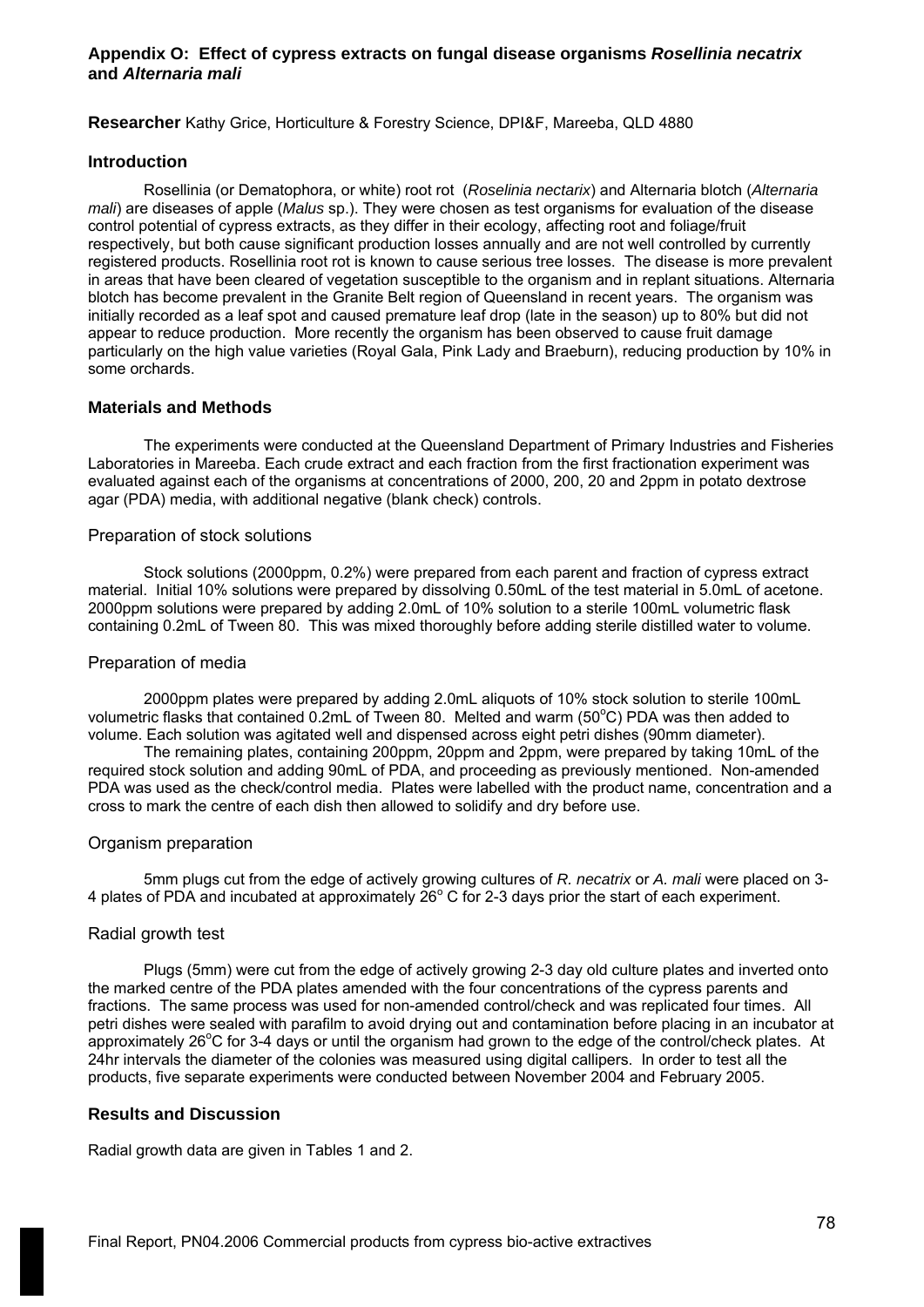## Appendix O: Effect of cypress extracts on fungal disease organisms *Rosellinia necatrix* and *Alternaria mali*

**Researcher** Kathy Grice, Horticulture & Forestry Science, DPI&F, Mareeba, QLD 4880

### Introduction

Rosellinia (or Dematophora, or white) root rot (*Roselinia nectarix*) and Alternaria blotch (*Alternaria mali*) are diseases of apple (*Malus* sp.). They were chosen as test organisms for evaluation of the disease control potential of cypress extracts, as they differ in their ecology, affecting root and foliage/fruit respectively, but both cause significant production losses annually and are not well controlled by currently registered products. Rosellinia root rot is known to cause serious tree losses. The disease is more prevalent in areas that have been cleared of vegetation susceptible to the organism and in replant situations. Alternaria blotch has become prevalent in the Granite Belt region of Queensland in recent years. The organism was initially recorded as a leaf spot and caused premature leaf drop (late in the season) up to 80% but did not appear to reduce production. More recently the organism has been observed to cause fruit damage particularly on the high value varieties (Royal Gala, Pink Lady and Braeburn), reducing production by 10% in some orchards.

### Materials and Methods

The experiments were conducted at the Queensland Department of Primary Industries and Fisheries Laboratories in Mareeba. Each crude extract and each fraction from the first fractionation experiment was evaluated against each of the organisms at concentrations of 2000, 200, 20 and 2ppm in potato dextrose agar (PDA) media, with additional negative (blank check) controls.

#### Preparation of stock solutions

Stock solutions (2000ppm, 0.2%) were prepared from each parent and fraction of cypress extract material. Initial 10% solutions were prepared by dissolving 0.50mL of the test material in 5.0mL of acetone. 2000ppm solutions were prepared by adding 2.0mL of 10% solution to a sterile 100mL volumetric flask containing 0.2mL of Tween 80. This was mixed thoroughly before adding sterile distilled water to volume.

#### Preparation of media

2000ppm plates were prepared by adding 2.0mL aliquots of 10% stock solution to sterile 100mL volumetric flasks that contained 0.2mL of Tween 80. Melted and warm (50$^{o}$C) PDA was then added to volume. Each solution was agitated well and dispensed across eight petri dishes (90mm diameter).

The remaining plates, containing 200ppm, 20ppm and 2ppm, were prepared by taking 10mL of the required stock solution and adding 90mL of PDA, and proceeding as previously mentioned. Non-amended PDA was used as the check/control media. Plates were labelled with the product name, concentration and a cross to mark the centre of each dish then allowed to solidify and dry before use.

#### Organism preparation

5mm plugs cut from the edge of actively growing cultures of *R. necatrix* or *A. mali* were placed on 3-4 plates of PDA and incubated at approximately 26$^{o}$ C for 2-3 days prior the start of each experiment.

#### Radial growth test

Plugs (5mm) were cut from the edge of actively growing 2-3 day old culture plates and inverted onto the marked centre of the PDA plates amended with the four concentrations of the cypress parents and fractions. The same process was used for non-amended control/check and was replicated four times. All petri dishes were sealed with parafilm to avoid drying out and contamination before placing in an incubator at approximately 26$^{o}$C for 3-4 days or until the organism had grown to the edge of the control/check plates. At 24hr intervals the diameter of the colonies was measured using digital callipers. In order to test all the products, five separate experiments were conducted between November 2004 and February 2005.

### Results and Discussion

Radial growth data are given in Tables 1 and 2.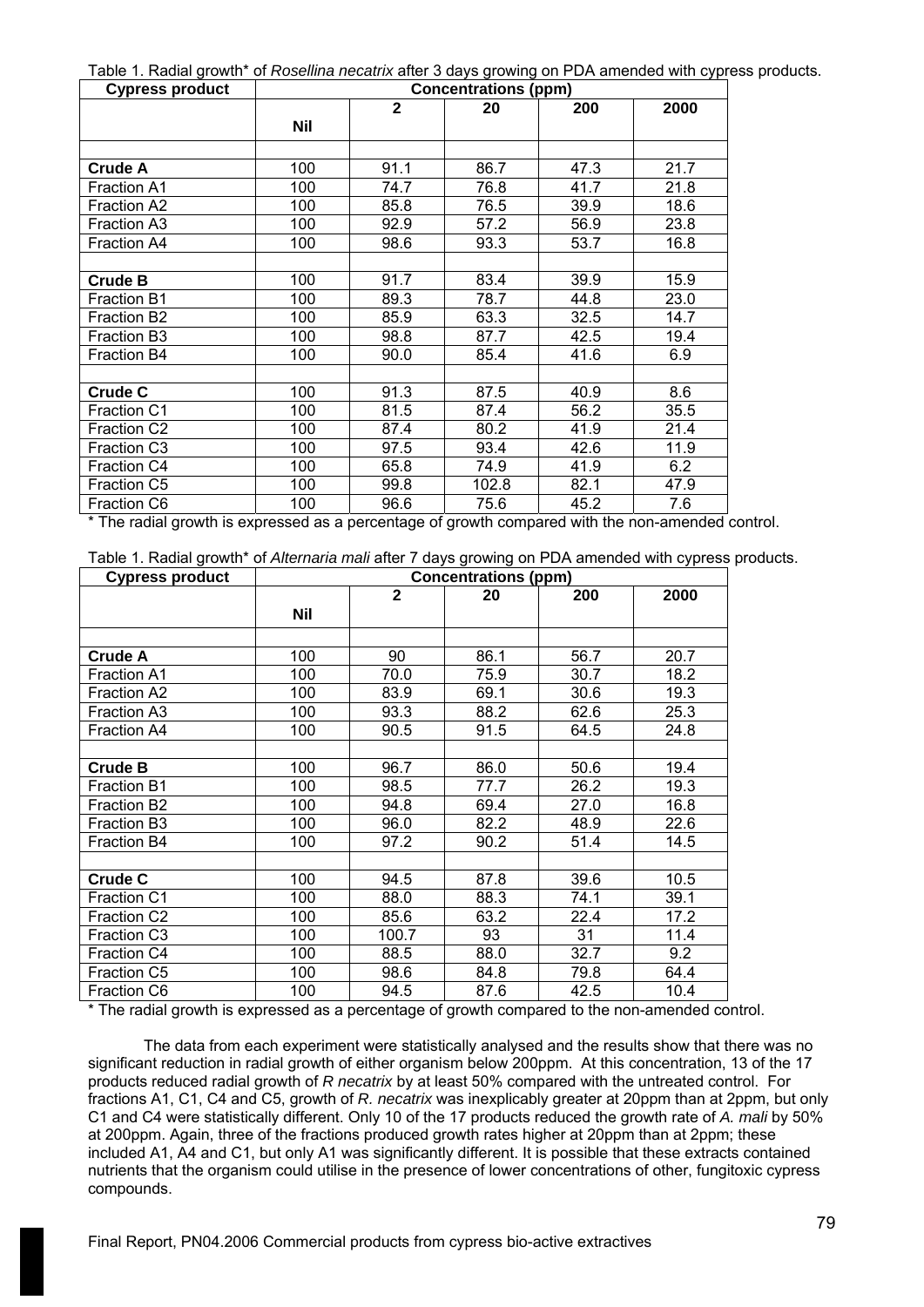Table 1. Radial growth* of *Rosellina necatrix* after 3 days growing on PDA amended with cypress products.

| Cypress product | Concentrations (ppm) | | | | |
|---|---|---|---|---|---|
| | Nil | 2 | 20 | 200 | 2000 |
| | | | | | |
| **Crude A** | 100 | 91.1 | 86.7 | 47.3 | 21.7 |
| Fraction A1 | 100 | 74.7 | 76.8 | 41.7 | 21.8 |
| Fraction A2 | 100 | 85.8 | 76.5 | 39.9 | 18.6 |
| Fraction A3 | 100 | 92.9 | 57.2 | 56.9 | 23.8 |
| Fraction A4 | 100 | 98.6 | 93.3 | 53.7 | 16.8 |
| | | | | | |
| **Crude B** | 100 | 91.7 | 83.4 | 39.9 | 15.9 |
| Fraction B1 | 100 | 89.3 | 78.7 | 44.8 | 23.0 |
| Fraction B2 | 100 | 85.9 | 63.3 | 32.5 | 14.7 |
| Fraction B3 | 100 | 98.8 | 87.7 | 42.5 | 19.4 |
| Fraction B4 | 100 | 90.0 | 85.4 | 41.6 | 6.9 |
| | | | | | |
| **Crude C** | 100 | 91.3 | 87.5 | 40.9 | 8.6 |
| Fraction C1 | 100 | 81.5 | 87.4 | 56.2 | 35.5 |
| Fraction C2 | 100 | 87.4 | 80.2 | 41.9 | 21.4 |
| Fraction C3 | 100 | 97.5 | 93.4 | 42.6 | 11.9 |
| Fraction C4 | 100 | 65.8 | 74.9 | 41.9 | 6.2 |
| Fraction C5 | 100 | 99.8 | 102.8 | 82.1 | 47.9 |
| Fraction C6 | 100 | 96.6 | 75.6 | 45.2 | 7.6 |

\* The radial growth is expressed as a percentage of growth compared with the non-amended control.

Table 1. Radial growth* of *Alternaria mali* after 7 days growing on PDA amended with cypress products.

| Cypress product | Concentrations (ppm) | | | | |
|---|---|---|---|---|---|
| | Nil | 2 | 20 | 200 | 2000 |
| | | | | | |
| **Crude A** | 100 | 90 | 86.1 | 56.7 | 20.7 |
| Fraction A1 | 100 | 70.0 | 75.9 | 30.7 | 18.2 |
| Fraction A2 | 100 | 83.9 | 69.1 | 30.6 | 19.3 |
| Fraction A3 | 100 | 93.3 | 88.2 | 62.6 | 25.3 |
| Fraction A4 | 100 | 90.5 | 91.5 | 64.5 | 24.8 |
| | | | | | |
| **Crude B** | 100 | 96.7 | 86.0 | 50.6 | 19.4 |
| Fraction B1 | 100 | 98.5 | 77.7 | 26.2 | 19.3 |
| Fraction B2 | 100 | 94.8 | 69.4 | 27.0 | 16.8 |
| Fraction B3 | 100 | 96.0 | 82.2 | 48.9 | 22.6 |
| Fraction B4 | 100 | 97.2 | 90.2 | 51.4 | 14.5 |
| | | | | | |
| **Crude C** | 100 | 94.5 | 87.8 | 39.6 | 10.5 |
| Fraction C1 | 100 | 88.0 | 88.3 | 74.1 | 39.1 |
| Fraction C2 | 100 | 85.6 | 63.2 | 22.4 | 17.2 |
| Fraction C3 | 100 | 100.7 | 93 | 31 | 11.4 |
| Fraction C4 | 100 | 88.5 | 88.0 | 32.7 | 9.2 |
| Fraction C5 | 100 | 98.6 | 84.8 | 79.8 | 64.4 |
| Fraction C6 | 100 | 94.5 | 87.6 | 42.5 | 10.4 |

\* The radial growth is expressed as a percentage of growth compared to the non-amended control.

The data from each experiment were statistically analysed and the results show that there was no significant reduction in radial growth of either organism below 200ppm. At this concentration, 13 of the 17 products reduced radial growth of *R necatrix* by at least 50% compared with the untreated control. For fractions A1, C1, C4 and C5, growth of *R. necatrix* was inexplicably greater at 20ppm than at 2ppm, but only C1 and C4 were statistically different. Only 10 of the 17 products reduced the growth rate of *A. mali* by 50% at 200ppm. Again, three of the fractions produced growth rates higher at 20ppm than at 2ppm; these included A1, A4 and C1, but only A1 was significantly different. It is possible that these extracts contained nutrients that the organism could utilise in the presence of lower concentrations of other, fungitoxic cypress compounds.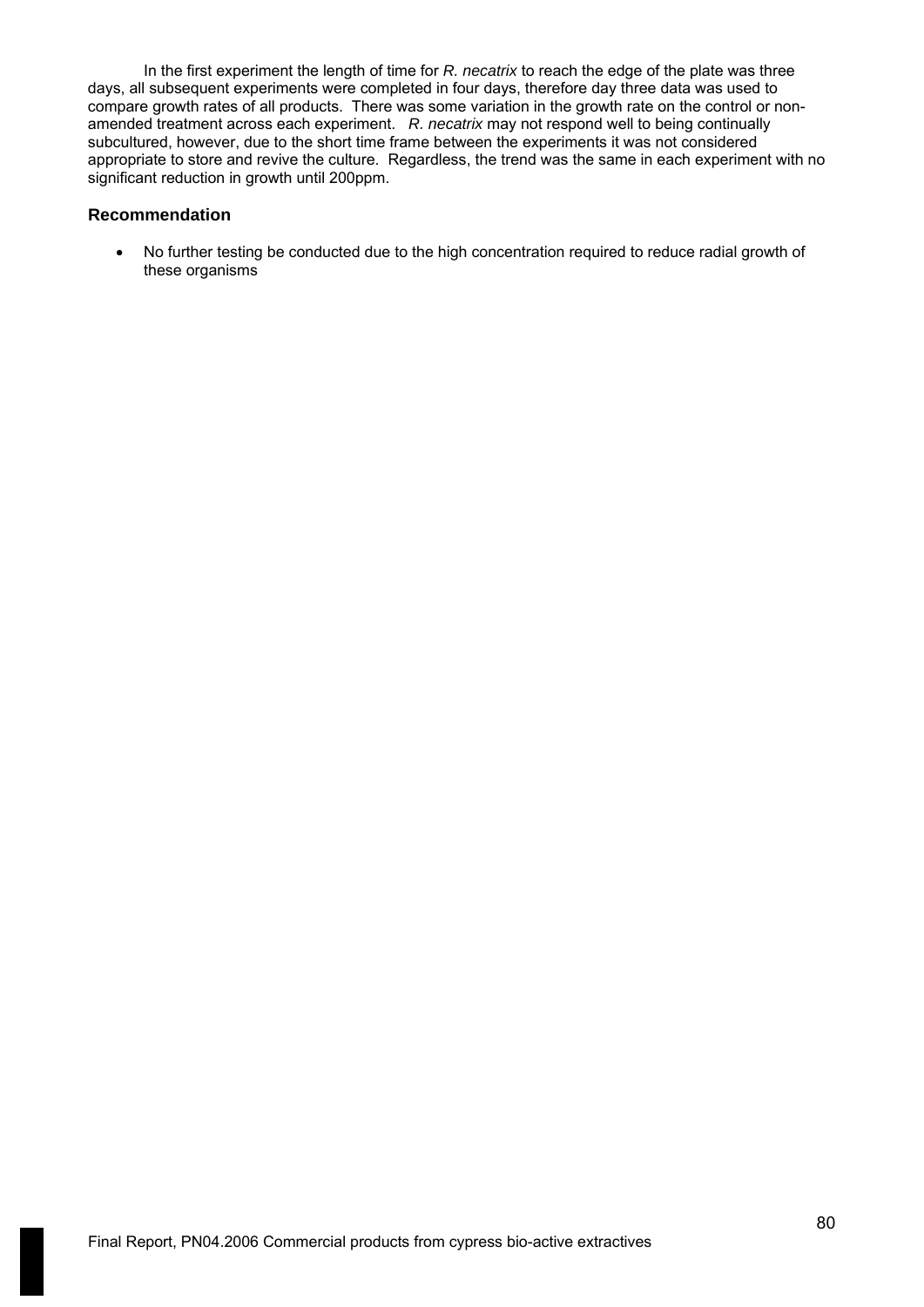In the first experiment the length of time for *R. necatrix* to reach the edge of the plate was three days, all subsequent experiments were completed in four days, therefore day three data was used to compare growth rates of all products. There was some variation in the growth rate on the control or non-amended treatment across each experiment. *R. necatrix* may not respond well to being continually subcultured, however, due to the short time frame between the experiments it was not considered appropriate to store and revive the culture. Regardless, the trend was the same in each experiment with no significant reduction in growth until 200ppm.

### Recommendation

- No further testing be conducted due to the high concentration required to reduce radial growth of these organisms